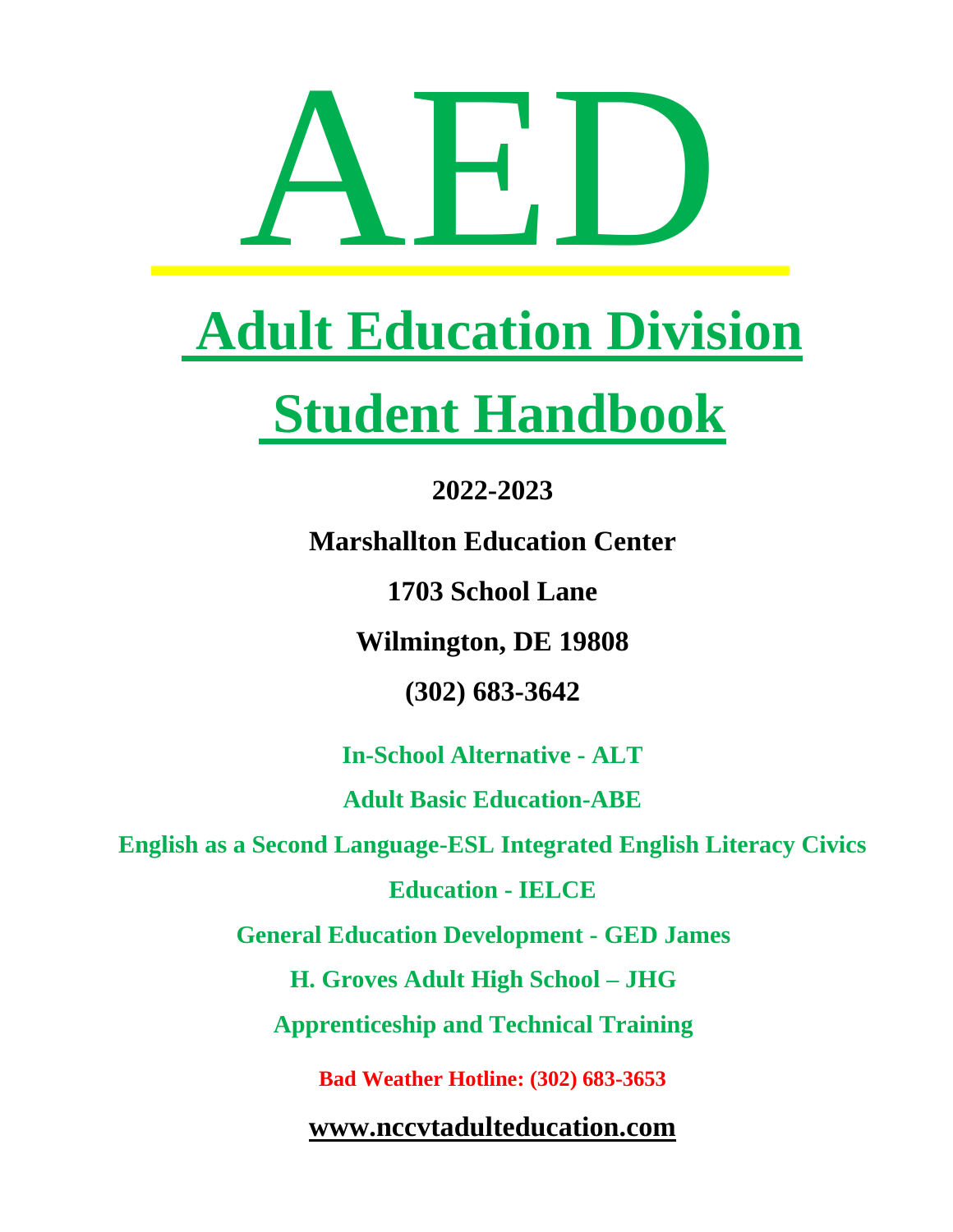# AED

# Adult Education Division

# Student Handbook

**2022-2023**

**Marshallton Education Center**

**1703 School Lane**

**Wilmington, DE 19808**

**(302) 683-3642**

**In-School Alternative - ALT**

**Adult Basic Education-ABE**

**English as a Second Language-ESL Integrated English Literacy Civics Education - IELCE**

**General Education Development - GED James H. Groves Adult High School – JHG**

**Apprenticeship and Technical Training**

**Bad Weather Hotline: (302) 683-3653**

**www.nccvtadulteducation.com**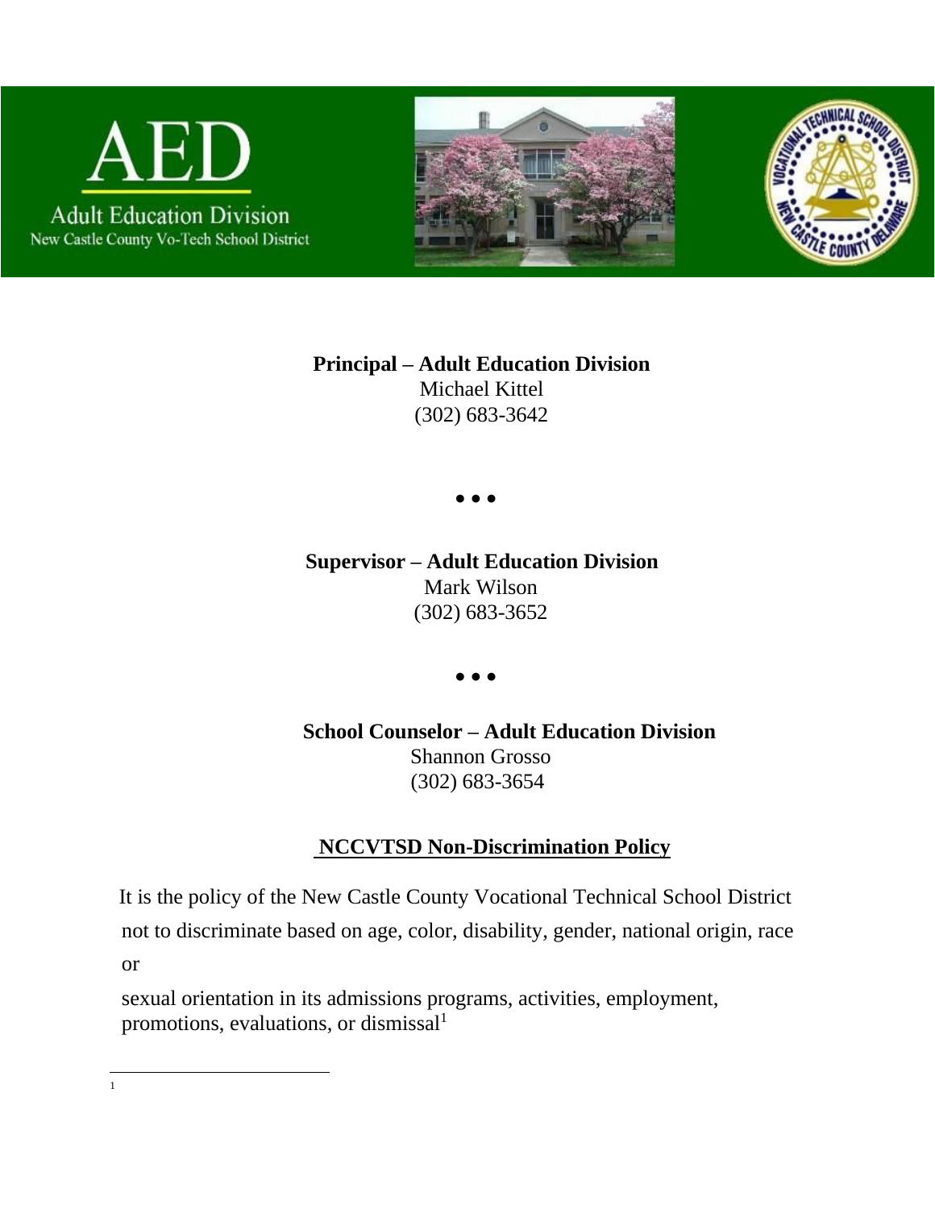AED

Adult Education Division

New Castle County Vo-Tech School District

**Principal – Adult Education Division**
Michael Kittel
(302) 683-3642

• • •

**Supervisor – Adult Education Division**
Mark Wilson
(302) 683-3652

• • •

**School Counselor – Adult Education Division**
Shannon Grosso
(302) 683-3654

## NCCVTSD Non-Discrimination Policy

It is the policy of the New Castle County Vocational Technical School District not to discriminate based on age, color, disability, gender, national origin, race or sexual orientation in its admissions programs, activities, employment, promotions, evaluations, or dismissal[1]

---

[1]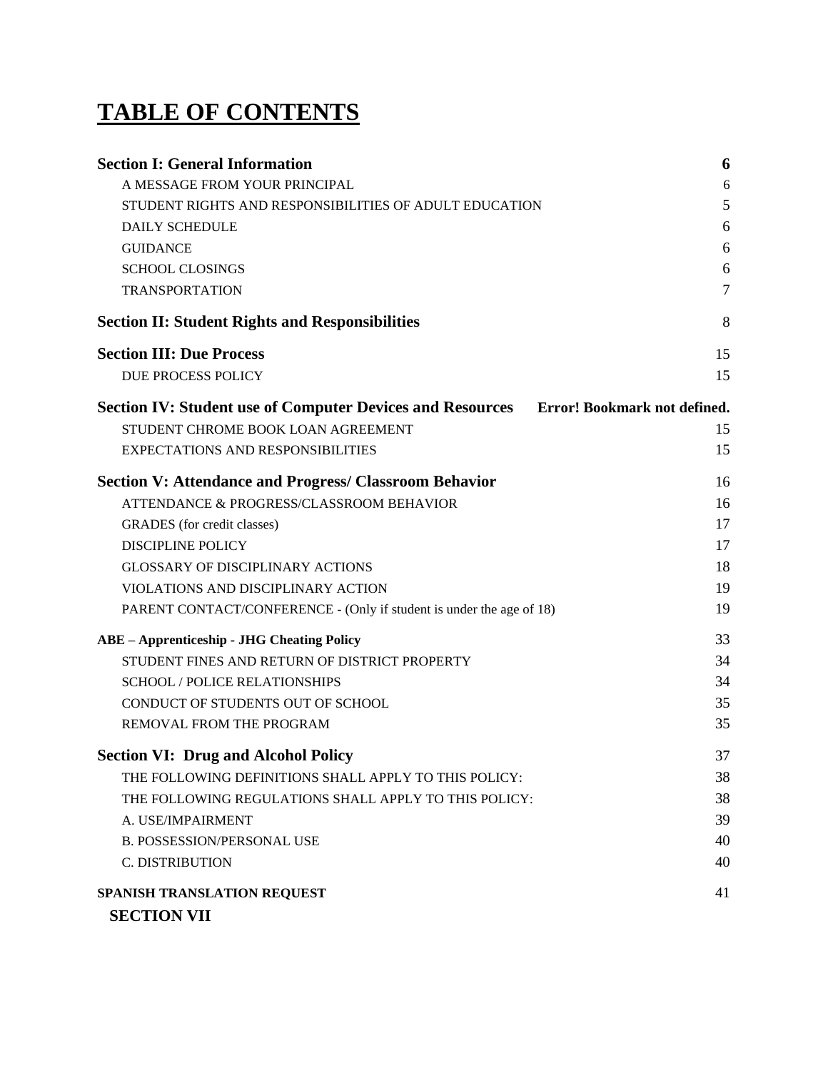# TABLE OF CONTENTS

| | |
|---|---|
| **Section I: General Information** | **6** |
| A MESSAGE FROM YOUR PRINCIPAL | 6 |
| STUDENT RIGHTS AND RESPONSIBILITIES OF ADULT EDUCATION | 5 |
| DAILY SCHEDULE | 6 |
| GUIDANCE | 6 |
| SCHOOL CLOSINGS | 6 |
| TRANSPORTATION | 7 |
| **Section II: Student Rights and Responsibilities** | 8 |
| **Section III: Due Process** | 15 |
| DUE PROCESS POLICY | 15 |
| **Section IV: Student use of Computer Devices and Resources** | **Error! Bookmark not defined.** |
| STUDENT CHROME BOOK LOAN AGREEMENT | 15 |
| EXPECTATIONS AND RESPONSIBILITIES | 15 |
| **Section V: Attendance and Progress/ Classroom Behavior** | 16 |
| ATTENDANCE & PROGRESS/CLASSROOM BEHAVIOR | 16 |
| GRADES (for credit classes) | 17 |
| DISCIPLINE POLICY | 17 |
| GLOSSARY OF DISCIPLINARY ACTIONS | 18 |
| VIOLATIONS AND DISCIPLINARY ACTION | 19 |
| PARENT CONTACT/CONFERENCE - (Only if student is under the age of 18) | 19 |
| **ABE – Apprenticeship - JHG Cheating Policy** | 33 |
| STUDENT FINES AND RETURN OF DISTRICT PROPERTY | 34 |
| SCHOOL / POLICE RELATIONSHIPS | 34 |
| CONDUCT OF STUDENTS OUT OF SCHOOL | 35 |
| REMOVAL FROM THE PROGRAM | 35 |
| **Section VI: Drug and Alcohol Policy** | 37 |
| THE FOLLOWING DEFINITIONS SHALL APPLY TO THIS POLICY: | 38 |
| THE FOLLOWING REGULATIONS SHALL APPLY TO THIS POLICY: | 38 |
| A. USE/IMPAIRMENT | 39 |
| B. POSSESSION/PERSONAL USE | 40 |
| C. DISTRIBUTION | 40 |
| **SPANISH TRANSLATION REQUEST** | 41 |
| **SECTION VII** | |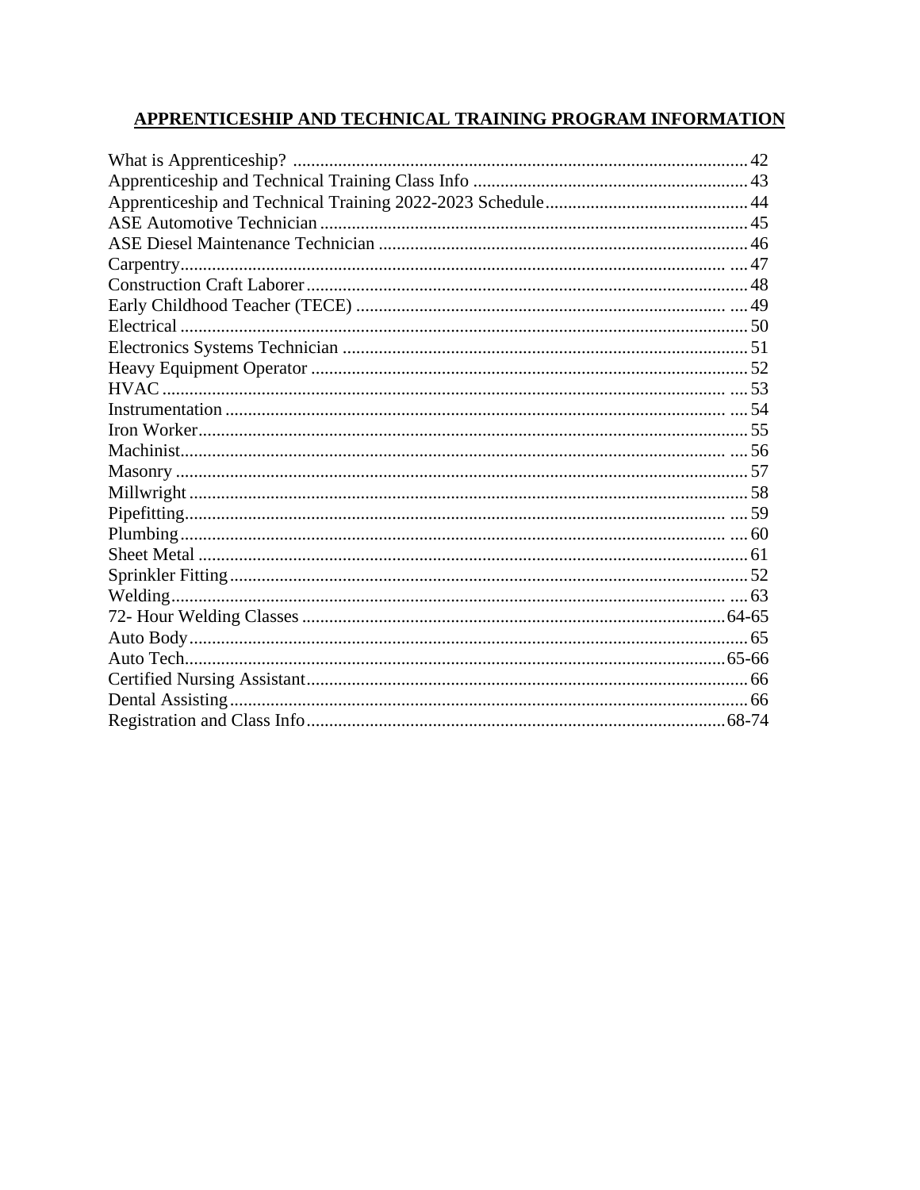## APPRENTICESHIP AND TECHNICAL TRAINING PROGRAM INFORMATION

| | |
|---|---|
| What is Apprenticeship? | 42 |
| Apprenticeship and Technical Training Class Info | 43 |
| Apprenticeship and Technical Training 2022-2023 Schedule | 44 |
| ASE Automotive Technician | 45 |
| ASE Diesel Maintenance Technician | 46 |
| Carpentry | 47 |
| Construction Craft Laborer | 48 |
| Early Childhood Teacher (TECE) | 49 |
| Electrical | 50 |
| Electronics Systems Technician | 51 |
| Heavy Equipment Operator | 52 |
| HVAC | 53 |
| Instrumentation | 54 |
| Iron Worker | 55 |
| Machinist | 56 |
| Masonry | 57 |
| Millwright | 58 |
| Pipefitting | 59 |
| Plumbing | 60 |
| Sheet Metal | 61 |
| Sprinkler Fitting | 52 |
| Welding | 63 |
| 72- Hour Welding Classes | 64-65 |
| Auto Body | 65 |
| Auto Tech | 65-66 |
| Certified Nursing Assistant | 66 |
| Dental Assisting | 66 |
| Registration and Class Info | 68-74 |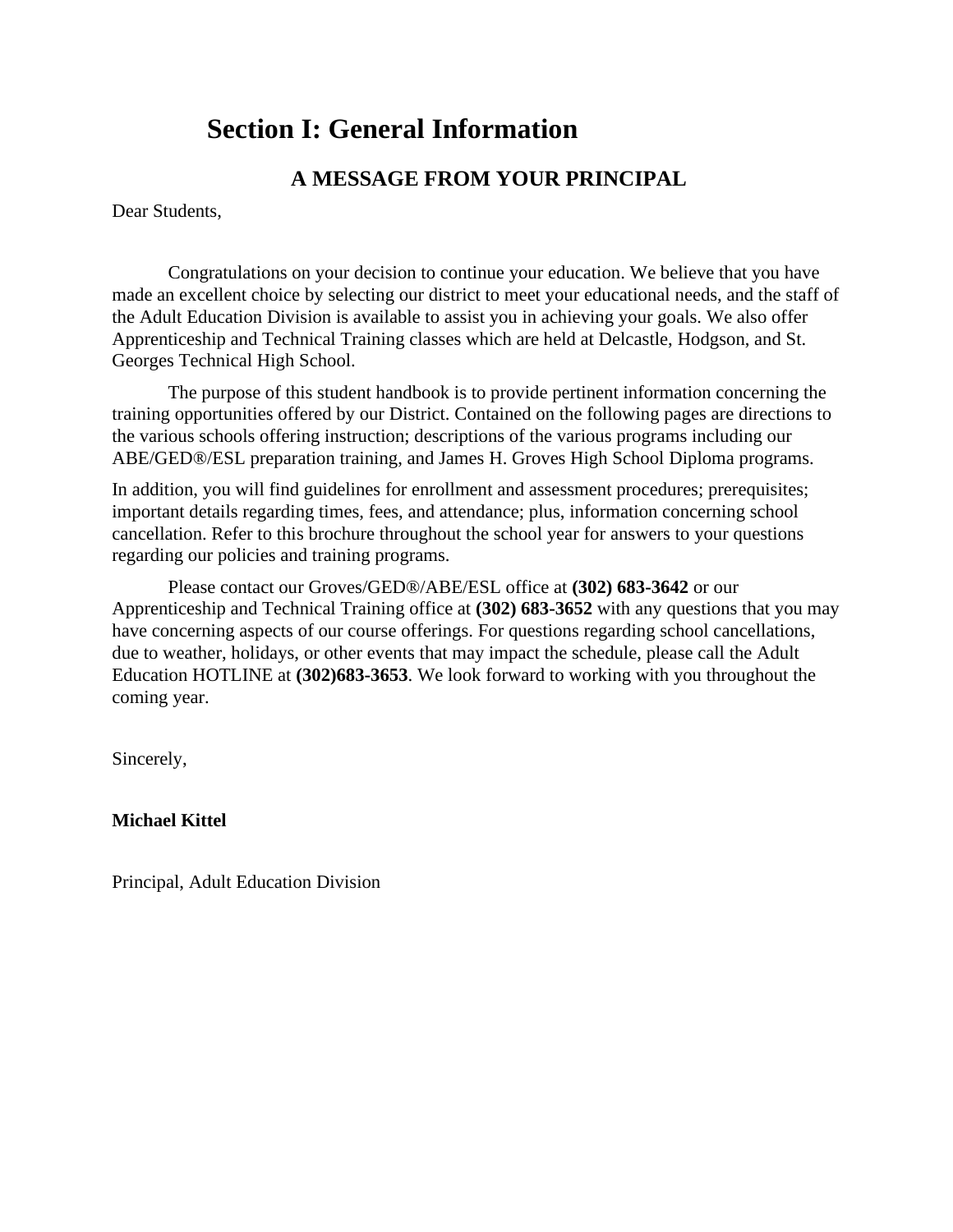# Section I: General Information

## A MESSAGE FROM YOUR PRINCIPAL

Dear Students,

Congratulations on your decision to continue your education. We believe that you have made an excellent choice by selecting our district to meet your educational needs, and the staff of the Adult Education Division is available to assist you in achieving your goals. We also offer Apprenticeship and Technical Training classes which are held at Delcastle, Hodgson, and St. Georges Technical High School.

The purpose of this student handbook is to provide pertinent information concerning the training opportunities offered by our District. Contained on the following pages are directions to the various schools offering instruction; descriptions of the various programs including our ABE/GED®/ESL preparation training, and James H. Groves High School Diploma programs.

In addition, you will find guidelines for enrollment and assessment procedures; prerequisites; important details regarding times, fees, and attendance; plus, information concerning school cancellation. Refer to this brochure throughout the school year for answers to your questions regarding our policies and training programs.

Please contact our Groves/GED®/ABE/ESL office at **(302) 683-3642** or our Apprenticeship and Technical Training office at **(302) 683-3652** with any questions that you may have concerning aspects of our course offerings. For questions regarding school cancellations, due to weather, holidays, or other events that may impact the schedule, please call the Adult Education HOTLINE at **(302)683-3653**. We look forward to working with you throughout the coming year.

Sincerely,

**Michael Kittel**

Principal, Adult Education Division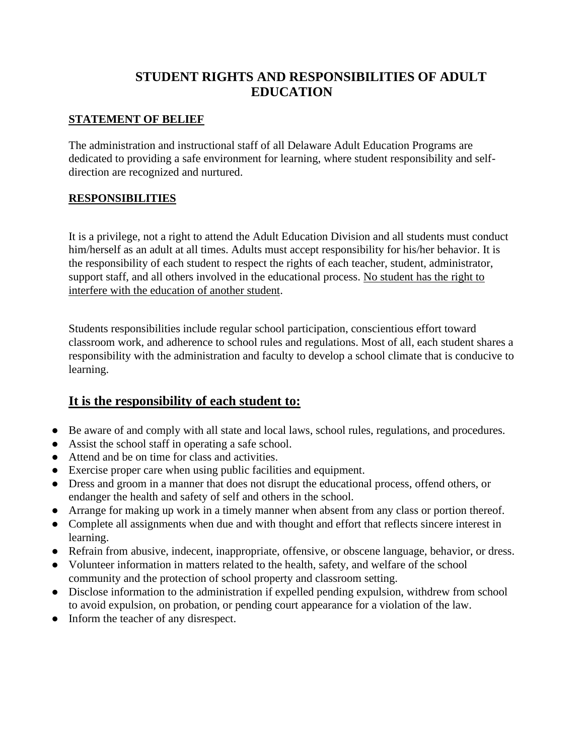# STUDENT RIGHTS AND RESPONSIBILITIES OF ADULT EDUCATION

## STATEMENT OF BELIEF

The administration and instructional staff of all Delaware Adult Education Programs are dedicated to providing a safe environment for learning, where student responsibility and self-direction are recognized and nurtured.

## RESPONSIBILITIES

It is a privilege, not a right to attend the Adult Education Division and all students must conduct him/herself as an adult at all times. Adults must accept responsibility for his/her behavior. It is the responsibility of each student to respect the rights of each teacher, student, administrator, support staff, and all others involved in the educational process. No student has the right to interfere with the education of another student.

Students responsibilities include regular school participation, conscientious effort toward classroom work, and adherence to school rules and regulations. Most of all, each student shares a responsibility with the administration and faculty to develop a school climate that is conducive to learning.

## It is the responsibility of each student to:

- Be aware of and comply with all state and local laws, school rules, regulations, and procedures.
- Assist the school staff in operating a safe school.
- Attend and be on time for class and activities.
- Exercise proper care when using public facilities and equipment.
- Dress and groom in a manner that does not disrupt the educational process, offend others, or endanger the health and safety of self and others in the school.
- Arrange for making up work in a timely manner when absent from any class or portion thereof.
- Complete all assignments when due and with thought and effort that reflects sincere interest in learning.
- Refrain from abusive, indecent, inappropriate, offensive, or obscene language, behavior, or dress.
- Volunteer information in matters related to the health, safety, and welfare of the school community and the protection of school property and classroom setting.
- Disclose information to the administration if expelled pending expulsion, withdrew from school to avoid expulsion, on probation, or pending court appearance for a violation of the law.
- Inform the teacher of any disrespect.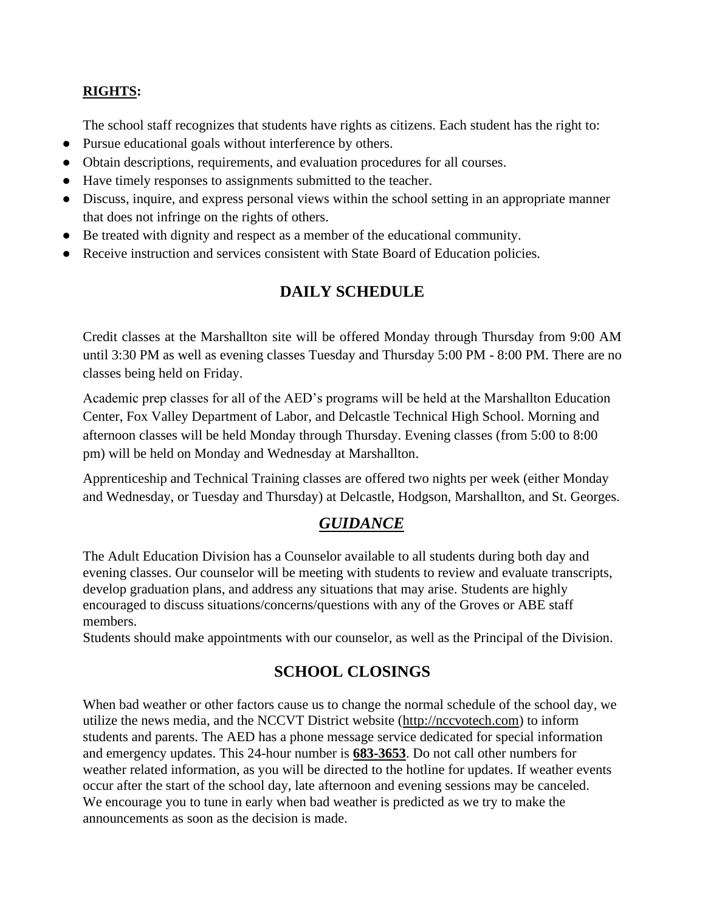**RIGHTS:**

The school staff recognizes that students have rights as citizens. Each student has the right to:

- Pursue educational goals without interference by others.
- Obtain descriptions, requirements, and evaluation procedures for all courses.
- Have timely responses to assignments submitted to the teacher.
- Discuss, inquire, and express personal views within the school setting in an appropriate manner that does not infringe on the rights of others.
- Be treated with dignity and respect as a member of the educational community.
- Receive instruction and services consistent with State Board of Education policies.

## DAILY SCHEDULE

Credit classes at the Marshallton site will be offered Monday through Thursday from 9:00 AM until 3:30 PM as well as evening classes Tuesday and Thursday 5:00 PM - 8:00 PM. There are no classes being held on Friday.

Academic prep classes for all of the AED's programs will be held at the Marshallton Education Center, Fox Valley Department of Labor, and Delcastle Technical High School. Morning and afternoon classes will be held Monday through Thursday. Evening classes (from 5:00 to 8:00 pm) will be held on Monday and Wednesday at Marshallton.

Apprenticeship and Technical Training classes are offered two nights per week (either Monday and Wednesday, or Tuesday and Thursday) at Delcastle, Hodgson, Marshallton, and St. Georges.

## *GUIDANCE*

The Adult Education Division has a Counselor available to all students during both day and evening classes. Our counselor will be meeting with students to review and evaluate transcripts, develop graduation plans, and address any situations that may arise. Students are highly encouraged to discuss situations/concerns/questions with any of the Groves or ABE staff members.

Students should make appointments with our counselor, as well as the Principal of the Division.

## SCHOOL CLOSINGS

When bad weather or other factors cause us to change the normal schedule of the school day, we utilize the news media, and the NCCVT District website (http://nccvotech.com) to inform students and parents. The AED has a phone message service dedicated for special information and emergency updates. This 24-hour number is **683-3653**. Do not call other numbers for weather related information, as you will be directed to the hotline for updates. If weather events occur after the start of the school day, late afternoon and evening sessions may be canceled. We encourage you to tune in early when bad weather is predicted as we try to make the announcements as soon as the decision is made.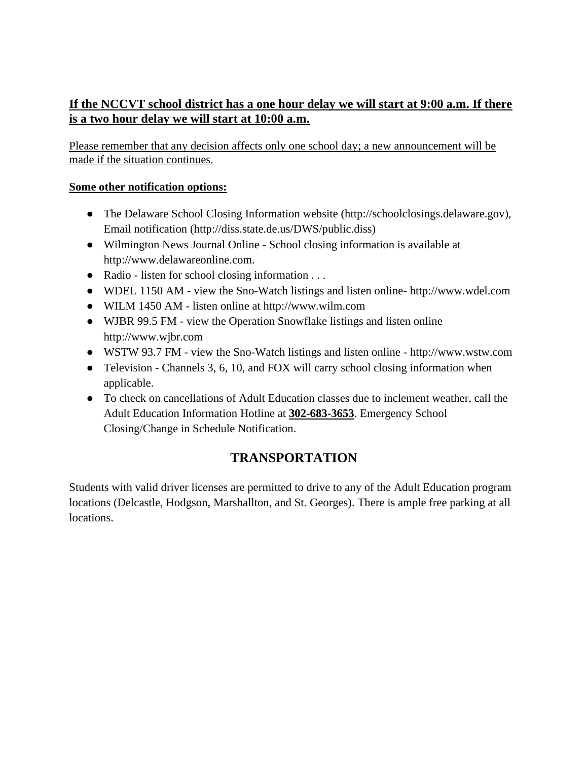**If the NCCVT school district has a one hour delay we will start at 9:00 a.m. If there is a two hour delay we will start at 10:00 a.m.**

Please remember that any decision affects only one school day; a new announcement will be made if the situation continues.

**Some other notification options:**

- The Delaware School Closing Information website (http://schoolclosings.delaware.gov), Email notification (http://diss.state.de.us/DWS/public.diss)
- Wilmington News Journal Online - School closing information is available at http://www.delawareonline.com.
- Radio - listen for school closing information . . .
- WDEL 1150 AM - view the Sno-Watch listings and listen online- http://www.wdel.com
- WILM 1450 AM - listen online at http://www.wilm.com
- WJBR 99.5 FM - view the Operation Snowflake listings and listen online http://www.wjbr.com
- WSTW 93.7 FM - view the Sno-Watch listings and listen online - http://www.wstw.com
- Television - Channels 3, 6, 10, and FOX will carry school closing information when applicable.
- To check on cancellations of Adult Education classes due to inclement weather, call the Adult Education Information Hotline at **302-683-3653**. Emergency School Closing/Change in Schedule Notification.

## TRANSPORTATION

Students with valid driver licenses are permitted to drive to any of the Adult Education program locations (Delcastle, Hodgson, Marshallton, and St. Georges). There is ample free parking at all locations.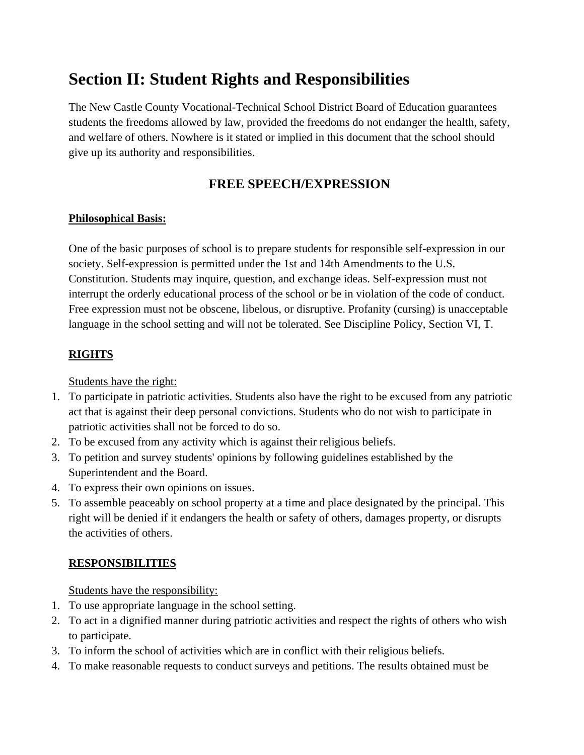# Section II: Student Rights and Responsibilities

The New Castle County Vocational-Technical School District Board of Education guarantees students the freedoms allowed by law, provided the freedoms do not endanger the health, safety, and welfare of others. Nowhere is it stated or implied in this document that the school should give up its authority and responsibilities.

## FREE SPEECH/EXPRESSION

**<u>Philosophical Basis:</u>**

One of the basic purposes of school is to prepare students for responsible self-expression in our society. Self-expression is permitted under the 1st and 14th Amendments to the U.S. Constitution. Students may inquire, question, and exchange ideas. Self-expression must not interrupt the orderly educational process of the school or be in violation of the code of conduct. Free expression must not be obscene, libelous, or disruptive. Profanity (cursing) is unacceptable language in the school setting and will not be tolerated. See Discipline Policy, Section VI, T.

**<u>RIGHTS</u>**

<u>Students have the right:</u>

1. To participate in patriotic activities. Students also have the right to be excused from any patriotic act that is against their deep personal convictions. Students who do not wish to participate in patriotic activities shall not be forced to do so.
2. To be excused from any activity which is against their religious beliefs.
3. To petition and survey students' opinions by following guidelines established by the Superintendent and the Board.
4. To express their own opinions on issues.
5. To assemble peaceably on school property at a time and place designated by the principal. This right will be denied if it endangers the health or safety of others, damages property, or disrupts the activities of others.

**<u>RESPONSIBILITIES</u>**

<u>Students have the responsibility:</u>

1. To use appropriate language in the school setting.
2. To act in a dignified manner during patriotic activities and respect the rights of others who wish to participate.
3. To inform the school of activities which are in conflict with their religious beliefs.
4. To make reasonable requests to conduct surveys and petitions. The results obtained must be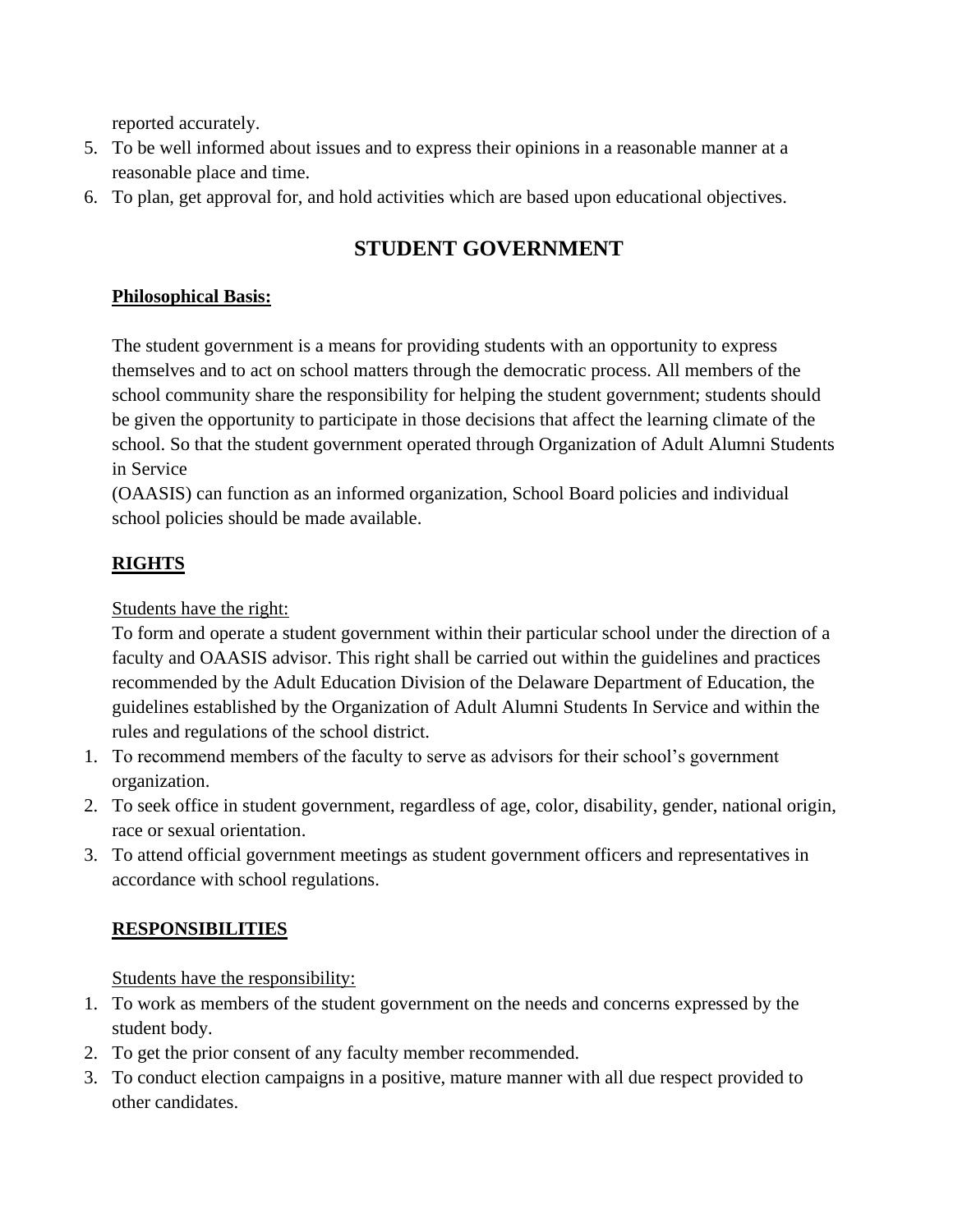reported accurately.

5. To be well informed about issues and to express their opinions in a reasonable manner at a reasonable place and time.
6. To plan, get approval for, and hold activities which are based upon educational objectives.

## STUDENT GOVERNMENT

**<u>Philosophical Basis:</u>**

The student government is a means for providing students with an opportunity to express themselves and to act on school matters through the democratic process. All members of the school community share the responsibility for helping the student government; students should be given the opportunity to participate in those decisions that affect the learning climate of the school. So that the student government operated through Organization of Adult Alumni Students in Service
(OAASIS) can function as an informed organization, School Board policies and individual school policies should be made available.

**<u>RIGHTS</u>**

<u>Students have the right:</u>
To form and operate a student government within their particular school under the direction of a faculty and OAASIS advisor. This right shall be carried out within the guidelines and practices recommended by the Adult Education Division of the Delaware Department of Education, the guidelines established by the Organization of Adult Alumni Students In Service and within the rules and regulations of the school district.

1. To recommend members of the faculty to serve as advisors for their school's government organization.
2. To seek office in student government, regardless of age, color, disability, gender, national origin, race or sexual orientation.
3. To attend official government meetings as student government officers and representatives in accordance with school regulations.

**<u>RESPONSIBILITIES</u>**

<u>Students have the responsibility:</u>

1. To work as members of the student government on the needs and concerns expressed by the student body.
2. To get the prior consent of any faculty member recommended.
3. To conduct election campaigns in a positive, mature manner with all due respect provided to other candidates.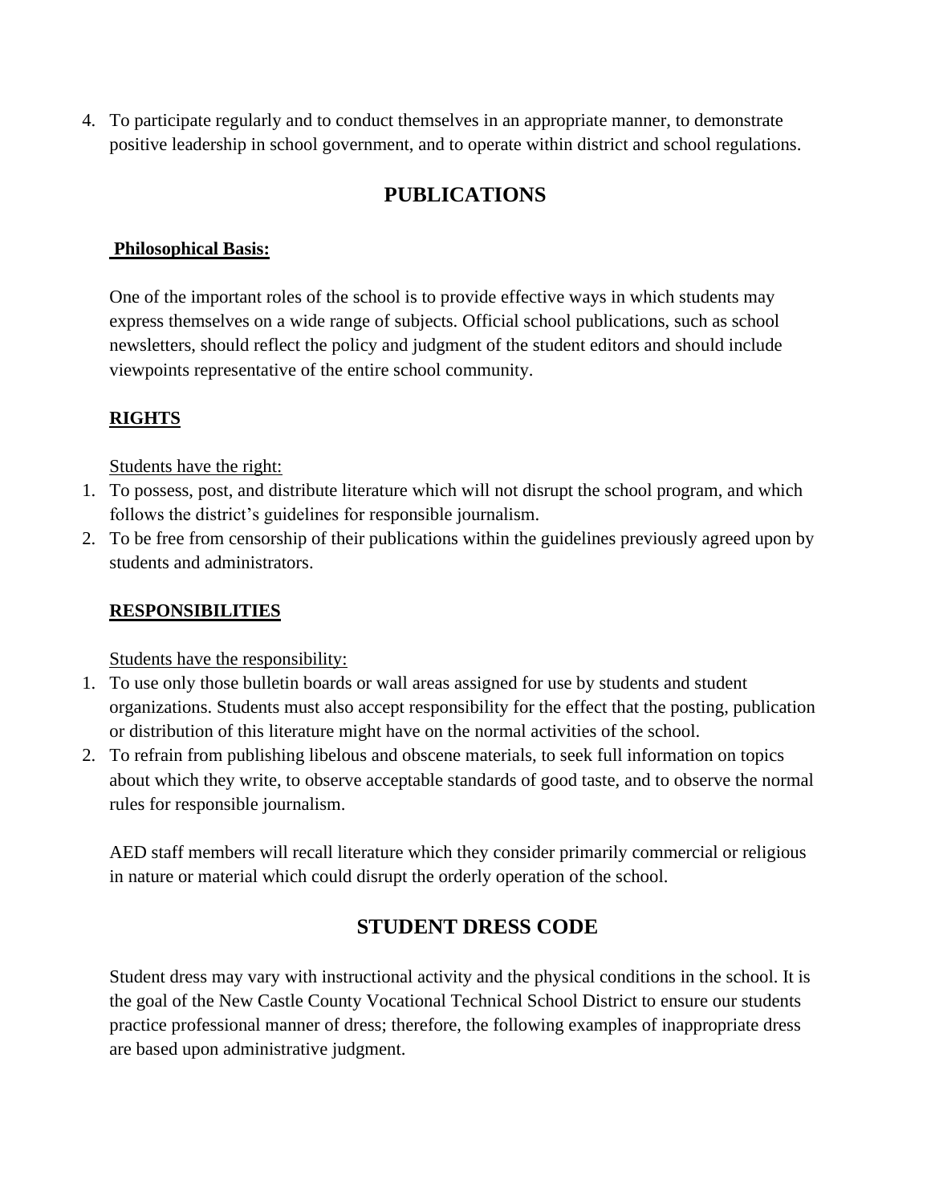4. To participate regularly and to conduct themselves in an appropriate manner, to demonstrate positive leadership in school government, and to operate within district and school regulations.

## PUBLICATIONS

**Philosophical Basis:**

One of the important roles of the school is to provide effective ways in which students may express themselves on a wide range of subjects. Official school publications, such as school newsletters, should reflect the policy and judgment of the student editors and should include viewpoints representative of the entire school community.

**RIGHTS**

Students have the right:

1. To possess, post, and distribute literature which will not disrupt the school program, and which follows the district's guidelines for responsible journalism.
2. To be free from censorship of their publications within the guidelines previously agreed upon by students and administrators.

**RESPONSIBILITIES**

Students have the responsibility:

1. To use only those bulletin boards or wall areas assigned for use by students and student organizations. Students must also accept responsibility for the effect that the posting, publication or distribution of this literature might have on the normal activities of the school.
2. To refrain from publishing libelous and obscene materials, to seek full information on topics about which they write, to observe acceptable standards of good taste, and to observe the normal rules for responsible journalism.

AED staff members will recall literature which they consider primarily commercial or religious in nature or material which could disrupt the orderly operation of the school.

## STUDENT DRESS CODE

Student dress may vary with instructional activity and the physical conditions in the school. It is the goal of the New Castle County Vocational Technical School District to ensure our students practice professional manner of dress; therefore, the following examples of inappropriate dress are based upon administrative judgment.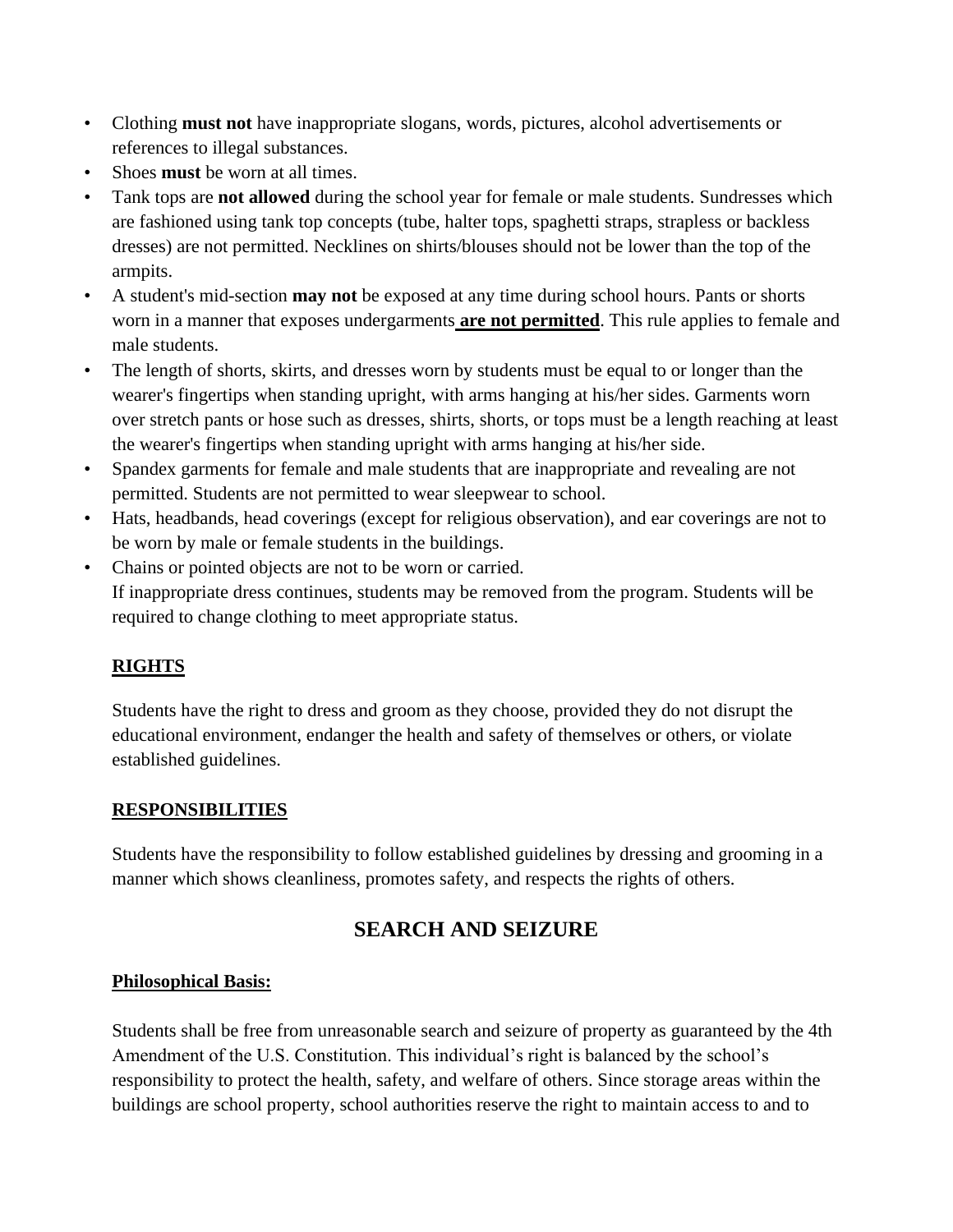- Clothing **must not** have inappropriate slogans, words, pictures, alcohol advertisements or references to illegal substances.
- Shoes **must** be worn at all times.
- Tank tops are **not allowed** during the school year for female or male students. Sundresses which are fashioned using tank top concepts (tube, halter tops, spaghetti straps, strapless or backless dresses) are not permitted. Necklines on shirts/blouses should not be lower than the top of the armpits.
- A student's mid-section **may not** be exposed at any time during school hours. Pants or shorts worn in a manner that exposes undergarments **<u>are not permitted</u>**. This rule applies to female and male students.
- The length of shorts, skirts, and dresses worn by students must be equal to or longer than the wearer's fingertips when standing upright, with arms hanging at his/her sides. Garments worn over stretch pants or hose such as dresses, shirts, shorts, or tops must be a length reaching at least the wearer's fingertips when standing upright with arms hanging at his/her side.
- Spandex garments for female and male students that are inappropriate and revealing are not permitted. Students are not permitted to wear sleepwear to school.
- Hats, headbands, head coverings (except for religious observation), and ear coverings are not to be worn by male or female students in the buildings.
- Chains or pointed objects are not to be worn or carried.
  If inappropriate dress continues, students may be removed from the program. Students will be required to change clothing to meet appropriate status.

**<u>RIGHTS</u>**

Students have the right to dress and groom as they choose, provided they do not disrupt the educational environment, endanger the health and safety of themselves or others, or violate established guidelines.

**<u>RESPONSIBILITIES</u>**

Students have the responsibility to follow established guidelines by dressing and grooming in a manner which shows cleanliness, promotes safety, and respects the rights of others.

## SEARCH AND SEIZURE

**<u>Philosophical Basis:</u>**

Students shall be free from unreasonable search and seizure of property as guaranteed by the 4th Amendment of the U.S. Constitution. This individual's right is balanced by the school's responsibility to protect the health, safety, and welfare of others. Since storage areas within the buildings are school property, school authorities reserve the right to maintain access to and to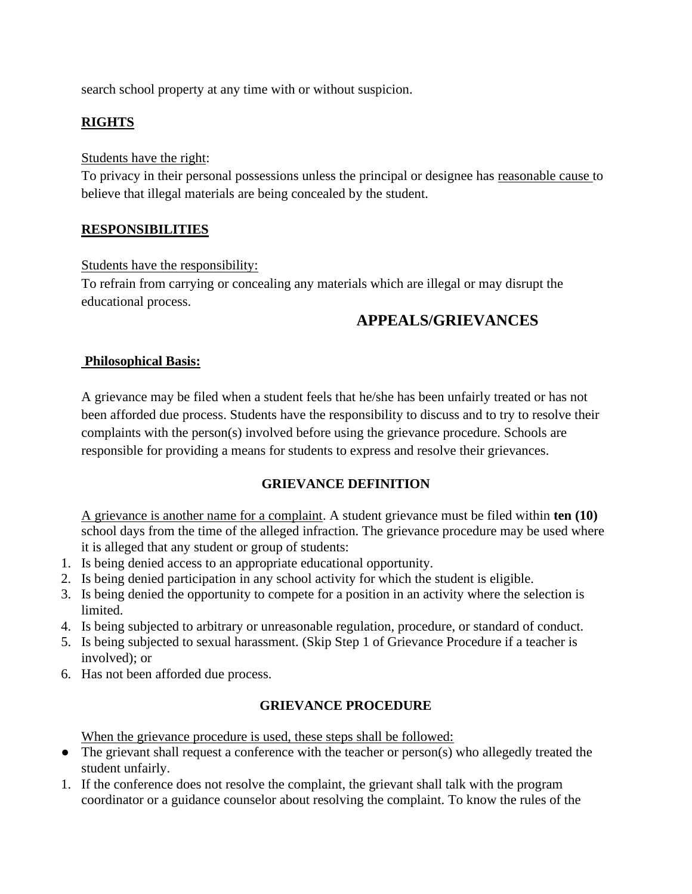search school property at any time with or without suspicion.

**RIGHTS**

Students have the right:
To privacy in their personal possessions unless the principal or designee has reasonable cause to believe that illegal materials are being concealed by the student.

**RESPONSIBILITIES**

Students have the responsibility:
To refrain from carrying or concealing any materials which are illegal or may disrupt the educational process.

## APPEALS/GRIEVANCES

**Philosophical Basis:**

A grievance may be filed when a student feels that he/she has been unfairly treated or has not been afforded due process. Students have the responsibility to discuss and to try to resolve their complaints with the person(s) involved before using the grievance procedure. Schools are responsible for providing a means for students to express and resolve their grievances.

### GRIEVANCE DEFINITION

A grievance is another name for a complaint. A student grievance must be filed within **ten (10)** school days from the time of the alleged infraction. The grievance procedure may be used where it is alleged that any student or group of students:

1. Is being denied access to an appropriate educational opportunity.
2. Is being denied participation in any school activity for which the student is eligible.
3. Is being denied the opportunity to compete for a position in an activity where the selection is limited.
4. Is being subjected to arbitrary or unreasonable regulation, procedure, or standard of conduct.
5. Is being subjected to sexual harassment. (Skip Step 1 of Grievance Procedure if a teacher is involved); or
6. Has not been afforded due process.

### GRIEVANCE PROCEDURE

When the grievance procedure is used, these steps shall be followed:

- The grievant shall request a conference with the teacher or person(s) who allegedly treated the student unfairly.

1. If the conference does not resolve the complaint, the grievant shall talk with the program coordinator or a guidance counselor about resolving the complaint. To know the rules of the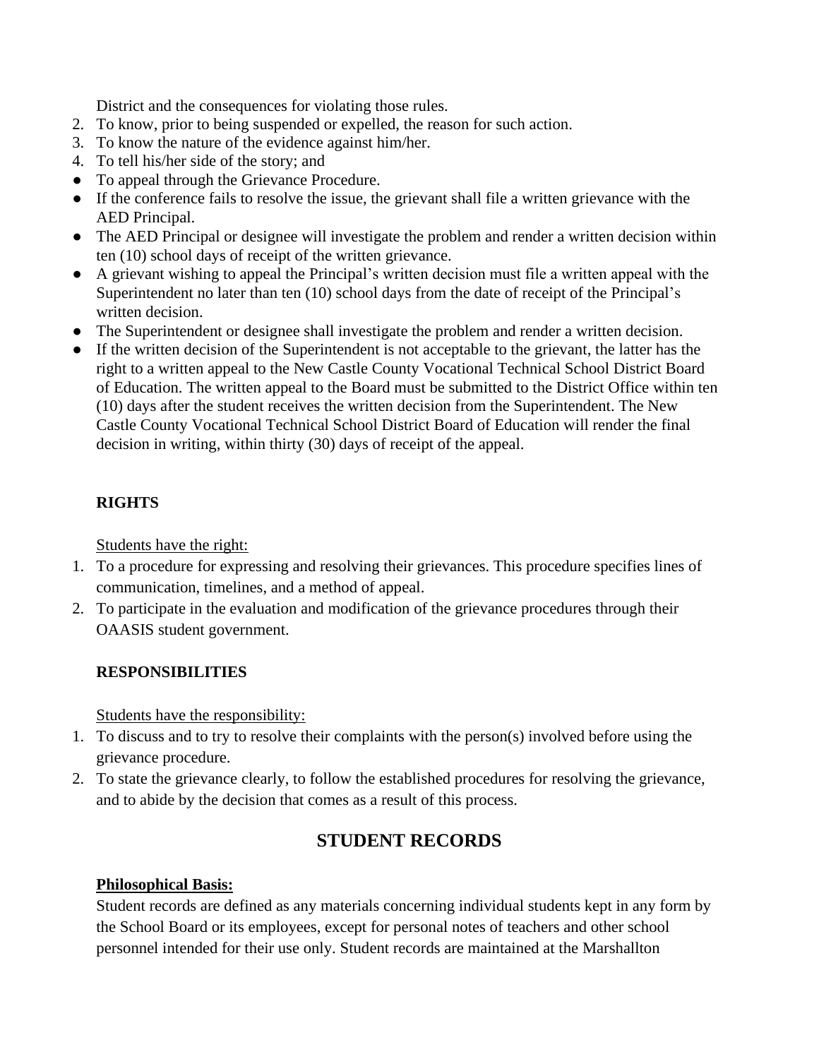District and the consequences for violating those rules.
2. To know, prior to being suspended or expelled, the reason for such action.
3. To know the nature of the evidence against him/her.
4. To tell his/her side of the story; and

- To appeal through the Grievance Procedure.
- If the conference fails to resolve the issue, the grievant shall file a written grievance with the AED Principal.
- The AED Principal or designee will investigate the problem and render a written decision within ten (10) school days of receipt of the written grievance.
- A grievant wishing to appeal the Principal's written decision must file a written appeal with the Superintendent no later than ten (10) school days from the date of receipt of the Principal's written decision.
- The Superintendent or designee shall investigate the problem and render a written decision.
- If the written decision of the Superintendent is not acceptable to the grievant, the latter has the right to a written appeal to the New Castle County Vocational Technical School District Board of Education. The written appeal to the Board must be submitted to the District Office within ten (10) days after the student receives the written decision from the Superintendent. The New Castle County Vocational Technical School District Board of Education will render the final decision in writing, within thirty (30) days of receipt of the appeal.

**RIGHTS**

Students have the right:

1. To a procedure for expressing and resolving their grievances. This procedure specifies lines of communication, timelines, and a method of appeal.
2. To participate in the evaluation and modification of the grievance procedures through their OAASIS student government.

**RESPONSIBILITIES**

Students have the responsibility:

1. To discuss and to try to resolve their complaints with the person(s) involved before using the grievance procedure.
2. To state the grievance clearly, to follow the established procedures for resolving the grievance, and to abide by the decision that comes as a result of this process.

## STUDENT RECORDS

**Philosophical Basis:**

Student records are defined as any materials concerning individual students kept in any form by the School Board or its employees, except for personal notes of teachers and other school personnel intended for their use only. Student records are maintained at the Marshallton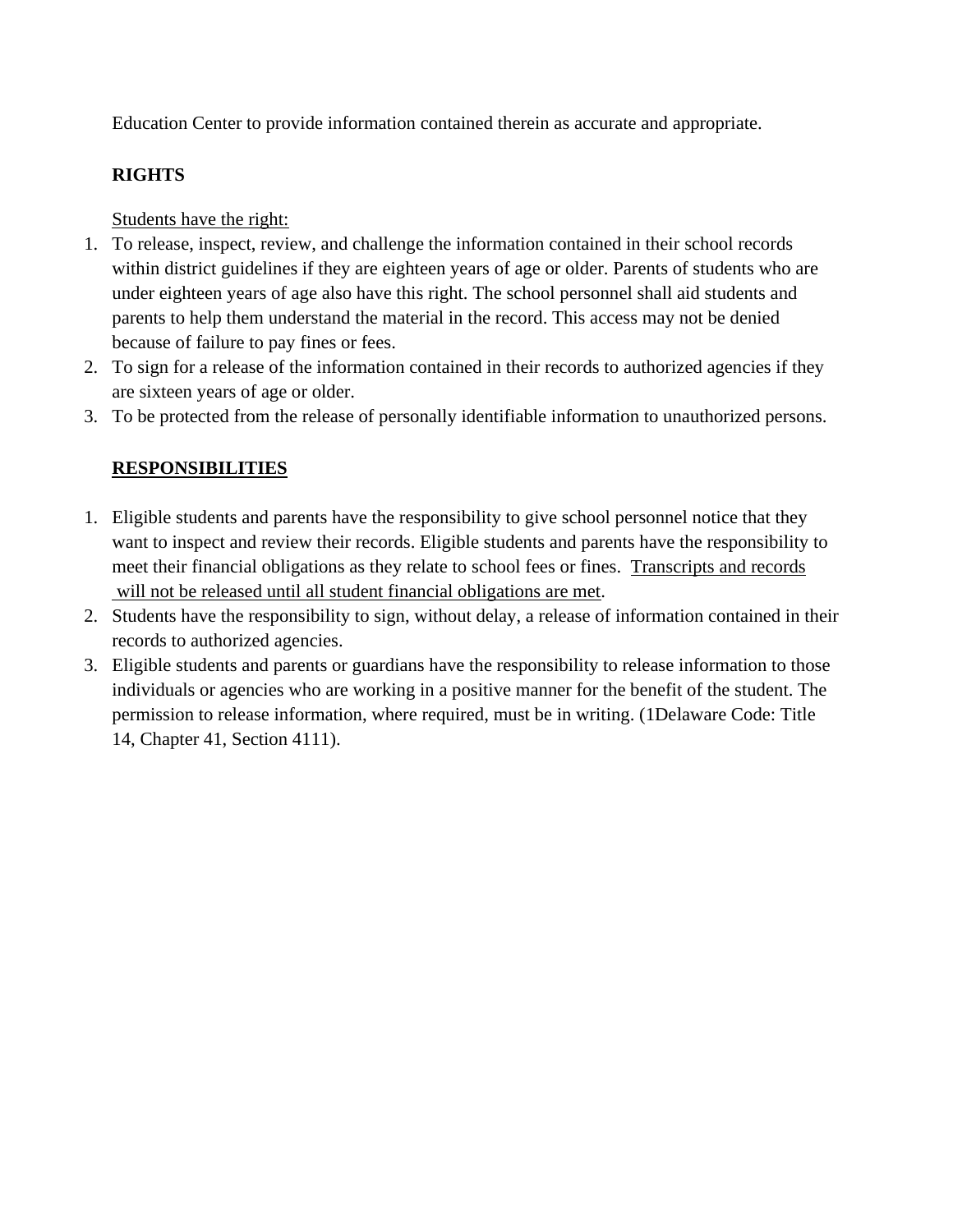Education Center to provide information contained therein as accurate and appropriate.

**RIGHTS**

Students have the right:

1. To release, inspect, review, and challenge the information contained in their school records within district guidelines if they are eighteen years of age or older. Parents of students who are under eighteen years of age also have this right. The school personnel shall aid students and parents to help them understand the material in the record. This access may not be denied because of failure to pay fines or fees.
2. To sign for a release of the information contained in their records to authorized agencies if they are sixteen years of age or older.
3. To be protected from the release of personally identifiable information to unauthorized persons.

**RESPONSIBILITIES**

1. Eligible students and parents have the responsibility to give school personnel notice that they want to inspect and review their records. Eligible students and parents have the responsibility to meet their financial obligations as they relate to school fees or fines. Transcripts and records will not be released until all student financial obligations are met.
2. Students have the responsibility to sign, without delay, a release of information contained in their records to authorized agencies.
3. Eligible students and parents or guardians have the responsibility to release information to those individuals or agencies who are working in a positive manner for the benefit of the student. The permission to release information, where required, must be in writing. (1Delaware Code: Title 14, Chapter 41, Section 4111).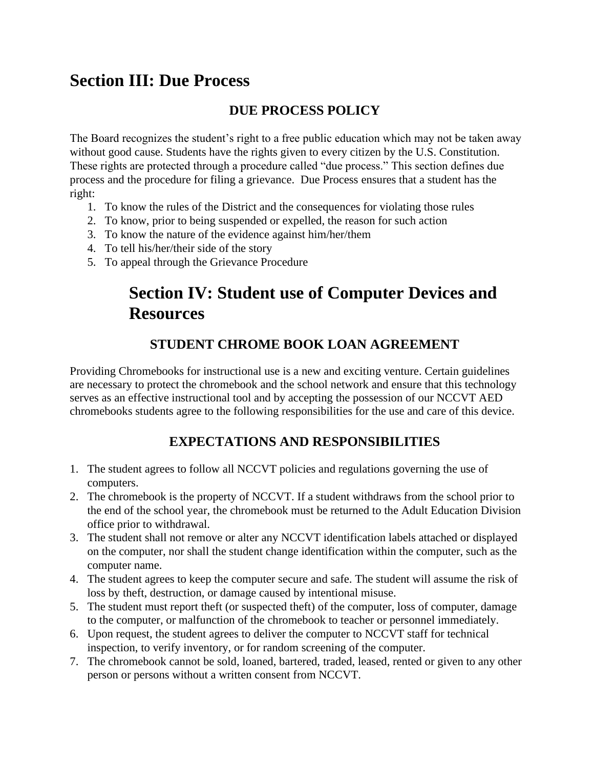# Section III: Due Process

### DUE PROCESS POLICY

The Board recognizes the student's right to a free public education which may not be taken away without good cause. Students have the rights given to every citizen by the U.S. Constitution. These rights are protected through a procedure called "due process." This section defines due process and the procedure for filing a grievance. Due Process ensures that a student has the right:

1. To know the rules of the District and the consequences for violating those rules
2. To know, prior to being suspended or expelled, the reason for such action
3. To know the nature of the evidence against him/her/them
4. To tell his/her/their side of the story
5. To appeal through the Grievance Procedure

# Section IV: Student use of Computer Devices and Resources

### STUDENT CHROME BOOK LOAN AGREEMENT

Providing Chromebooks for instructional use is a new and exciting venture. Certain guidelines are necessary to protect the chromebook and the school network and ensure that this technology serves as an effective instructional tool and by accepting the possession of our NCCVT AED chromebooks students agree to the following responsibilities for the use and care of this device.

### EXPECTATIONS AND RESPONSIBILITIES

1. The student agrees to follow all NCCVT policies and regulations governing the use of computers.
2. The chromebook is the property of NCCVT. If a student withdraws from the school prior to the end of the school year, the chromebook must be returned to the Adult Education Division office prior to withdrawal.
3. The student shall not remove or alter any NCCVT identification labels attached or displayed on the computer, nor shall the student change identification within the computer, such as the computer name.
4. The student agrees to keep the computer secure and safe. The student will assume the risk of loss by theft, destruction, or damage caused by intentional misuse.
5. The student must report theft (or suspected theft) of the computer, loss of computer, damage to the computer, or malfunction of the chromebook to teacher or personnel immediately.
6. Upon request, the student agrees to deliver the computer to NCCVT staff for technical inspection, to verify inventory, or for random screening of the computer.
7. The chromebook cannot be sold, loaned, bartered, traded, leased, rented or given to any other person or persons without a written consent from NCCVT.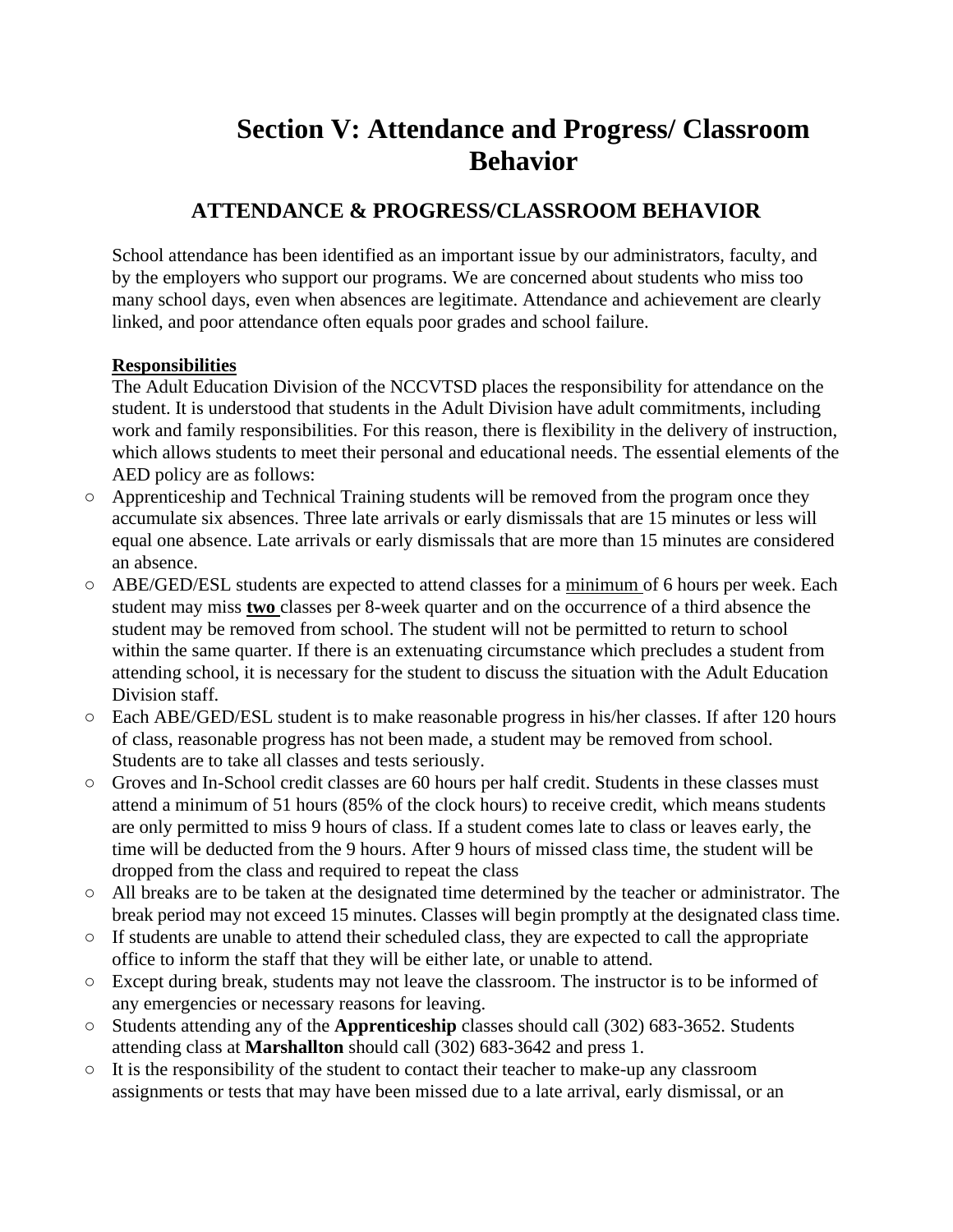# Section V: Attendance and Progress/ Classroom Behavior

## ATTENDANCE & PROGRESS/CLASSROOM BEHAVIOR

School attendance has been identified as an important issue by our administrators, faculty, and by the employers who support our programs. We are concerned about students who miss too many school days, even when absences are legitimate. Attendance and achievement are clearly linked, and poor attendance often equals poor grades and school failure.

**Responsibilities**

The Adult Education Division of the NCCVTSD places the responsibility for attendance on the student. It is understood that students in the Adult Division have adult commitments, including work and family responsibilities. For this reason, there is flexibility in the delivery of instruction, which allows students to meet their personal and educational needs. The essential elements of the AED policy are as follows:

- Apprenticeship and Technical Training students will be removed from the program once they accumulate six absences. Three late arrivals or early dismissals that are 15 minutes or less will equal one absence. Late arrivals or early dismissals that are more than 15 minutes are considered an absence.
- ABE/GED/ESL students are expected to attend classes for a minimum of 6 hours per week. Each student may miss **two** classes per 8-week quarter and on the occurrence of a third absence the student may be removed from school. The student will not be permitted to return to school within the same quarter. If there is an extenuating circumstance which precludes a student from attending school, it is necessary for the student to discuss the situation with the Adult Education Division staff.
- Each ABE/GED/ESL student is to make reasonable progress in his/her classes. If after 120 hours of class, reasonable progress has not been made, a student may be removed from school. Students are to take all classes and tests seriously.
- Groves and In-School credit classes are 60 hours per half credit. Students in these classes must attend a minimum of 51 hours (85% of the clock hours) to receive credit, which means students are only permitted to miss 9 hours of class. If a student comes late to class or leaves early, the time will be deducted from the 9 hours. After 9 hours of missed class time, the student will be dropped from the class and required to repeat the class
- All breaks are to be taken at the designated time determined by the teacher or administrator. The break period may not exceed 15 minutes. Classes will begin promptly at the designated class time.
- If students are unable to attend their scheduled class, they are expected to call the appropriate office to inform the staff that they will be either late, or unable to attend.
- Except during break, students may not leave the classroom. The instructor is to be informed of any emergencies or necessary reasons for leaving.
- Students attending any of the **Apprenticeship** classes should call (302) 683-3652. Students attending class at **Marshallton** should call (302) 683-3642 and press 1.
- It is the responsibility of the student to contact their teacher to make-up any classroom assignments or tests that may have been missed due to a late arrival, early dismissal, or an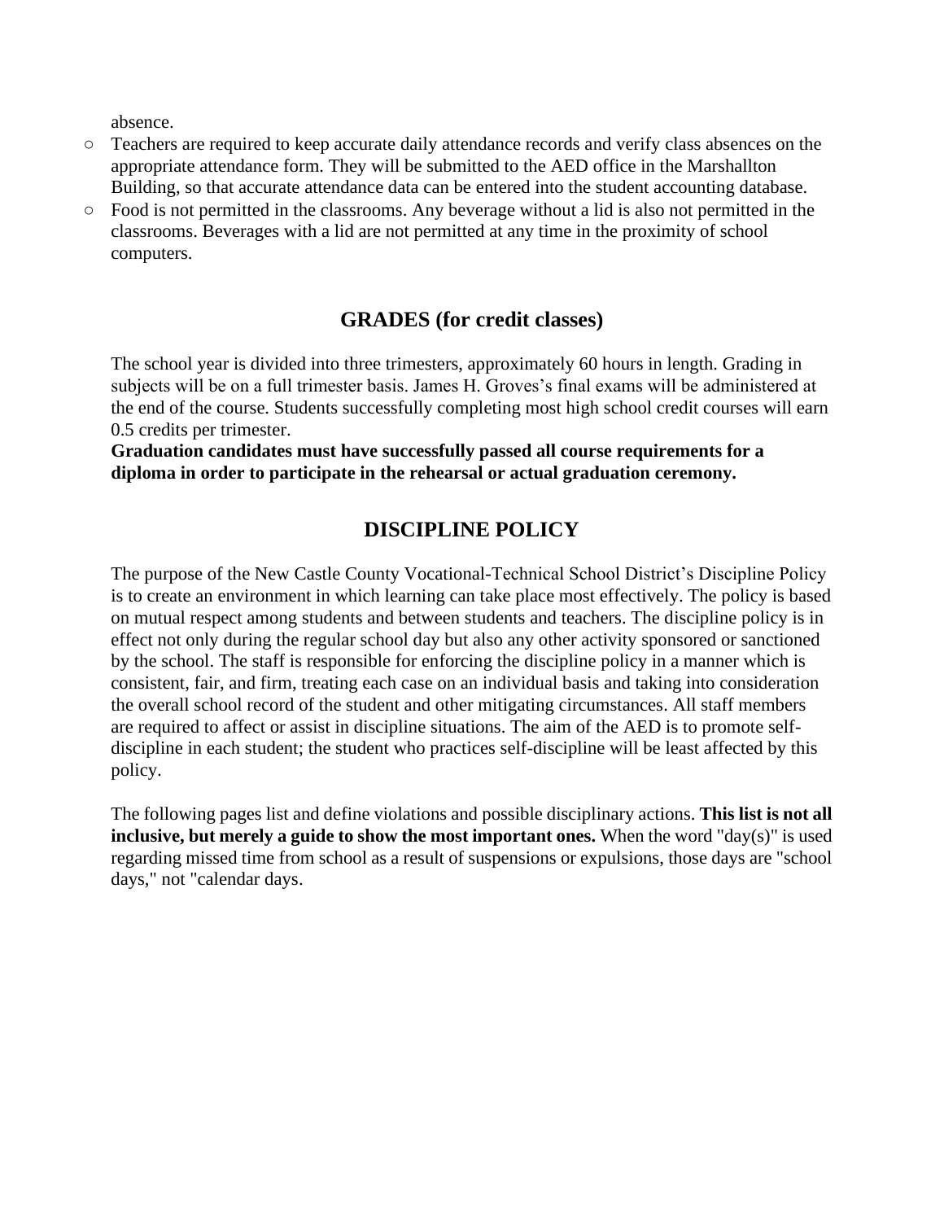absence.

- Teachers are required to keep accurate daily attendance records and verify class absences on the appropriate attendance form. They will be submitted to the AED office in the Marshallton Building, so that accurate attendance data can be entered into the student accounting database.
- Food is not permitted in the classrooms. Any beverage without a lid is also not permitted in the classrooms. Beverages with a lid are not permitted at any time in the proximity of school computers.

## GRADES (for credit classes)

The school year is divided into three trimesters, approximately 60 hours in length. Grading in subjects will be on a full trimester basis. James H. Groves's final exams will be administered at the end of the course. Students successfully completing most high school credit courses will earn 0.5 credits per trimester.

**Graduation candidates must have successfully passed all course requirements for a diploma in order to participate in the rehearsal or actual graduation ceremony.**

## DISCIPLINE POLICY

The purpose of the New Castle County Vocational-Technical School District's Discipline Policy is to create an environment in which learning can take place most effectively. The policy is based on mutual respect among students and between students and teachers. The discipline policy is in effect not only during the regular school day but also any other activity sponsored or sanctioned by the school. The staff is responsible for enforcing the discipline policy in a manner which is consistent, fair, and firm, treating each case on an individual basis and taking into consideration the overall school record of the student and other mitigating circumstances. All staff members are required to affect or assist in discipline situations. The aim of the AED is to promote self-discipline in each student; the student who practices self-discipline will be least affected by this policy.

The following pages list and define violations and possible disciplinary actions. **This list is not all inclusive, but merely a guide to show the most important ones.** When the word "day(s)" is used regarding missed time from school as a result of suspensions or expulsions, those days are "school days," not "calendar days.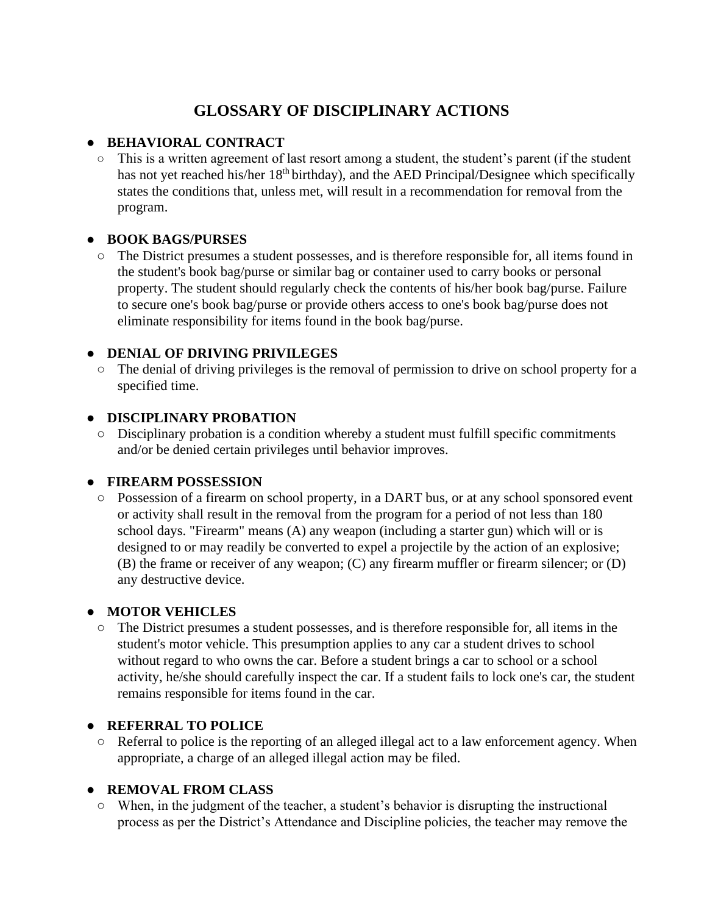# GLOSSARY OF DISCIPLINARY ACTIONS

- **BEHAVIORAL CONTRACT**
  - This is a written agreement of last resort among a student, the student's parent (if the student has not yet reached his/her 18th birthday), and the AED Principal/Designee which specifically states the conditions that, unless met, will result in a recommendation for removal from the program.

- **BOOK BAGS/PURSES**
  - The District presumes a student possesses, and is therefore responsible for, all items found in the student's book bag/purse or similar bag or container used to carry books or personal property. The student should regularly check the contents of his/her book bag/purse. Failure to secure one's book bag/purse or provide others access to one's book bag/purse does not eliminate responsibility for items found in the book bag/purse.

- **DENIAL OF DRIVING PRIVILEGES**
  - The denial of driving privileges is the removal of permission to drive on school property for a specified time.

- **DISCIPLINARY PROBATION**
  - Disciplinary probation is a condition whereby a student must fulfill specific commitments and/or be denied certain privileges until behavior improves.

- **FIREARM POSSESSION**
  - Possession of a firearm on school property, in a DART bus, or at any school sponsored event or activity shall result in the removal from the program for a period of not less than 180 school days. "Firearm" means (A) any weapon (including a starter gun) which will or is designed to or may readily be converted to expel a projectile by the action of an explosive; (B) the frame or receiver of any weapon; (C) any firearm muffler or firearm silencer; or (D) any destructive device.

- **MOTOR VEHICLES**
  - The District presumes a student possesses, and is therefore responsible for, all items in the student's motor vehicle. This presumption applies to any car a student drives to school without regard to who owns the car. Before a student brings a car to school or a school activity, he/she should carefully inspect the car. If a student fails to lock one's car, the student remains responsible for items found in the car.

- **REFERRAL TO POLICE**
  - Referral to police is the reporting of an alleged illegal act to a law enforcement agency. When appropriate, a charge of an alleged illegal action may be filed.

- **REMOVAL FROM CLASS**
  - When, in the judgment of the teacher, a student's behavior is disrupting the instructional process as per the District's Attendance and Discipline policies, the teacher may remove the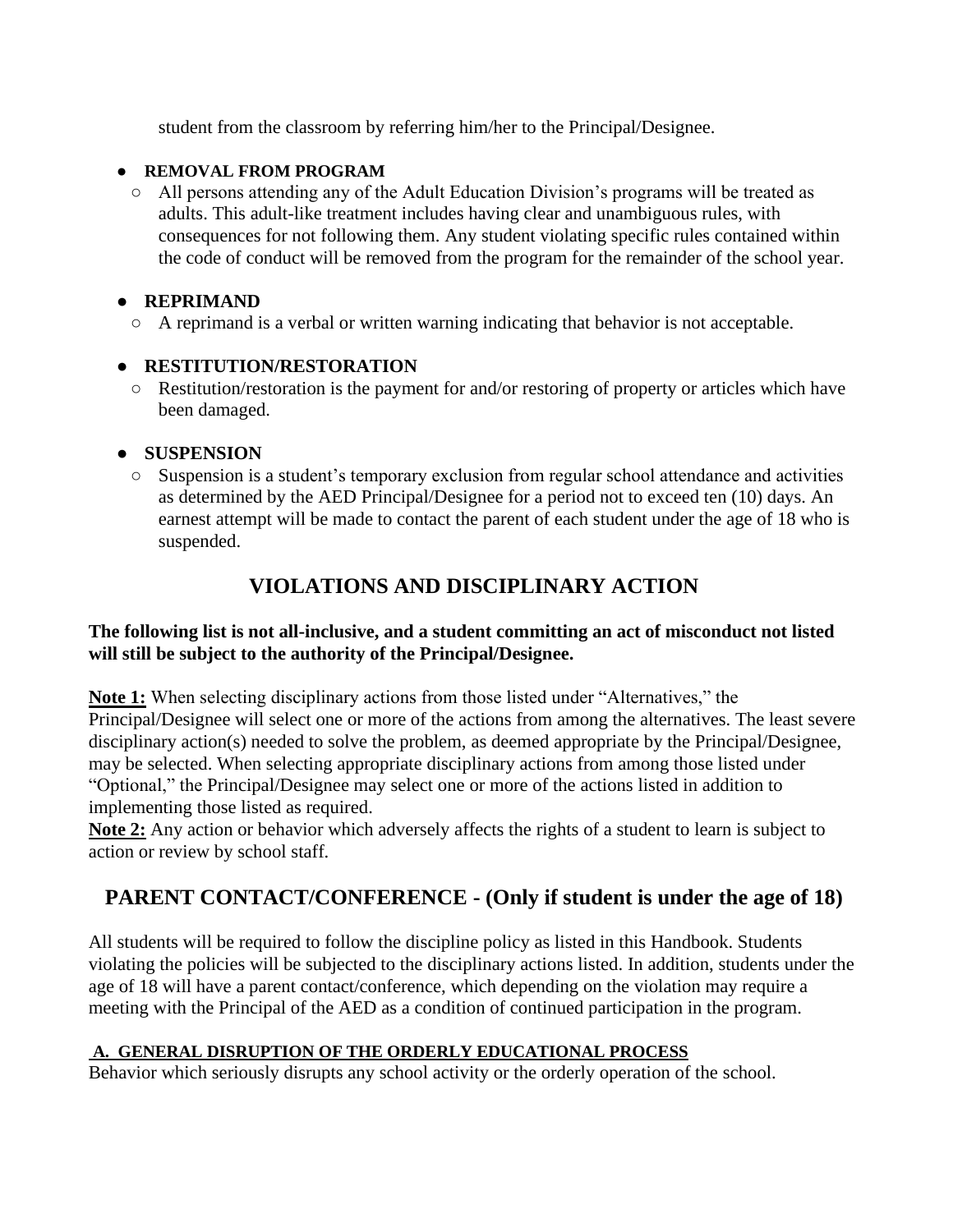student from the classroom by referring him/her to the Principal/Designee.

- **REMOVAL FROM PROGRAM**
  - All persons attending any of the Adult Education Division's programs will be treated as adults. This adult-like treatment includes having clear and unambiguous rules, with consequences for not following them. Any student violating specific rules contained within the code of conduct will be removed from the program for the remainder of the school year.

- **REPRIMAND**
  - A reprimand is a verbal or written warning indicating that behavior is not acceptable.

- **RESTITUTION/RESTORATION**
  - Restitution/restoration is the payment for and/or restoring of property or articles which have been damaged.

- **SUSPENSION**
  - Suspension is a student's temporary exclusion from regular school attendance and activities as determined by the AED Principal/Designee for a period not to exceed ten (10) days. An earnest attempt will be made to contact the parent of each student under the age of 18 who is suspended.

## VIOLATIONS AND DISCIPLINARY ACTION

**The following list is not all-inclusive, and a student committing an act of misconduct not listed will still be subject to the authority of the Principal/Designee.**

**Note 1:** When selecting disciplinary actions from those listed under "Alternatives," the Principal/Designee will select one or more of the actions from among the alternatives. The least severe disciplinary action(s) needed to solve the problem, as deemed appropriate by the Principal/Designee, may be selected. When selecting appropriate disciplinary actions from among those listed under "Optional," the Principal/Designee may select one or more of the actions listed in addition to implementing those listed as required.

**Note 2:** Any action or behavior which adversely affects the rights of a student to learn is subject to action or review by school staff.

## PARENT CONTACT/CONFERENCE - (Only if student is under the age of 18)

All students will be required to follow the discipline policy as listed in this Handbook. Students violating the policies will be subjected to the disciplinary actions listed. In addition, students under the age of 18 will have a parent contact/conference, which depending on the violation may require a meeting with the Principal of the AED as a condition of continued participation in the program.

**A. GENERAL DISRUPTION OF THE ORDERLY EDUCATIONAL PROCESS**

Behavior which seriously disrupts any school activity or the orderly operation of the school.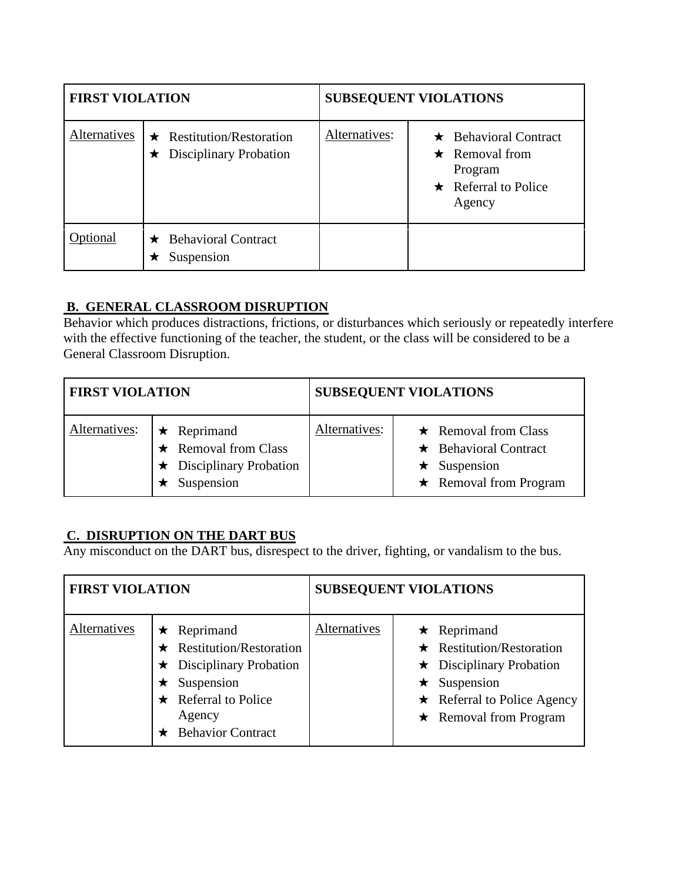| FIRST VIOLATION | | SUBSEQUENT VIOLATIONS | |
|---|---|---|---|
| Alternatives | ★ Restitution/Restoration<br>★ Disciplinary Probation | Alternatives: | ★ Behavioral Contract<br>★ Removal from Program<br>★ Referral to Police Agency |
| Optional | ★ Behavioral Contract<br>★ Suspension | | |

## B. GENERAL CLASSROOM DISRUPTION

Behavior which produces distractions, frictions, or disturbances which seriously or repeatedly interfere with the effective functioning of the teacher, the student, or the class will be considered to be a General Classroom Disruption.

| FIRST VIOLATION | | SUBSEQUENT VIOLATIONS | |
|---|---|---|---|
| Alternatives: | ★ Reprimand<br>★ Removal from Class<br>★ Disciplinary Probation<br>★ Suspension | Alternatives: | ★ Removal from Class<br>★ Behavioral Contract<br>★ Suspension<br>★ Removal from Program |

## C. DISRUPTION ON THE DART BUS

Any misconduct on the DART bus, disrespect to the driver, fighting, or vandalism to the bus.

| FIRST VIOLATION | | SUBSEQUENT VIOLATIONS | |
|---|---|---|---|
| Alternatives | ★ Reprimand<br>★ Restitution/Restoration<br>★ Disciplinary Probation<br>★ Suspension<br>★ Referral to Police Agency<br>★ Behavior Contract | Alternatives | ★ Reprimand<br>★ Restitution/Restoration<br>★ Disciplinary Probation<br>★ Suspension<br>★ Referral to Police Agency<br>★ Removal from Program |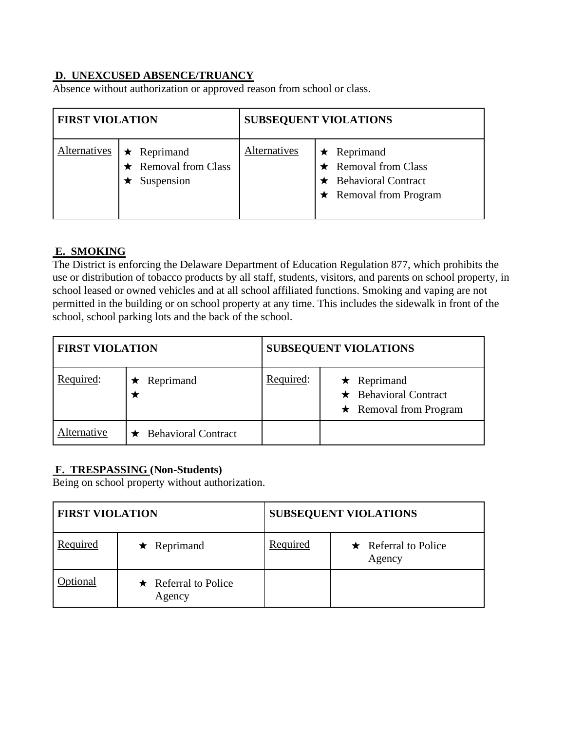**D. UNEXCUSED ABSENCE/TRUANCY**

Absence without authorization or approved reason from school or class.

| FIRST VIOLATION | | SUBSEQUENT VIOLATIONS | |
|---|---|---|---|
| Alternatives | ★ Reprimand<br>★ Removal from Class<br>★ Suspension | Alternatives | ★ Reprimand<br>★ Removal from Class<br>★ Behavioral Contract<br>★ Removal from Program |

**E. SMOKING**

The District is enforcing the Delaware Department of Education Regulation 877, which prohibits the use or distribution of tobacco products by all staff, students, visitors, and parents on school property, in school leased or owned vehicles and at all school affiliated functions. Smoking and vaping are not permitted in the building or on school property at any time. This includes the sidewalk in front of the school, school parking lots and the back of the school.

| FIRST VIOLATION | | SUBSEQUENT VIOLATIONS | |
|---|---|---|---|
| Required: | ★ Reprimand<br>★ | Required: | ★ Reprimand<br>★ Behavioral Contract<br>★ Removal from Program |
| Alternative | ★ Behavioral Contract | | |

**F. TRESPASSING (Non-Students)**

Being on school property without authorization.

| FIRST VIOLATION | | SUBSEQUENT VIOLATIONS | |
|---|---|---|---|
| Required | ★ Reprimand | Required | ★ Referral to Police Agency |
| Optional | ★ Referral to Police Agency | | |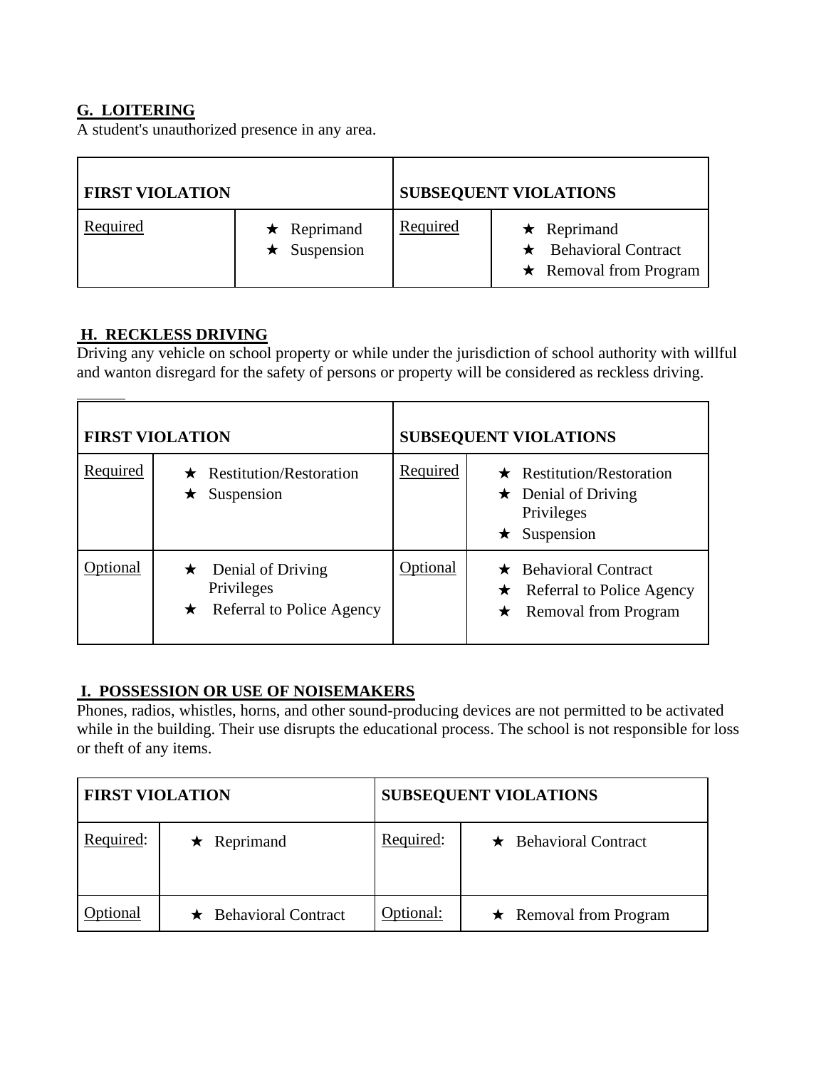**G. LOITERING**

A student's unauthorized presence in any area.

| FIRST VIOLATION | | SUBSEQUENT VIOLATIONS | |
|---|---|---|---|
| Required | ★ Reprimand<br>★ Suspension | Required | ★ Reprimand<br>★ Behavioral Contract<br>★ Removal from Program |

**H. RECKLESS DRIVING**

Driving any vehicle on school property or while under the jurisdiction of school authority with willful and wanton disregard for the safety of persons or property will be considered as reckless driving.

| FIRST VIOLATION | | SUBSEQUENT VIOLATIONS | |
|---|---|---|---|
| Required | ★ Restitution/Restoration<br>★ Suspension | Required | ★ Restitution/Restoration<br>★ Denial of Driving Privileges<br>★ Suspension |
| Optional | ★ Denial of Driving Privileges<br>★ Referral to Police Agency | Optional | ★ Behavioral Contract<br>★ Referral to Police Agency<br>★ Removal from Program |

**I. POSSESSION OR USE OF NOISEMAKERS**

Phones, radios, whistles, horns, and other sound-producing devices are not permitted to be activated while in the building. Their use disrupts the educational process. The school is not responsible for loss or theft of any items.

| FIRST VIOLATION | | SUBSEQUENT VIOLATIONS | |
|---|---|---|---|
| Required: | ★ Reprimand | Required: | ★ Behavioral Contract |
| Optional | ★ Behavioral Contract | Optional: | ★ Removal from Program |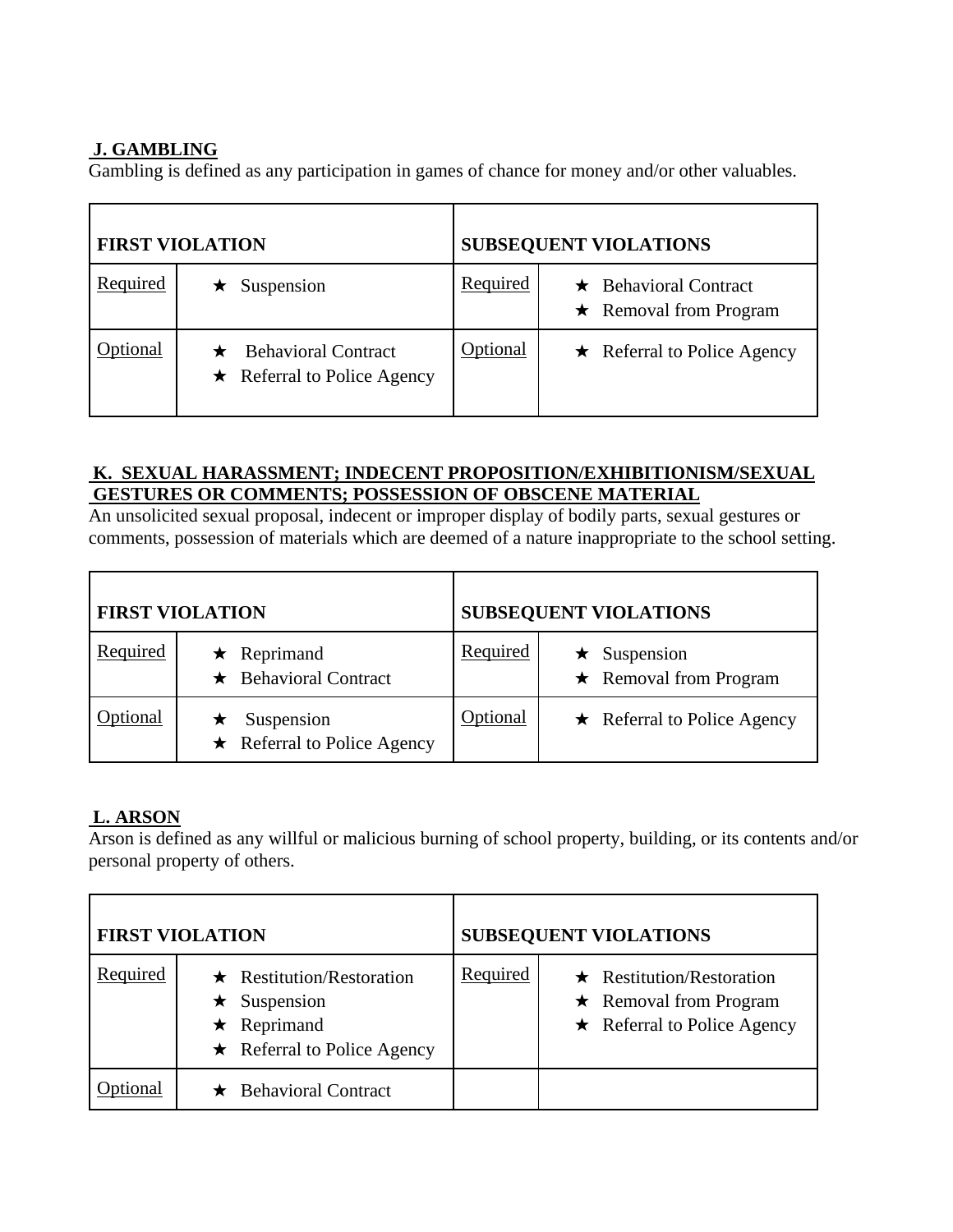### J. GAMBLING

Gambling is defined as any participation in games of chance for money and/or other valuables.

| FIRST VIOLATION | | SUBSEQUENT VIOLATIONS | |
|---|---|---|---|
| Required | ★ Suspension | Required | ★ Behavioral Contract<br>★ Removal from Program |
| Optional | ★ Behavioral Contract<br>★ Referral to Police Agency | Optional | ★ Referral to Police Agency |

### K. SEXUAL HARASSMENT; INDECENT PROPOSITION/EXHIBITIONISM/SEXUAL GESTURES OR COMMENTS; POSSESSION OF OBSCENE MATERIAL

An unsolicited sexual proposal, indecent or improper display of bodily parts, sexual gestures or comments, possession of materials which are deemed of a nature inappropriate to the school setting.

| FIRST VIOLATION | | SUBSEQUENT VIOLATIONS | |
|---|---|---|---|
| Required | ★ Reprimand<br>★ Behavioral Contract | Required | ★ Suspension<br>★ Removal from Program |
| Optional | ★ Suspension<br>★ Referral to Police Agency | Optional | ★ Referral to Police Agency |

### L. ARSON

Arson is defined as any willful or malicious burning of school property, building, or its contents and/or personal property of others.

| FIRST VIOLATION | | SUBSEQUENT VIOLATIONS | |
|---|---|---|---|
| Required | ★ Restitution/Restoration<br>★ Suspension<br>★ Reprimand<br>★ Referral to Police Agency | Required | ★ Restitution/Restoration<br>★ Removal from Program<br>★ Referral to Police Agency |
| Optional | ★ Behavioral Contract | | |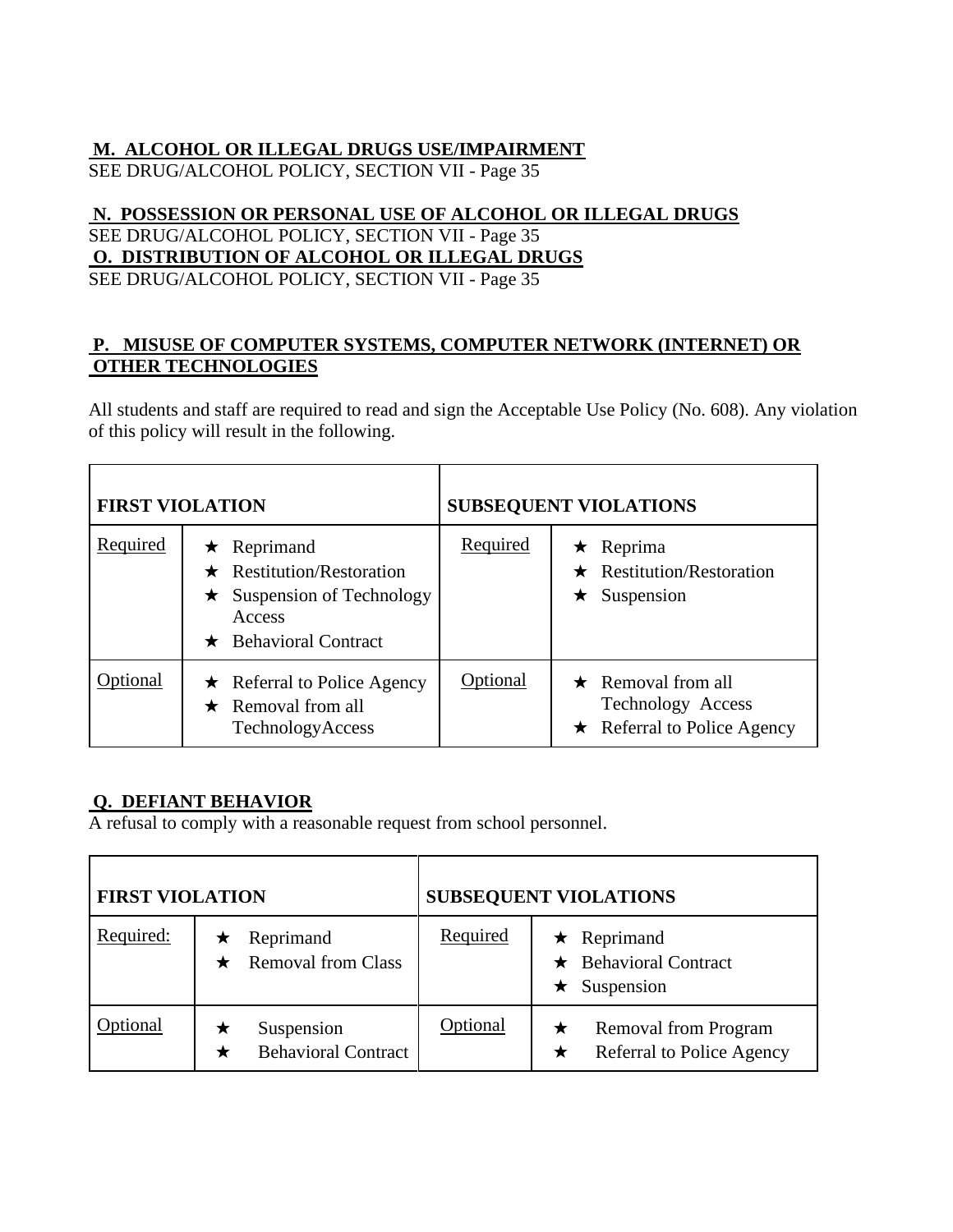**M. ALCOHOL OR ILLEGAL DRUGS USE/IMPAIRMENT**
SEE DRUG/ALCOHOL POLICY, SECTION VII - Page 35

**N. POSSESSION OR PERSONAL USE OF ALCOHOL OR ILLEGAL DRUGS**
SEE DRUG/ALCOHOL POLICY, SECTION VII - Page 35

**O. DISTRIBUTION OF ALCOHOL OR ILLEGAL DRUGS**
SEE DRUG/ALCOHOL POLICY, SECTION VII - Page 35

**P. MISUSE OF COMPUTER SYSTEMS, COMPUTER NETWORK (INTERNET) OR OTHER TECHNOLOGIES**

All students and staff are required to read and sign the Acceptable Use Policy (No. 608). Any violation of this policy will result in the following.

| FIRST VIOLATION | | SUBSEQUENT VIOLATIONS | |
|---|---|---|---|
| Required | ★ Reprimand<br>★ Restitution/Restoration<br>★ Suspension of Technology Access<br>★ Behavioral Contract | Required | ★ Reprima<br>★ Restitution/Restoration<br>★ Suspension |
| Optional | ★ Referral to Police Agency<br>★ Removal from all TechnologyAccess | Optional | ★ Removal from all Technology Access<br>★ Referral to Police Agency |

**Q. DEFIANT BEHAVIOR**
A refusal to comply with a reasonable request from school personnel.

| FIRST VIOLATION | | SUBSEQUENT VIOLATIONS | |
|---|---|---|---|
| Required: | ★ Reprimand<br>★ Removal from Class | Required | ★ Reprimand<br>★ Behavioral Contract<br>★ Suspension |
| Optional | ★ Suspension<br>★ Behavioral Contract | Optional | ★ Removal from Program<br>★ Referral to Police Agency |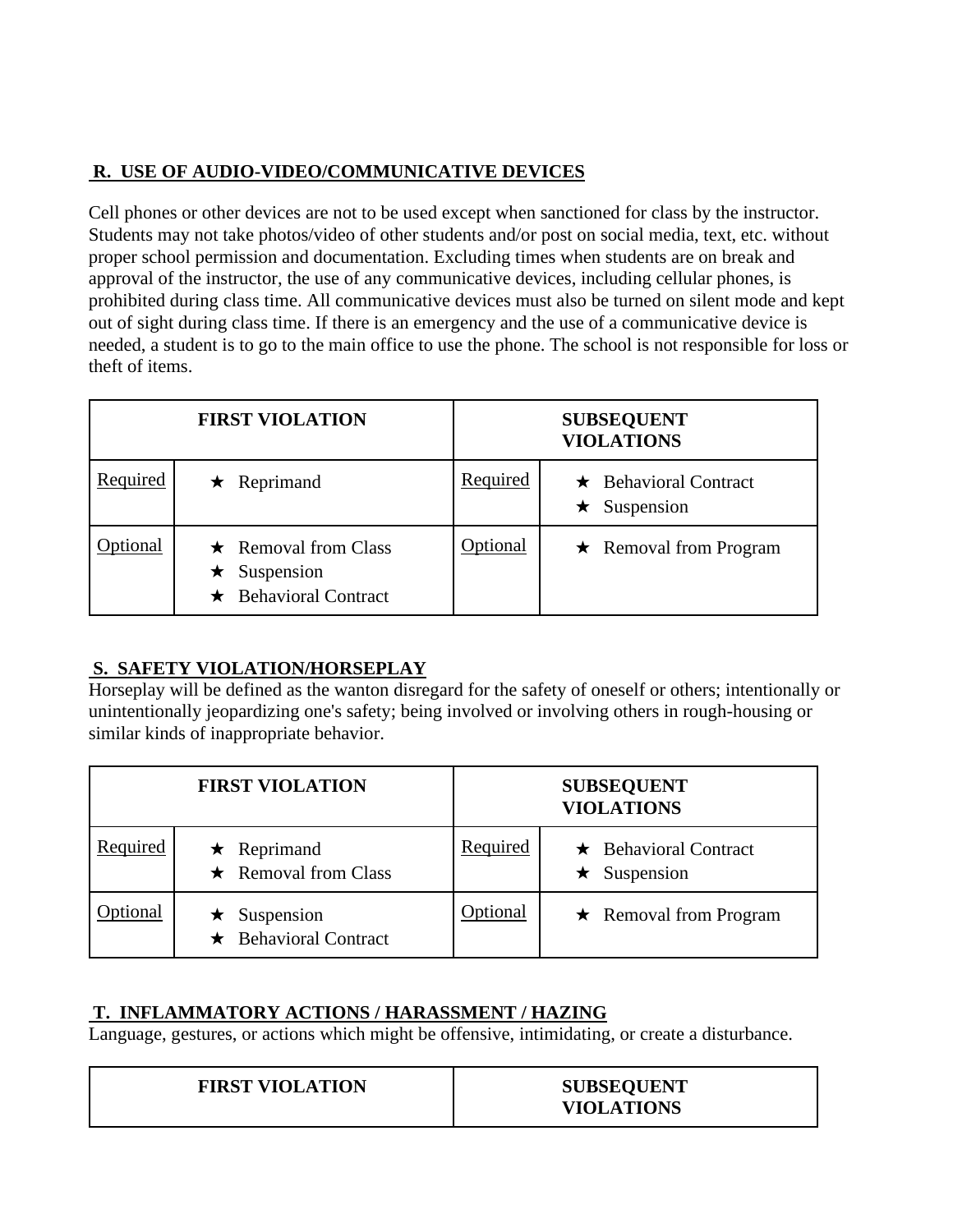## R. USE OF AUDIO-VIDEO/COMMUNICATIVE DEVICES

Cell phones or other devices are not to be used except when sanctioned for class by the instructor. Students may not take photos/video of other students and/or post on social media, text, etc. without proper school permission and documentation. Excluding times when students are on break and approval of the instructor, the use of any communicative devices, including cellular phones, is prohibited during class time. All communicative devices must also be turned on silent mode and kept out of sight during class time. If there is an emergency and the use of a communicative device is needed, a student is to go to the main office to use the phone. The school is not responsible for loss or theft of items.

| FIRST VIOLATION | | SUBSEQUENT VIOLATIONS | |
|---|---|---|---|
| Required | ★ Reprimand | Required | ★ Behavioral Contract<br>★ Suspension |
| Optional | ★ Removal from Class<br>★ Suspension<br>★ Behavioral Contract | Optional | ★ Removal from Program |

## S. SAFETY VIOLATION/HORSEPLAY

Horseplay will be defined as the wanton disregard for the safety of oneself or others; intentionally or unintentionally jeopardizing one's safety; being involved or involving others in rough-housing or similar kinds of inappropriate behavior.

| FIRST VIOLATION | | SUBSEQUENT VIOLATIONS | |
|---|---|---|---|
| Required | ★ Reprimand<br>★ Removal from Class | Required | ★ Behavioral Contract<br>★ Suspension |
| Optional | ★ Suspension<br>★ Behavioral Contract | Optional | ★ Removal from Program |

## T. INFLAMMATORY ACTIONS / HARASSMENT / HAZING

Language, gestures, or actions which might be offensive, intimidating, or create a disturbance.

| FIRST VIOLATION | SUBSEQUENT VIOLATIONS |
|---|---|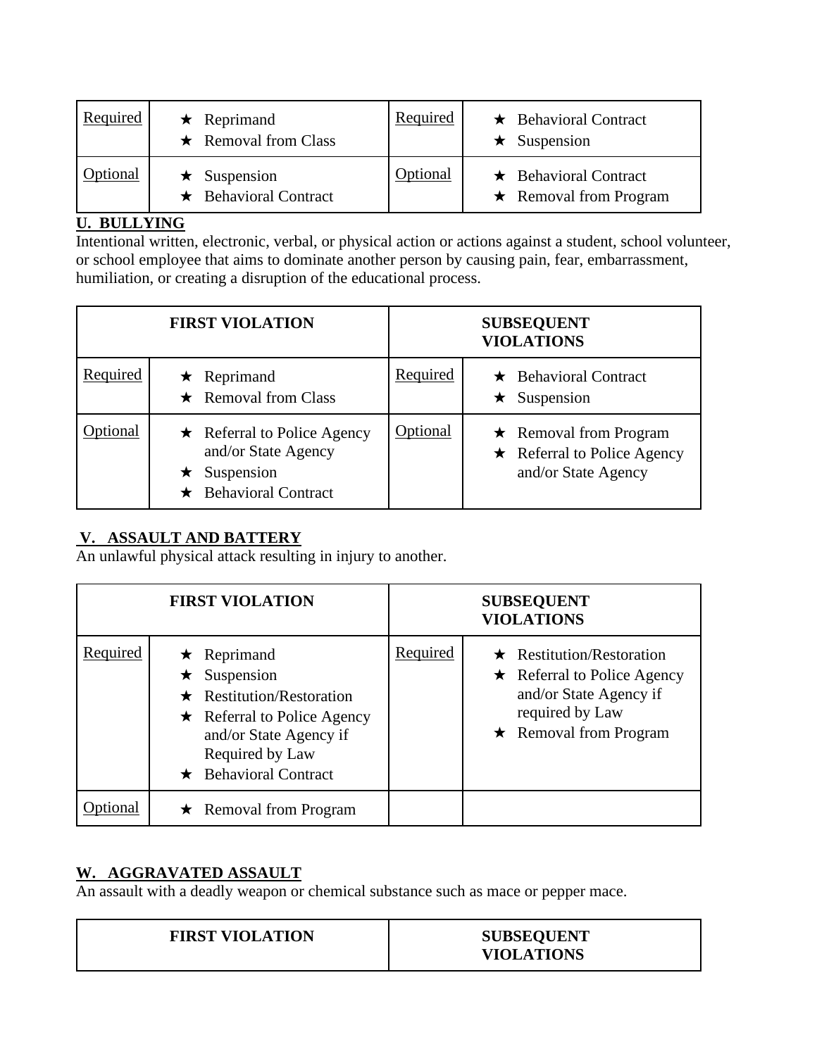| | | | |
|---|---|---|---|
| Required | ★ Reprimand<br>★ Removal from Class | Required | ★ Behavioral Contract<br>★ Suspension |
| Optional | ★ Suspension<br>★ Behavioral Contract | Optional | ★ Behavioral Contract<br>★ Removal from Program |

**U. BULLYING**

Intentional written, electronic, verbal, or physical action or actions against a student, school volunteer, or school employee that aims to dominate another person by causing pain, fear, embarrassment, humiliation, or creating a disruption of the educational process.

| FIRST VIOLATION | | SUBSEQUENT VIOLATIONS | |
|---|---|---|---|
| Required | ★ Reprimand<br>★ Removal from Class | Required | ★ Behavioral Contract<br>★ Suspension |
| Optional | ★ Referral to Police Agency and/or State Agency<br>★ Suspension<br>★ Behavioral Contract | Optional | ★ Removal from Program<br>★ Referral to Police Agency and/or State Agency |

**V. ASSAULT AND BATTERY**

An unlawful physical attack resulting in injury to another.

| FIRST VIOLATION | | SUBSEQUENT VIOLATIONS | |
|---|---|---|---|
| Required | ★ Reprimand<br>★ Suspension<br>★ Restitution/Restoration<br>★ Referral to Police Agency and/or State Agency if Required by Law<br>★ Behavioral Contract | Required | ★ Restitution/Restoration<br>★ Referral to Police Agency and/or State Agency if required by Law<br>★ Removal from Program |
| Optional | ★ Removal from Program | | |

**W. AGGRAVATED ASSAULT**

An assault with a deadly weapon or chemical substance such as mace or pepper mace.

| FIRST VIOLATION | SUBSEQUENT VIOLATIONS |
|---|---|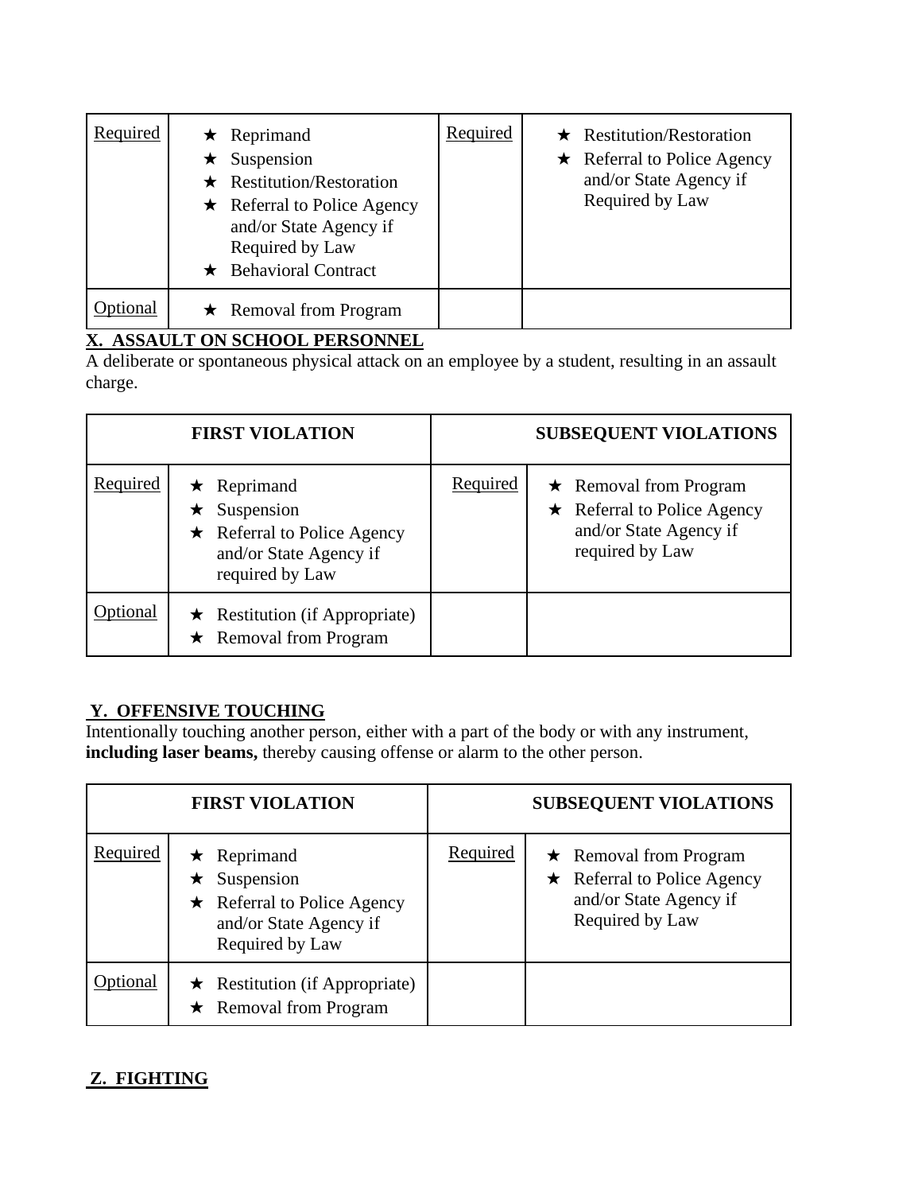| Required | ★ Reprimand<br>★ Suspension<br>★ Restitution/Restoration<br>★ Referral to Police Agency and/or State Agency if Required by Law<br>★ Behavioral Contract | Required | ★ Restitution/Restoration<br>★ Referral to Police Agency and/or State Agency if Required by Law |
|---|---|---|---|
| Optional | ★ Removal from Program | | |

**X. ASSAULT ON SCHOOL PERSONNEL**

A deliberate or spontaneous physical attack on an employee by a student, resulting in an assault charge.

| FIRST VIOLATION | | SUBSEQUENT VIOLATIONS | |
|---|---|---|---|
| Required | ★ Reprimand<br>★ Suspension<br>★ Referral to Police Agency and/or State Agency if required by Law | Required | ★ Removal from Program<br>★ Referral to Police Agency and/or State Agency if required by Law |
| Optional | ★ Restitution (if Appropriate)<br>★ Removal from Program | | |

**Y. OFFENSIVE TOUCHING**

Intentionally touching another person, either with a part of the body or with any instrument, **including laser beams,** thereby causing offense or alarm to the other person.

| FIRST VIOLATION | | SUBSEQUENT VIOLATIONS | |
|---|---|---|---|
| Required | ★ Reprimand<br>★ Suspension<br>★ Referral to Police Agency and/or State Agency if Required by Law | Required | ★ Removal from Program<br>★ Referral to Police Agency and/or State Agency if Required by Law |
| Optional | ★ Restitution (if Appropriate)<br>★ Removal from Program | | |

**Z. FIGHTING**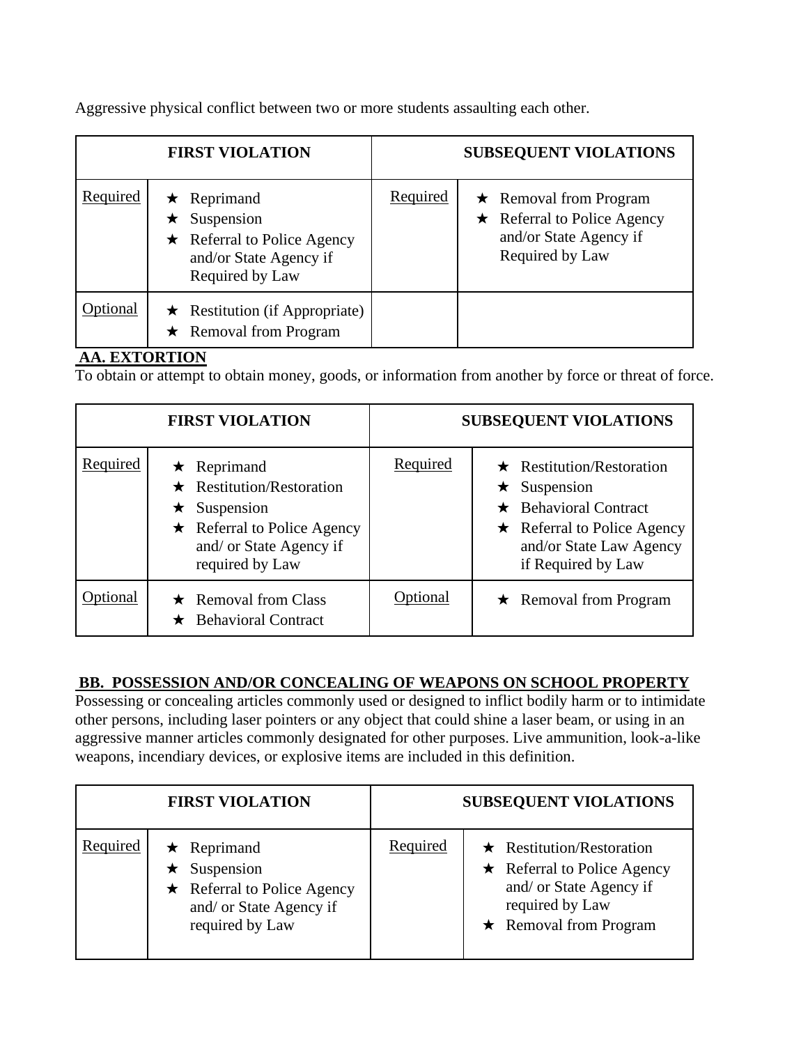Aggressive physical conflict between two or more students assaulting each other.

| FIRST VIOLATION | | SUBSEQUENT VIOLATIONS | |
|---|---|---|---|
| Required | ★ Reprimand<br>★ Suspension<br>★ Referral to Police Agency and/or State Agency if Required by Law | Required | ★ Removal from Program<br>★ Referral to Police Agency and/or State Agency if Required by Law |
| Optional | ★ Restitution (if Appropriate)<br>★ Removal from Program | | |

**AA. EXTORTION**

To obtain or attempt to obtain money, goods, or information from another by force or threat of force.

| FIRST VIOLATION | | SUBSEQUENT VIOLATIONS | |
|---|---|---|---|
| Required | ★ Reprimand<br>★ Restitution/Restoration<br>★ Suspension<br>★ Referral to Police Agency and/ or State Agency if required by Law | Required | ★ Restitution/Restoration<br>★ Suspension<br>★ Behavioral Contract<br>★ Referral to Police Agency and/or State Law Agency if Required by Law |
| Optional | ★ Removal from Class<br>★ Behavioral Contract | Optional | ★ Removal from Program |

**BB. POSSESSION AND/OR CONCEALING OF WEAPONS ON SCHOOL PROPERTY**

Possessing or concealing articles commonly used or designed to inflict bodily harm or to intimidate other persons, including laser pointers or any object that could shine a laser beam, or using in an aggressive manner articles commonly designated for other purposes. Live ammunition, look-a-like weapons, incendiary devices, or explosive items are included in this definition.

| FIRST VIOLATION | | SUBSEQUENT VIOLATIONS | |
|---|---|---|---|
| Required | ★ Reprimand<br>★ Suspension<br>★ Referral to Police Agency and/ or State Agency if required by Law | Required | ★ Restitution/Restoration<br>★ Referral to Police Agency and/ or State Agency if required by Law<br>★ Removal from Program |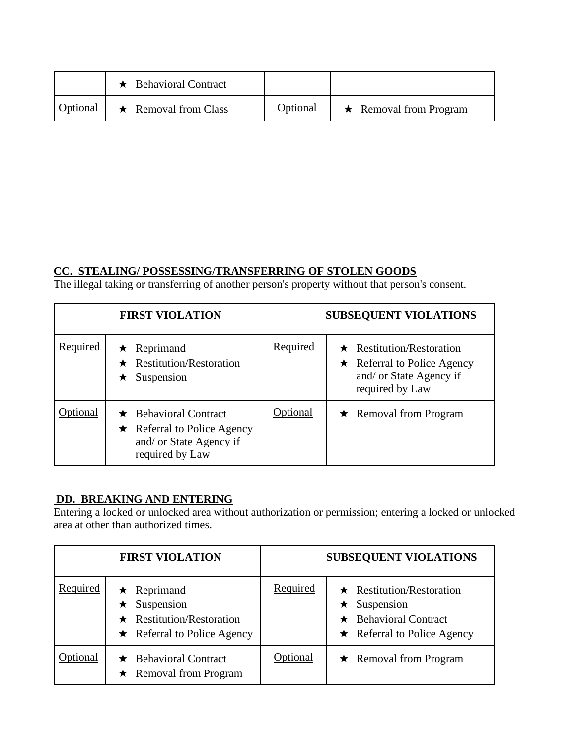| | | | |
|---|---|---|---|
| | ★ Behavioral Contract | | |
| Optional | ★ Removal from Class | Optional | ★ Removal from Program |

**CC. STEALING/ POSSESSING/TRANSFERRING OF STOLEN GOODS**
The illegal taking or transferring of another person's property without that person's consent.

| FIRST VIOLATION | | SUBSEQUENT VIOLATIONS | |
|---|---|---|---|
| Required | ★ Reprimand<br>★ Restitution/Restoration<br>★ Suspension | Required | ★ Restitution/Restoration<br>★ Referral to Police Agency and/ or State Agency if required by Law |
| Optional | ★ Behavioral Contract<br>★ Referral to Police Agency and/ or State Agency if required by Law | Optional | ★ Removal from Program |

**DD. BREAKING AND ENTERING**
Entering a locked or unlocked area without authorization or permission; entering a locked or unlocked area at other than authorized times.

| FIRST VIOLATION | | SUBSEQUENT VIOLATIONS | |
|---|---|---|---|
| Required | ★ Reprimand<br>★ Suspension<br>★ Restitution/Restoration<br>★ Referral to Police Agency | Required | ★ Restitution/Restoration<br>★ Suspension<br>★ Behavioral Contract<br>★ Referral to Police Agency |
| Optional | ★ Behavioral Contract<br>★ Removal from Program | Optional | ★ Removal from Program |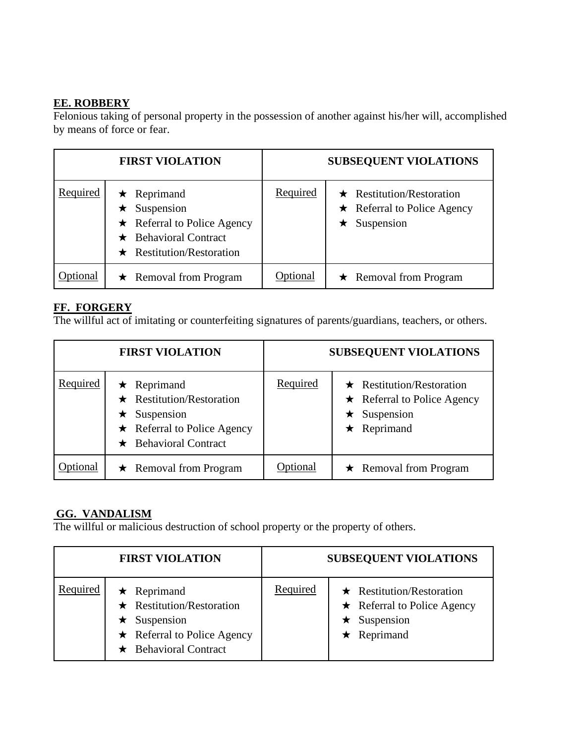**EE. ROBBERY**

Felonious taking of personal property in the possession of another against his/her will, accomplished by means of force or fear.

| FIRST VIOLATION | | SUBSEQUENT VIOLATIONS | |
|---|---|---|---|
| Required | ★ Reprimand<br>★ Suspension<br>★ Referral to Police Agency<br>★ Behavioral Contract<br>★ Restitution/Restoration | Required | ★ Restitution/Restoration<br>★ Referral to Police Agency<br>★ Suspension |
| Optional | ★ Removal from Program | Optional | ★ Removal from Program |

**FF. FORGERY**

The willful act of imitating or counterfeiting signatures of parents/guardians, teachers, or others.

| FIRST VIOLATION | | SUBSEQUENT VIOLATIONS | |
|---|---|---|---|
| Required | ★ Reprimand<br>★ Restitution/Restoration<br>★ Suspension<br>★ Referral to Police Agency<br>★ Behavioral Contract | Required | ★ Restitution/Restoration<br>★ Referral to Police Agency<br>★ Suspension<br>★ Reprimand |
| Optional | ★ Removal from Program | Optional | ★ Removal from Program |

**GG. VANDALISM**

The willful or malicious destruction of school property or the property of others.

| FIRST VIOLATION | | SUBSEQUENT VIOLATIONS | |
|---|---|---|---|
| Required | ★ Reprimand<br>★ Restitution/Restoration<br>★ Suspension<br>★ Referral to Police Agency<br>★ Behavioral Contract | Required | ★ Restitution/Restoration<br>★ Referral to Police Agency<br>★ Suspension<br>★ Reprimand |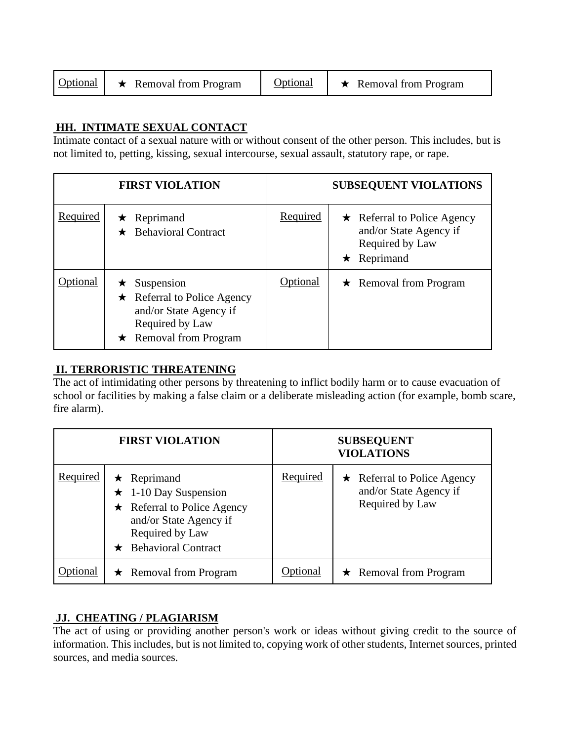| Optional | ★ Removal from Program | Optional | ★ Removal from Program |
|---|---|---|---|

**HH. INTIMATE SEXUAL CONTACT**

Intimate contact of a sexual nature with or without consent of the other person. This includes, but is not limited to, petting, kissing, sexual intercourse, sexual assault, statutory rape, or rape.

| FIRST VIOLATION | | SUBSEQUENT VIOLATIONS | |
|---|---|---|---|
| Required | ★ Reprimand<br>★ Behavioral Contract | Required | ★ Referral to Police Agency and/or State Agency if Required by Law<br>★ Reprimand |
| Optional | ★ Suspension<br>★ Referral to Police Agency and/or State Agency if Required by Law<br>★ Removal from Program | Optional | ★ Removal from Program |

**II. TERRORISTIC THREATENING**

The act of intimidating other persons by threatening to inflict bodily harm or to cause evacuation of school or facilities by making a false claim or a deliberate misleading action (for example, bomb scare, fire alarm).

| FIRST VIOLATION | | SUBSEQUENT VIOLATIONS | |
|---|---|---|---|
| Required | ★ Reprimand<br>★ 1-10 Day Suspension<br>★ Referral to Police Agency and/or State Agency if Required by Law<br>★ Behavioral Contract | Required | ★ Referral to Police Agency and/or State Agency if Required by Law |
| Optional | ★ Removal from Program | Optional | ★ Removal from Program |

**JJ. CHEATING / PLAGIARISM**

The act of using or providing another person's work or ideas without giving credit to the source of information. This includes, but is not limited to, copying work of other students, Internet sources, printed sources, and media sources.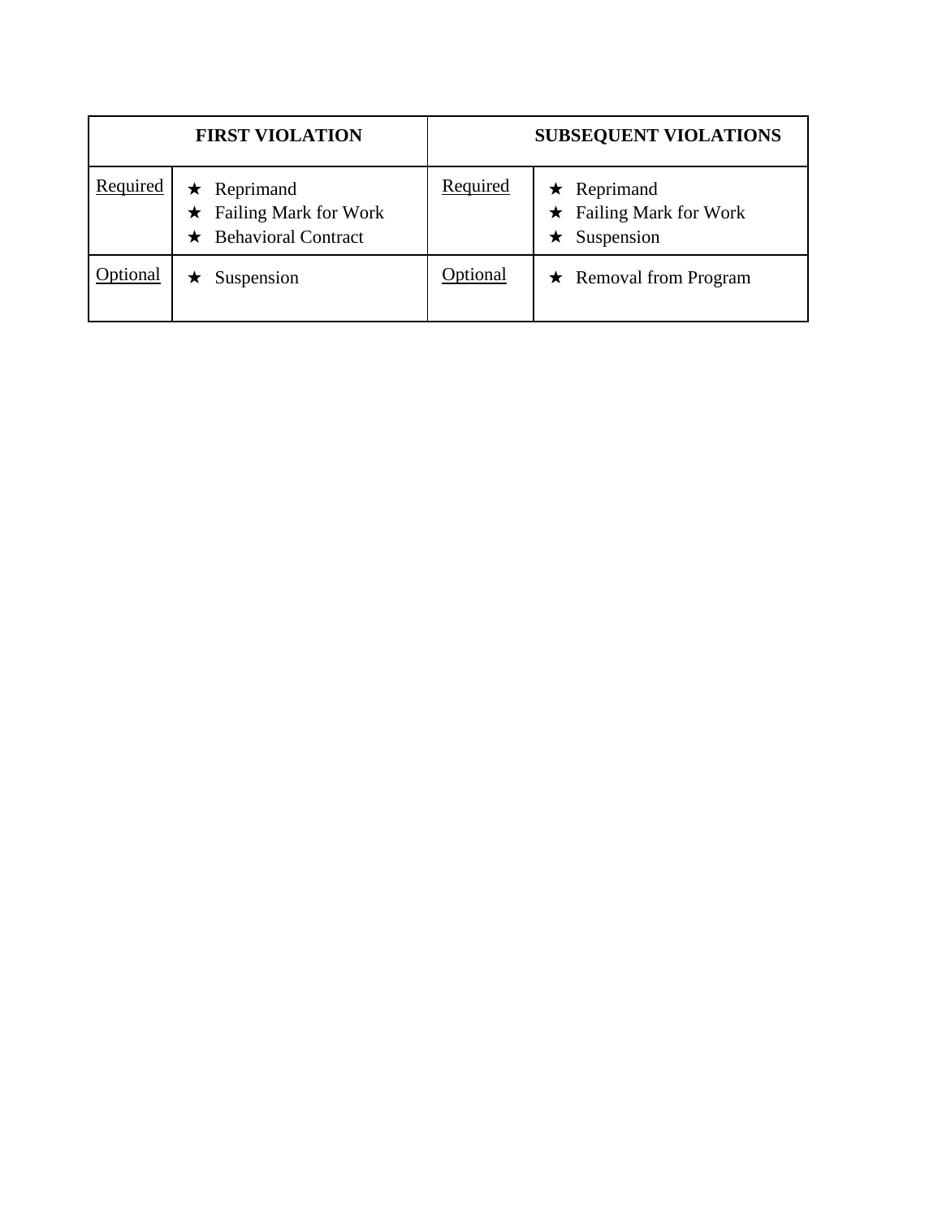| FIRST VIOLATION | | SUBSEQUENT VIOLATIONS | |
|---|---|---|---|
| Required | ★ Reprimand<br>★ Failing Mark for Work<br>★ Behavioral Contract | Required | ★ Reprimand<br>★ Failing Mark for Work<br>★ Suspension |
| Optional | ★ Suspension | Optional | ★ Removal from Program |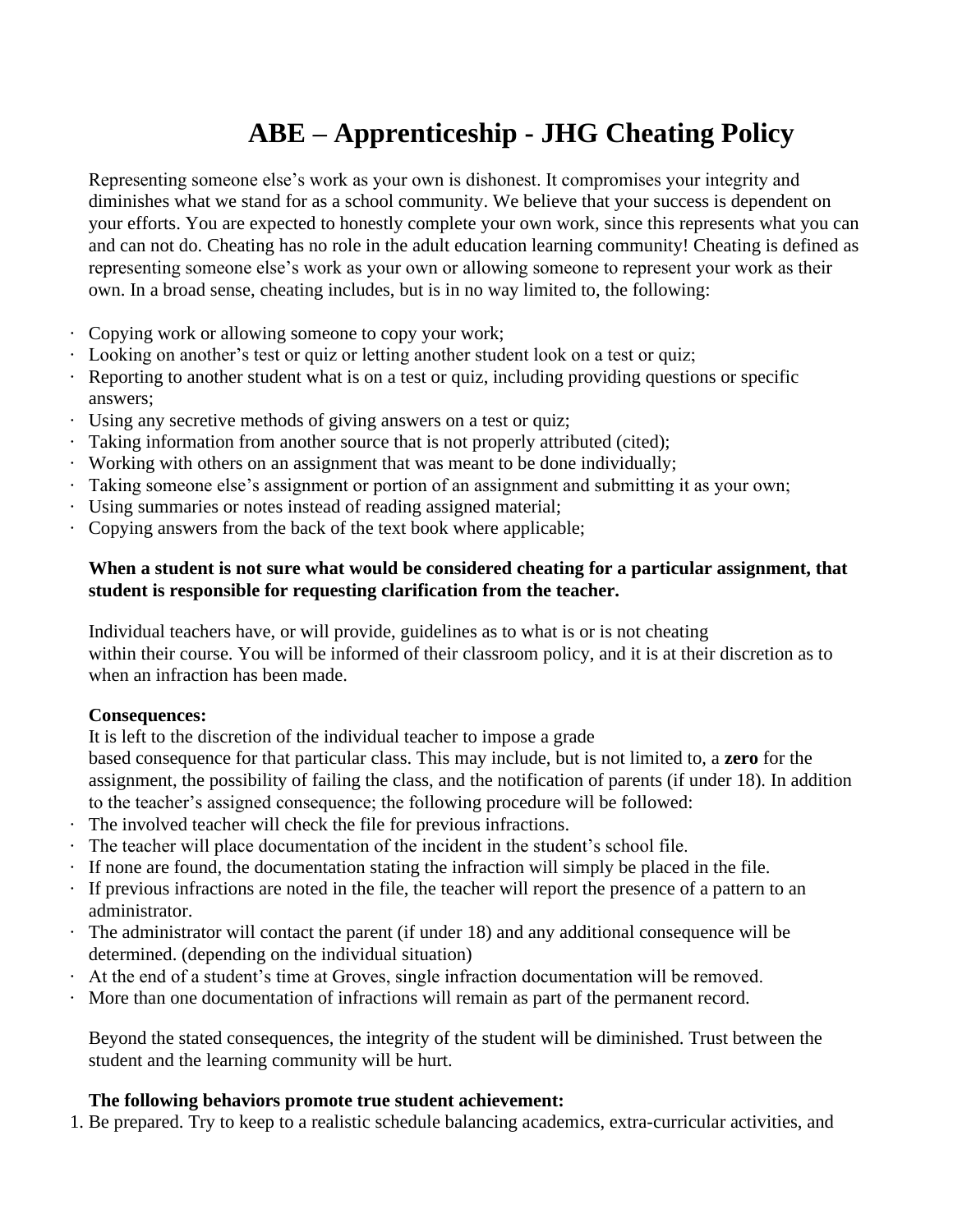# ABE – Apprenticeship - JHG Cheating Policy

Representing someone else's work as your own is dishonest. It compromises your integrity and diminishes what we stand for as a school community. We believe that your success is dependent on your efforts. You are expected to honestly complete your own work, since this represents what you can and can not do. Cheating has no role in the adult education learning community! Cheating is defined as representing someone else's work as your own or allowing someone to represent your work as their own. In a broad sense, cheating includes, but is in no way limited to, the following:

- Copying work or allowing someone to copy your work;
- Looking on another's test or quiz or letting another student look on a test or quiz;
- Reporting to another student what is on a test or quiz, including providing questions or specific answers;
- Using any secretive methods of giving answers on a test or quiz;
- Taking information from another source that is not properly attributed (cited);
- Working with others on an assignment that was meant to be done individually;
- Taking someone else's assignment or portion of an assignment and submitting it as your own;
- Using summaries or notes instead of reading assigned material;
- Copying answers from the back of the text book where applicable;

**When a student is not sure what would be considered cheating for a particular assignment, that student is responsible for requesting clarification from the teacher.**

Individual teachers have, or will provide, guidelines as to what is or is not cheating within their course. You will be informed of their classroom policy, and it is at their discretion as to when an infraction has been made.

**Consequences:**
It is left to the discretion of the individual teacher to impose a grade based consequence for that particular class. This may include, but is not limited to, a **zero** for the assignment, the possibility of failing the class, and the notification of parents (if under 18). In addition to the teacher's assigned consequence; the following procedure will be followed:

- The involved teacher will check the file for previous infractions.
- The teacher will place documentation of the incident in the student's school file.
- If none are found, the documentation stating the infraction will simply be placed in the file.
- If previous infractions are noted in the file, the teacher will report the presence of a pattern to an administrator.
- The administrator will contact the parent (if under 18) and any additional consequence will be determined. (depending on the individual situation)
- At the end of a student's time at Groves, single infraction documentation will be removed.
- More than one documentation of infractions will remain as part of the permanent record.

Beyond the stated consequences, the integrity of the student will be diminished. Trust between the student and the learning community will be hurt.

**The following behaviors promote true student achievement:**

1. Be prepared. Try to keep to a realistic schedule balancing academics, extra-curricular activities, and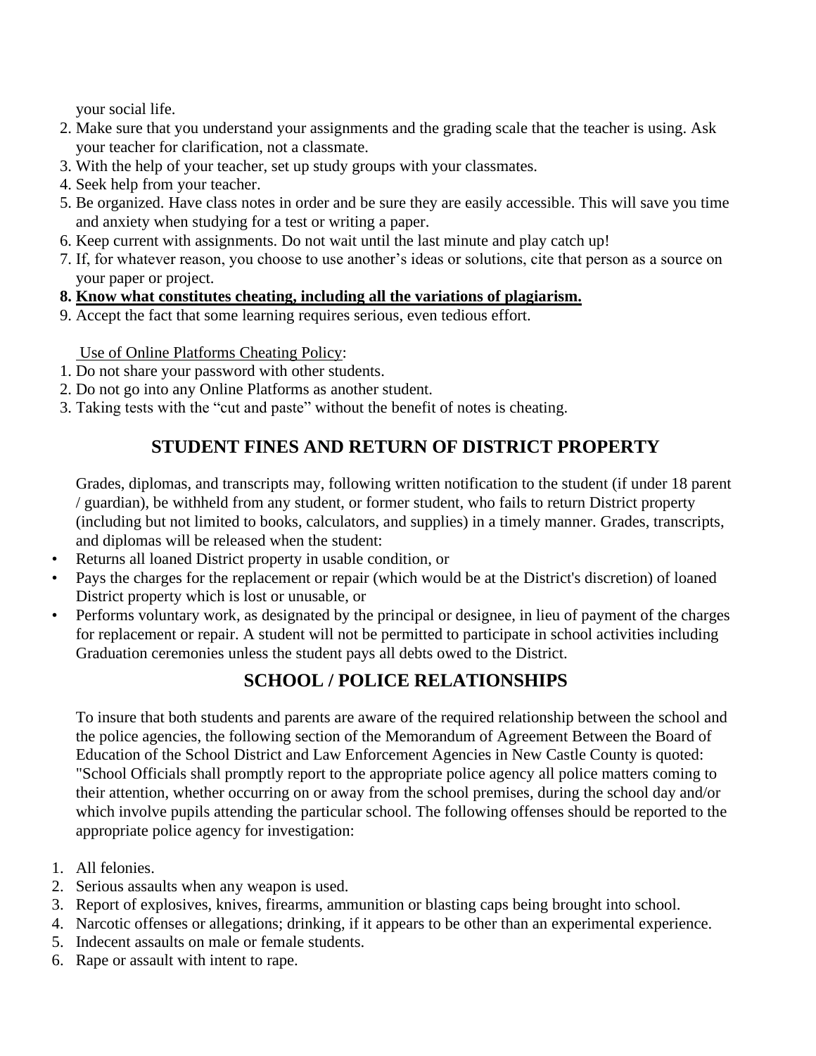your social life.

2. Make sure that you understand your assignments and the grading scale that the teacher is using. Ask your teacher for clarification, not a classmate.
3. With the help of your teacher, set up study groups with your classmates.
4. Seek help from your teacher.
5. Be organized. Have class notes in order and be sure they are easily accessible. This will save you time and anxiety when studying for a test or writing a paper.
6. Keep current with assignments. Do not wait until the last minute and play catch up!
7. If, for whatever reason, you choose to use another's ideas or solutions, cite that person as a source on your paper or project.
8. **Know what constitutes cheating, including all the variations of plagiarism.**
9. Accept the fact that some learning requires serious, even tedious effort.

Use of Online Platforms Cheating Policy:

1. Do not share your password with other students.
2. Do not go into any Online Platforms as another student.
3. Taking tests with the "cut and paste" without the benefit of notes is cheating.

## STUDENT FINES AND RETURN OF DISTRICT PROPERTY

Grades, diplomas, and transcripts may, following written notification to the student (if under 18 parent / guardian), be withheld from any student, or former student, who fails to return District property (including but not limited to books, calculators, and supplies) in a timely manner. Grades, transcripts, and diplomas will be released when the student:

- Returns all loaned District property in usable condition, or
- Pays the charges for the replacement or repair (which would be at the District's discretion) of loaned District property which is lost or unusable, or
- Performs voluntary work, as designated by the principal or designee, in lieu of payment of the charges for replacement or repair. A student will not be permitted to participate in school activities including Graduation ceremonies unless the student pays all debts owed to the District.

## SCHOOL / POLICE RELATIONSHIPS

To insure that both students and parents are aware of the required relationship between the school and the police agencies, the following section of the Memorandum of Agreement Between the Board of Education of the School District and Law Enforcement Agencies in New Castle County is quoted: "School Officials shall promptly report to the appropriate police agency all police matters coming to their attention, whether occurring on or away from the school premises, during the school day and/or which involve pupils attending the particular school. The following offenses should be reported to the appropriate police agency for investigation:

1. All felonies.
2. Serious assaults when any weapon is used.
3. Report of explosives, knives, firearms, ammunition or blasting caps being brought into school.
4. Narcotic offenses or allegations; drinking, if it appears to be other than an experimental experience.
5. Indecent assaults on male or female students.
6. Rape or assault with intent to rape.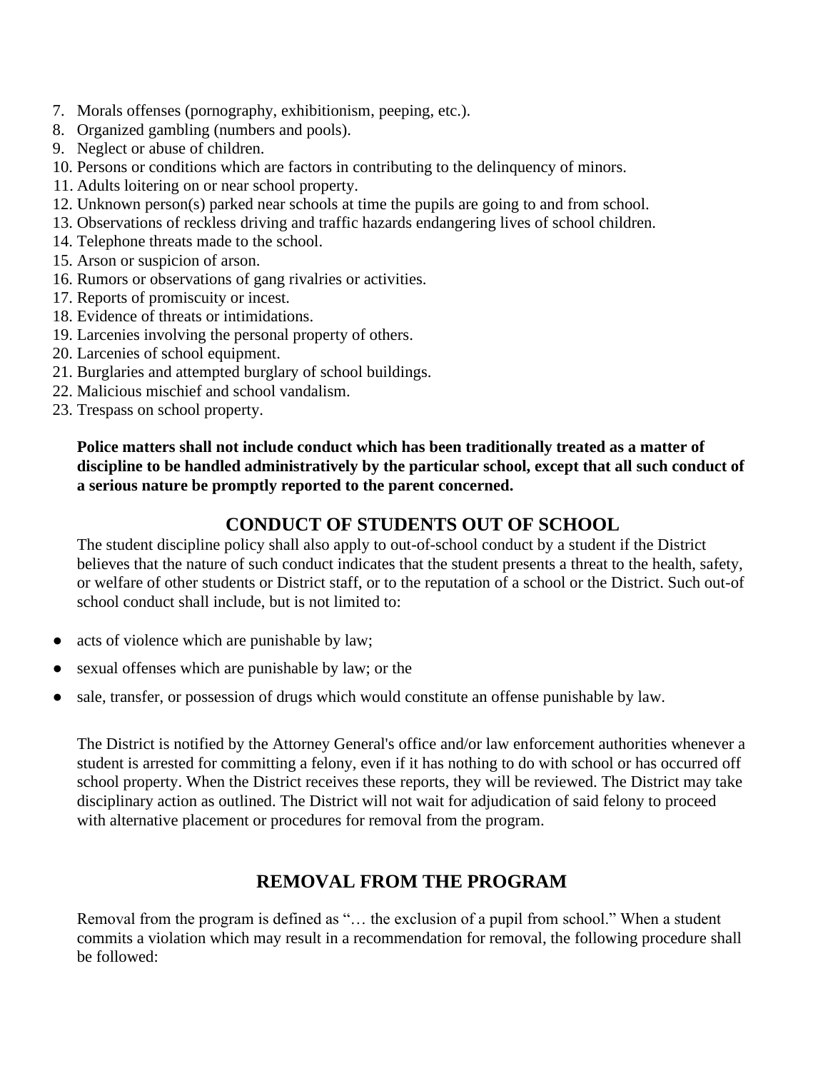7. Morals offenses (pornography, exhibitionism, peeping, etc.).
8. Organized gambling (numbers and pools).
9. Neglect or abuse of children.
10. Persons or conditions which are factors in contributing to the delinquency of minors.
11. Adults loitering on or near school property.
12. Unknown person(s) parked near schools at time the pupils are going to and from school.
13. Observations of reckless driving and traffic hazards endangering lives of school children.
14. Telephone threats made to the school.
15. Arson or suspicion of arson.
16. Rumors or observations of gang rivalries or activities.
17. Reports of promiscuity or incest.
18. Evidence of threats or intimidations.
19. Larcenies involving the personal property of others.
20. Larcenies of school equipment.
21. Burglaries and attempted burglary of school buildings.
22. Malicious mischief and school vandalism.
23. Trespass on school property.

**Police matters shall not include conduct which has been traditionally treated as a matter of discipline to be handled administratively by the particular school, except that all such conduct of a serious nature be promptly reported to the parent concerned.**

## CONDUCT OF STUDENTS OUT OF SCHOOL

The student discipline policy shall also apply to out-of-school conduct by a student if the District believes that the nature of such conduct indicates that the student presents a threat to the health, safety, or welfare of other students or District staff, or to the reputation of a school or the District. Such out-of school conduct shall include, but is not limited to:

- acts of violence which are punishable by law;
- sexual offenses which are punishable by law; or the
- sale, transfer, or possession of drugs which would constitute an offense punishable by law.

The District is notified by the Attorney General's office and/or law enforcement authorities whenever a student is arrested for committing a felony, even if it has nothing to do with school or has occurred off school property. When the District receives these reports, they will be reviewed. The District may take disciplinary action as outlined. The District will not wait for adjudication of said felony to proceed with alternative placement or procedures for removal from the program.

## REMOVAL FROM THE PROGRAM

Removal from the program is defined as "… the exclusion of a pupil from school." When a student commits a violation which may result in a recommendation for removal, the following procedure shall be followed: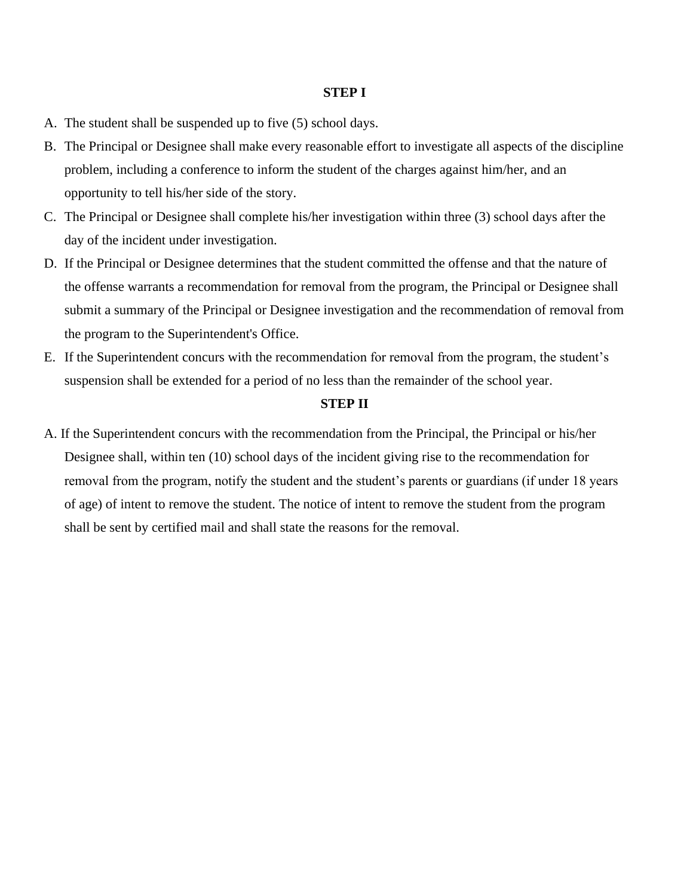**STEP I**

A. The student shall be suspended up to five (5) school days.

B. The Principal or Designee shall make every reasonable effort to investigate all aspects of the discipline problem, including a conference to inform the student of the charges against him/her, and an opportunity to tell his/her side of the story.

C. The Principal or Designee shall complete his/her investigation within three (3) school days after the day of the incident under investigation.

D. If the Principal or Designee determines that the student committed the offense and that the nature of the offense warrants a recommendation for removal from the program, the Principal or Designee shall submit a summary of the Principal or Designee investigation and the recommendation of removal from the program to the Superintendent's Office.

E. If the Superintendent concurs with the recommendation for removal from the program, the student's suspension shall be extended for a period of no less than the remainder of the school year.

**STEP II**

A. If the Superintendent concurs with the recommendation from the Principal, the Principal or his/her Designee shall, within ten (10) school days of the incident giving rise to the recommendation for removal from the program, notify the student and the student's parents or guardians (if under 18 years of age) of intent to remove the student. The notice of intent to remove the student from the program shall be sent by certified mail and shall state the reasons for the removal.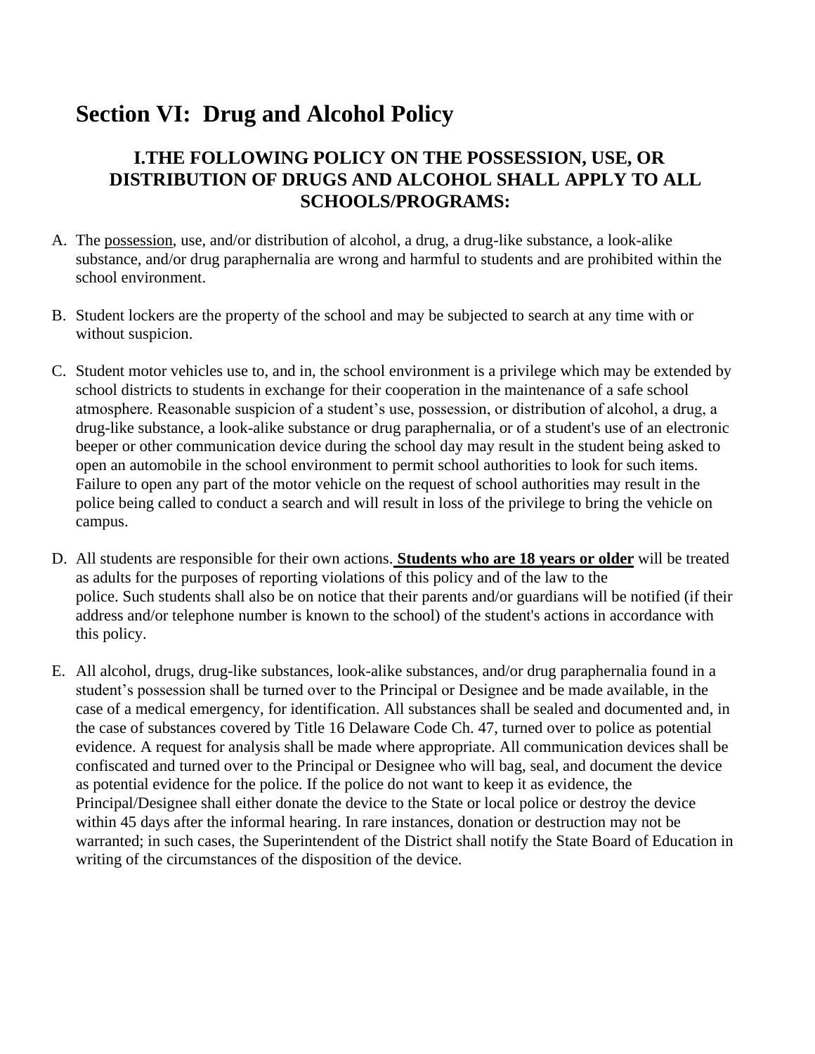# Section VI: Drug and Alcohol Policy

## I.THE FOLLOWING POLICY ON THE POSSESSION, USE, OR DISTRIBUTION OF DRUGS AND ALCOHOL SHALL APPLY TO ALL SCHOOLS/PROGRAMS:

A. The possession, use, and/or distribution of alcohol, a drug, a drug-like substance, a look-alike substance, and/or drug paraphernalia are wrong and harmful to students and are prohibited within the school environment.

B. Student lockers are the property of the school and may be subjected to search at any time with or without suspicion.

C. Student motor vehicles use to, and in, the school environment is a privilege which may be extended by school districts to students in exchange for their cooperation in the maintenance of a safe school atmosphere. Reasonable suspicion of a student's use, possession, or distribution of alcohol, a drug, a drug-like substance, a look-alike substance or drug paraphernalia, or of a student's use of an electronic beeper or other communication device during the school day may result in the student being asked to open an automobile in the school environment to permit school authorities to look for such items. Failure to open any part of the motor vehicle on the request of school authorities may result in the police being called to conduct a search and will result in loss of the privilege to bring the vehicle on campus.

D. All students are responsible for their own actions. **Students who are 18 years or older** will be treated as adults for the purposes of reporting violations of this policy and of the law to the police. Such students shall also be on notice that their parents and/or guardians will be notified (if their address and/or telephone number is known to the school) of the student's actions in accordance with this policy.

E. All alcohol, drugs, drug-like substances, look-alike substances, and/or drug paraphernalia found in a student's possession shall be turned over to the Principal or Designee and be made available, in the case of a medical emergency, for identification. All substances shall be sealed and documented and, in the case of substances covered by Title 16 Delaware Code Ch. 47, turned over to police as potential evidence. A request for analysis shall be made where appropriate. All communication devices shall be confiscated and turned over to the Principal or Designee who will bag, seal, and document the device as potential evidence for the police. If the police do not want to keep it as evidence, the Principal/Designee shall either donate the device to the State or local police or destroy the device within 45 days after the informal hearing. In rare instances, donation or destruction may not be warranted; in such cases, the Superintendent of the District shall notify the State Board of Education in writing of the circumstances of the disposition of the device.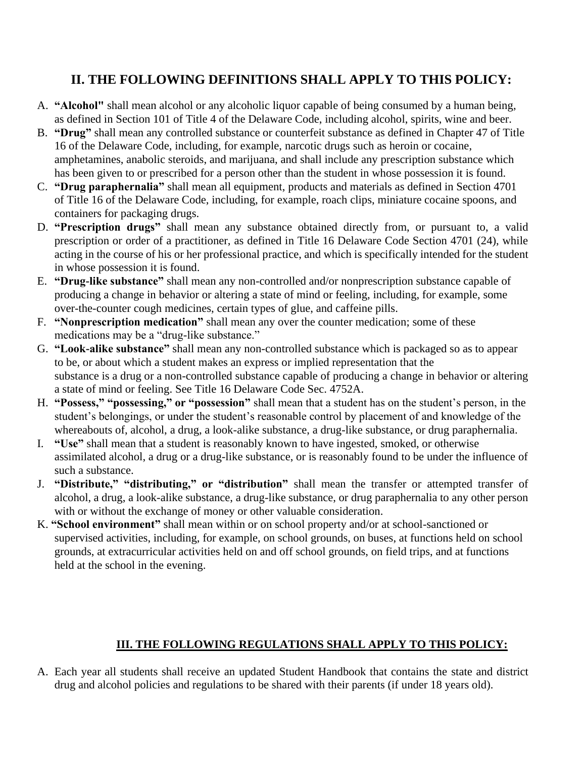## II. THE FOLLOWING DEFINITIONS SHALL APPLY TO THIS POLICY:

A. **"Alcohol"** shall mean alcohol or any alcoholic liquor capable of being consumed by a human being, as defined in Section 101 of Title 4 of the Delaware Code, including alcohol, spirits, wine and beer.
B. **"Drug"** shall mean any controlled substance or counterfeit substance as defined in Chapter 47 of Title 16 of the Delaware Code, including, for example, narcotic drugs such as heroin or cocaine, amphetamines, anabolic steroids, and marijuana, and shall include any prescription substance which has been given to or prescribed for a person other than the student in whose possession it is found.
C. **"Drug paraphernalia"** shall mean all equipment, products and materials as defined in Section 4701 of Title 16 of the Delaware Code, including, for example, roach clips, miniature cocaine spoons, and containers for packaging drugs.
D. **"Prescription drugs"** shall mean any substance obtained directly from, or pursuant to, a valid prescription or order of a practitioner, as defined in Title 16 Delaware Code Section 4701 (24), while acting in the course of his or her professional practice, and which is specifically intended for the student in whose possession it is found.
E. **"Drug-like substance"** shall mean any non-controlled and/or nonprescription substance capable of producing a change in behavior or altering a state of mind or feeling, including, for example, some over-the-counter cough medicines, certain types of glue, and caffeine pills.
F. **"Nonprescription medication"** shall mean any over the counter medication; some of these medications may be a "drug-like substance."
G. **"Look-alike substance"** shall mean any non-controlled substance which is packaged so as to appear to be, or about which a student makes an express or implied representation that the substance is a drug or a non-controlled substance capable of producing a change in behavior or altering a state of mind or feeling. See Title 16 Delaware Code Sec. 4752A.
H. **"Possess," "possessing," or "possession"** shall mean that a student has on the student's person, in the student's belongings, or under the student's reasonable control by placement of and knowledge of the whereabouts of, alcohol, a drug, a look-alike substance, a drug-like substance, or drug paraphernalia.
I. **"Use"** shall mean that a student is reasonably known to have ingested, smoked, or otherwise assimilated alcohol, a drug or a drug-like substance, or is reasonably found to be under the influence of such a substance.
J. **"Distribute," "distributing," or "distribution"** shall mean the transfer or attempted transfer of alcohol, a drug, a look-alike substance, a drug-like substance, or drug paraphernalia to any other person with or without the exchange of money or other valuable consideration.
K. **"School environment"** shall mean within or on school property and/or at school-sanctioned or supervised activities, including, for example, on school grounds, on buses, at functions held on school grounds, at extracurricular activities held on and off school grounds, on field trips, and at functions held at the school in the evening.

## III. THE FOLLOWING REGULATIONS SHALL APPLY TO THIS POLICY:

A. Each year all students shall receive an updated Student Handbook that contains the state and district drug and alcohol policies and regulations to be shared with their parents (if under 18 years old).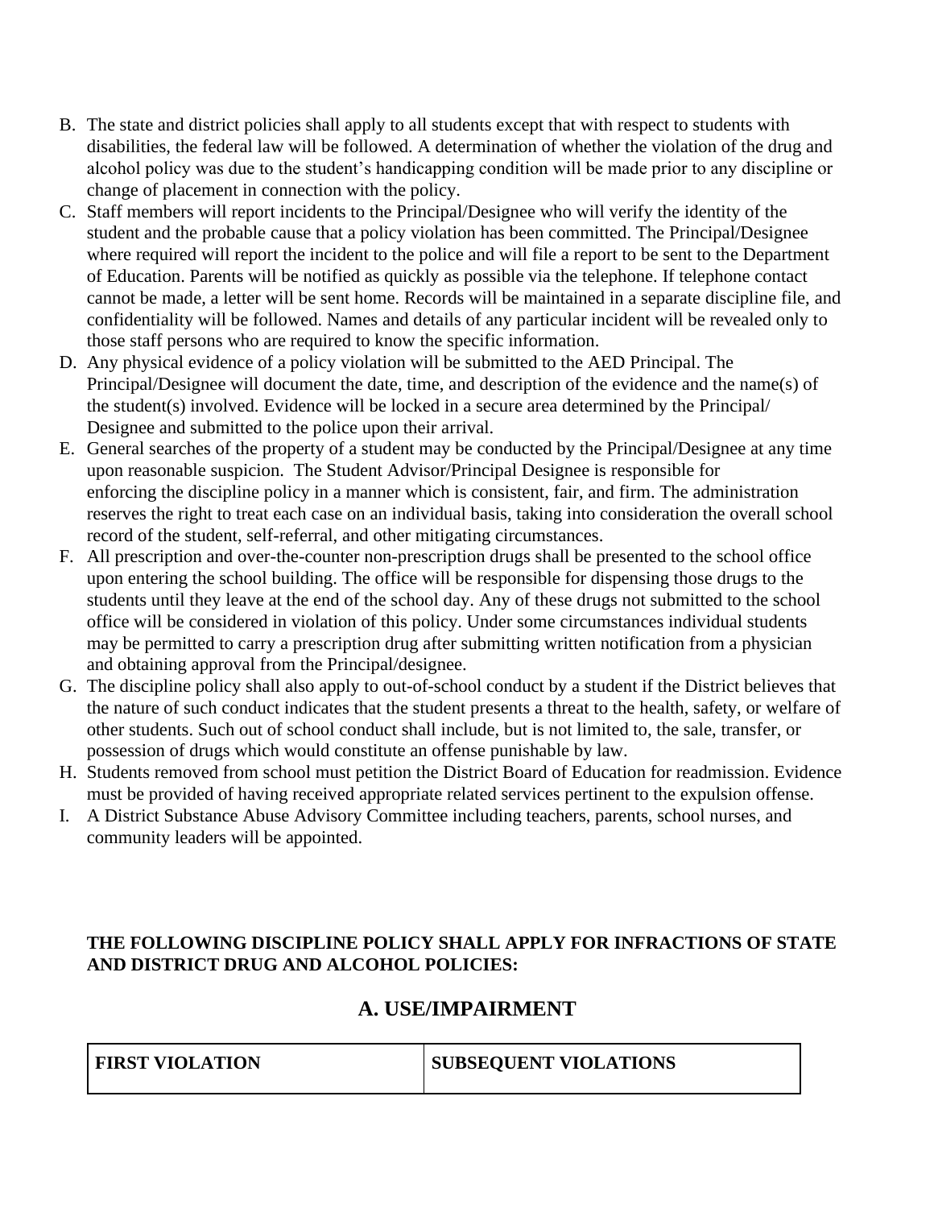B. The state and district policies shall apply to all students except that with respect to students with disabilities, the federal law will be followed. A determination of whether the violation of the drug and alcohol policy was due to the student's handicapping condition will be made prior to any discipline or change of placement in connection with the policy.
C. Staff members will report incidents to the Principal/Designee who will verify the identity of the student and the probable cause that a policy violation has been committed. The Principal/Designee where required will report the incident to the police and will file a report to be sent to the Department of Education. Parents will be notified as quickly as possible via the telephone. If telephone contact cannot be made, a letter will be sent home. Records will be maintained in a separate discipline file, and confidentiality will be followed. Names and details of any particular incident will be revealed only to those staff persons who are required to know the specific information.
D. Any physical evidence of a policy violation will be submitted to the AED Principal. The Principal/Designee will document the date, time, and description of the evidence and the name(s) of the student(s) involved. Evidence will be locked in a secure area determined by the Principal/ Designee and submitted to the police upon their arrival.
E. General searches of the property of a student may be conducted by the Principal/Designee at any time upon reasonable suspicion. The Student Advisor/Principal Designee is responsible for enforcing the discipline policy in a manner which is consistent, fair, and firm. The administration reserves the right to treat each case on an individual basis, taking into consideration the overall school record of the student, self-referral, and other mitigating circumstances.
F. All prescription and over-the-counter non-prescription drugs shall be presented to the school office upon entering the school building. The office will be responsible for dispensing those drugs to the students until they leave at the end of the school day. Any of these drugs not submitted to the school office will be considered in violation of this policy. Under some circumstances individual students may be permitted to carry a prescription drug after submitting written notification from a physician and obtaining approval from the Principal/designee.
G. The discipline policy shall also apply to out-of-school conduct by a student if the District believes that the nature of such conduct indicates that the student presents a threat to the health, safety, or welfare of other students. Such out of school conduct shall include, but is not limited to, the sale, transfer, or possession of drugs which would constitute an offense punishable by law.
H. Students removed from school must petition the District Board of Education for readmission. Evidence must be provided of having received appropriate related services pertinent to the expulsion offense.
I. A District Substance Abuse Advisory Committee including teachers, parents, school nurses, and community leaders will be appointed.

**THE FOLLOWING DISCIPLINE POLICY SHALL APPLY FOR INFRACTIONS OF STATE AND DISTRICT DRUG AND ALCOHOL POLICIES:**

## A. USE/IMPAIRMENT

| FIRST VIOLATION | SUBSEQUENT VIOLATIONS |
|---|---|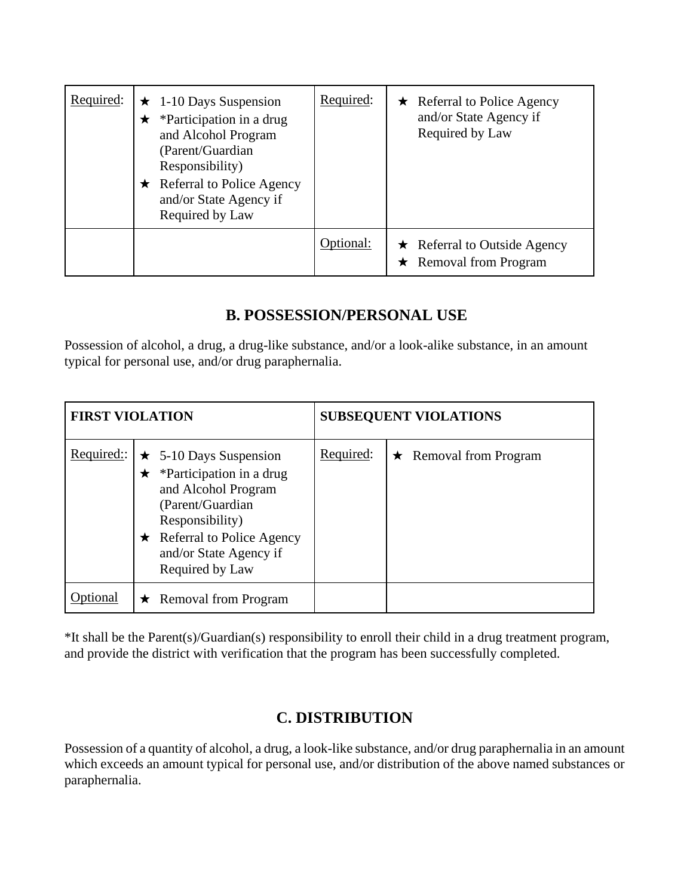| | | | |
|---|---|---|---|
| Required: | ★ 1-10 Days Suspension<br>★ *Participation in a drug and Alcohol Program (Parent/Guardian Responsibility)<br>★ Referral to Police Agency and/or State Agency if Required by Law | Required: | ★ Referral to Police Agency and/or State Agency if Required by Law |
| | | Optional: | ★ Referral to Outside Agency<br>★ Removal from Program |

## B. POSSESSION/PERSONAL USE

Possession of alcohol, a drug, a drug-like substance, and/or a look-alike substance, in an amount typical for personal use, and/or drug paraphernalia.

| FIRST VIOLATION | | SUBSEQUENT VIOLATIONS | |
|---|---|---|---|
| Required:: | ★ 5-10 Days Suspension<br>★ *Participation in a drug and Alcohol Program (Parent/Guardian Responsibility)<br>★ Referral to Police Agency and/or State Agency if Required by Law | Required: | ★ Removal from Program |
| Optional | ★ Removal from Program | | |

*It shall be the Parent(s)/Guardian(s) responsibility to enroll their child in a drug treatment program, and provide the district with verification that the program has been successfully completed.

## C. DISTRIBUTION

Possession of a quantity of alcohol, a drug, a look-like substance, and/or drug paraphernalia in an amount which exceeds an amount typical for personal use, and/or distribution of the above named substances or paraphernalia.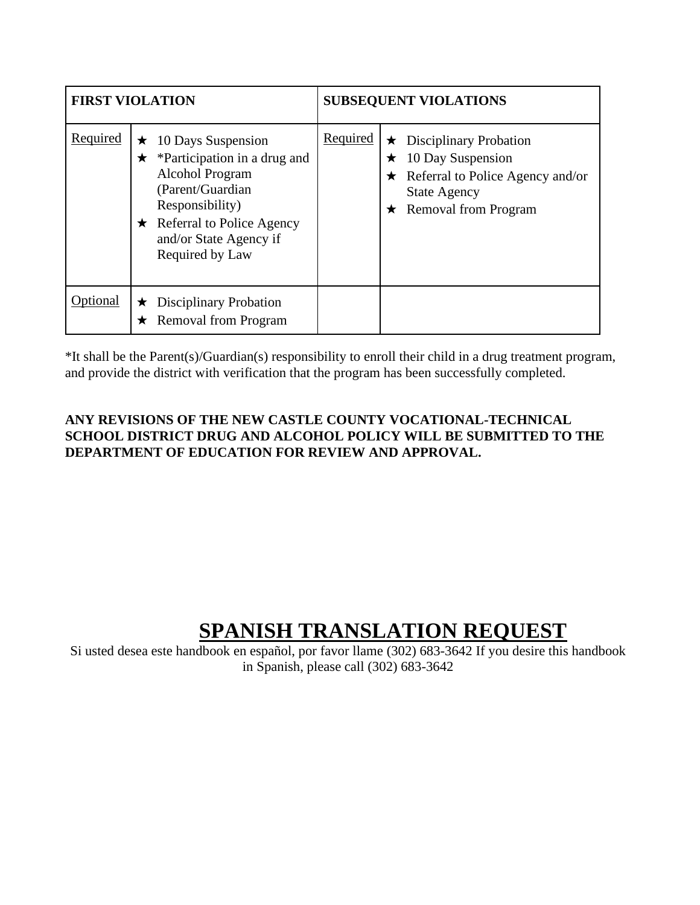| FIRST VIOLATION | | SUBSEQUENT VIOLATIONS | |
|---|---|---|---|
| Required | ★ 10 Days Suspension<br>★ *Participation in a drug and Alcohol Program (Parent/Guardian Responsibility)<br>★ Referral to Police Agency and/or State Agency if Required by Law | Required | ★ Disciplinary Probation<br>★ 10 Day Suspension<br>★ Referral to Police Agency and/or State Agency<br>★ Removal from Program |
| Optional | ★ Disciplinary Probation<br>★ Removal from Program | | |

*It shall be the Parent(s)/Guardian(s) responsibility to enroll their child in a drug treatment program, and provide the district with verification that the program has been successfully completed.

**ANY REVISIONS OF THE NEW CASTLE COUNTY VOCATIONAL-TECHNICAL SCHOOL DISTRICT DRUG AND ALCOHOL POLICY WILL BE SUBMITTED TO THE DEPARTMENT OF EDUCATION FOR REVIEW AND APPROVAL.**

# SPANISH TRANSLATION REQUEST

Si usted desea este handbook en español, por favor llame (302) 683-3642 If you desire this handbook in Spanish, please call (302) 683-3642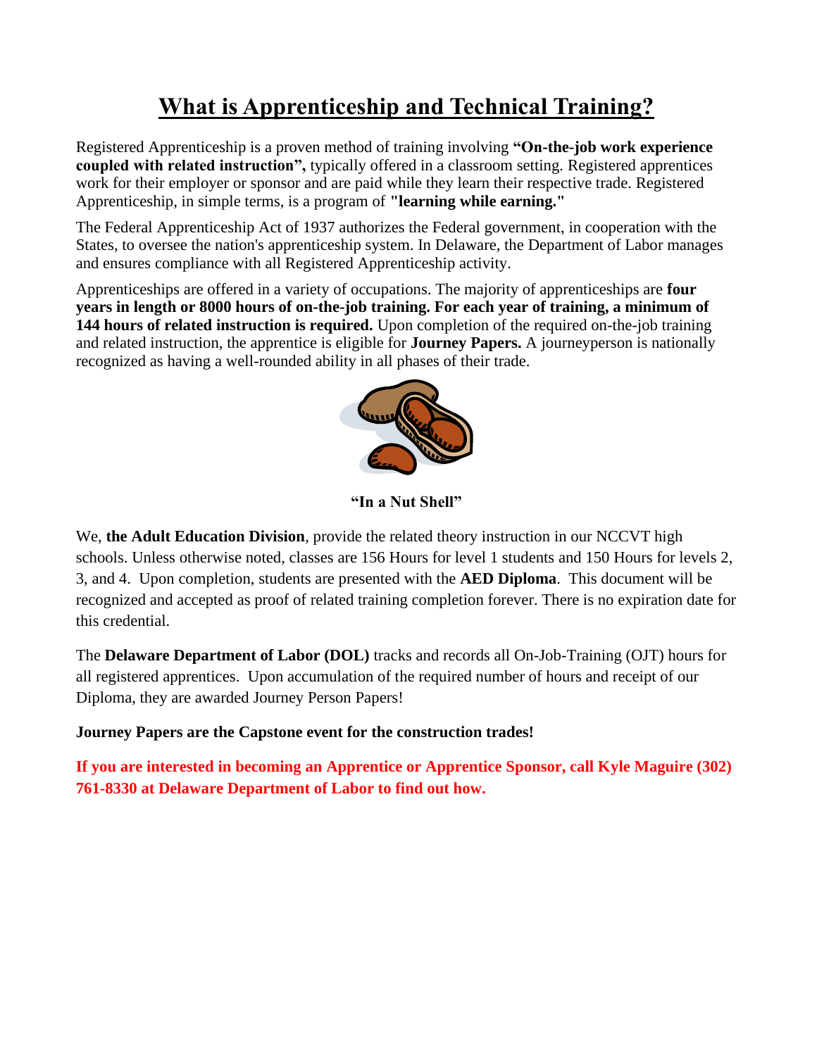# What is Apprenticeship and Technical Training?

Registered Apprenticeship is a proven method of training involving **"On-the-job work experience coupled with related instruction",** typically offered in a classroom setting. Registered apprentices work for their employer or sponsor and are paid while they learn their respective trade. Registered Apprenticeship, in simple terms, is a program of **"learning while earning."**

The Federal Apprenticeship Act of 1937 authorizes the Federal government, in cooperation with the States, to oversee the nation's apprenticeship system. In Delaware, the Department of Labor manages and ensures compliance with all Registered Apprenticeship activity.

Apprenticeships are offered in a variety of occupations. The majority of apprenticeships are **four years in length or 8000 hours of on-the-job training. For each year of training, a minimum of 144 hours of related instruction is required.** Upon completion of the required on-the-job training and related instruction, the apprentice is eligible for **Journey Papers.** A journeyperson is nationally recognized as having a well-rounded ability in all phases of their trade.

**"In a Nut Shell"**

We, **the Adult Education Division**, provide the related theory instruction in our NCCVT high schools. Unless otherwise noted, classes are 156 Hours for level 1 students and 150 Hours for levels 2, 3, and 4. Upon completion, students are presented with the **AED Diploma**. This document will be recognized and accepted as proof of related training completion forever. There is no expiration date for this credential.

The **Delaware Department of Labor (DOL)** tracks and records all On-Job-Training (OJT) hours for all registered apprentices. Upon accumulation of the required number of hours and receipt of our Diploma, they are awarded Journey Person Papers!

**Journey Papers are the Capstone event for the construction trades!**

**If you are interested in becoming an Apprentice or Apprentice Sponsor, call Kyle Maguire (302) 761-8330 at Delaware Department of Labor to find out how.**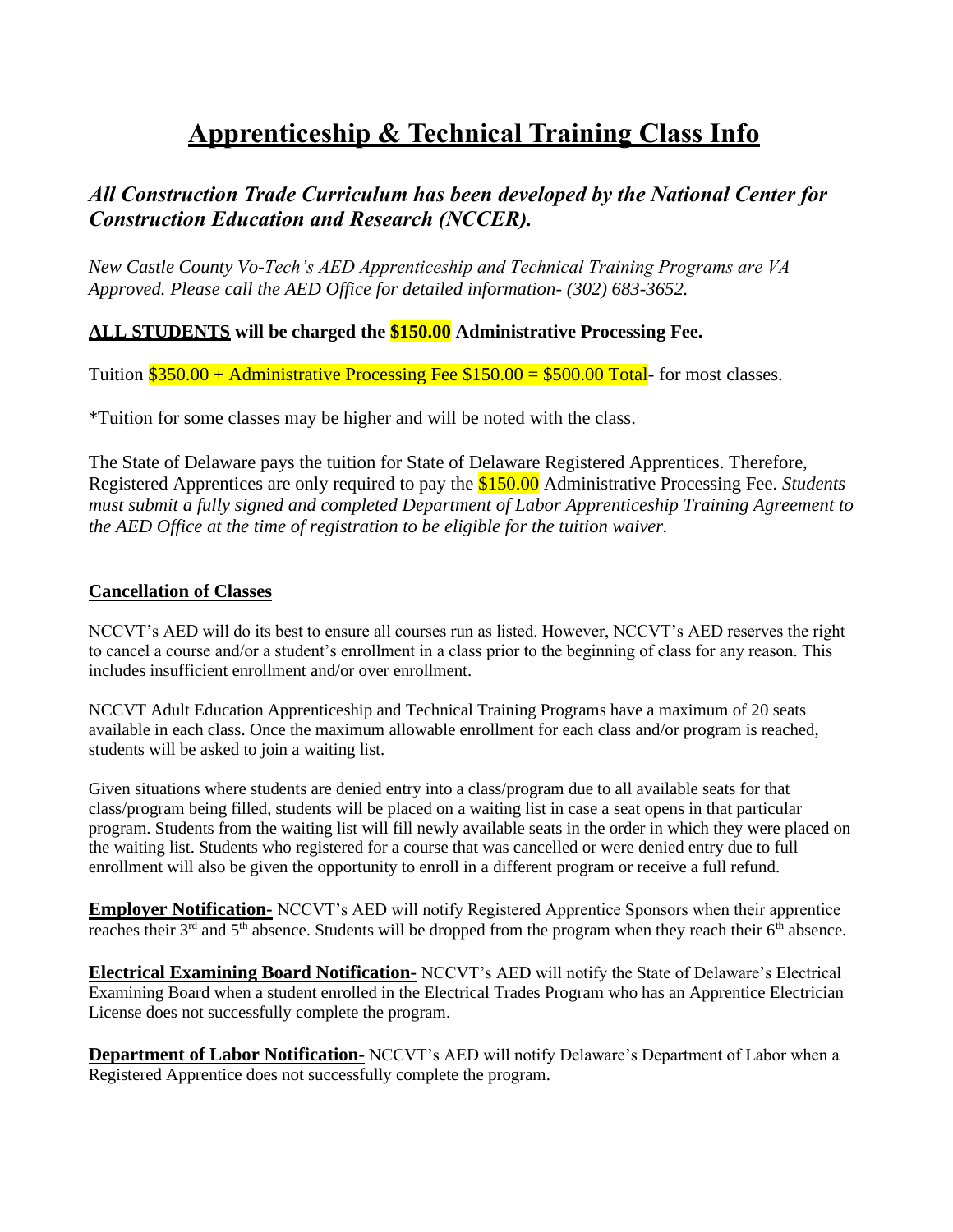# Apprenticeship & Technical Training Class Info

## *All Construction Trade Curriculum has been developed by the National Center for Construction Education and Research (NCCER).*

*New Castle County Vo-Tech's AED Apprenticeship and Technical Training Programs are VA Approved. Please call the AED Office for detailed information- (302) 683-3652.*

**ALL STUDENTS will be charged the $150.00 Administrative Processing Fee.**

Tuition $350.00 + Administrative Processing Fee $150.00 = $500.00 Total- for most classes.

*Tuition for some classes may be higher and will be noted with the class.

The State of Delaware pays the tuition for State of Delaware Registered Apprentices. Therefore, Registered Apprentices are only required to pay the $150.00 Administrative Processing Fee. *Students must submit a fully signed and completed Department of Labor Apprenticeship Training Agreement to the AED Office at the time of registration to be eligible for the tuition waiver.*

**Cancellation of Classes**

NCCVT's AED will do its best to ensure all courses run as listed. However, NCCVT's AED reserves the right to cancel a course and/or a student's enrollment in a class prior to the beginning of class for any reason. This includes insufficient enrollment and/or over enrollment.

NCCVT Adult Education Apprenticeship and Technical Training Programs have a maximum of 20 seats available in each class. Once the maximum allowable enrollment for each class and/or program is reached, students will be asked to join a waiting list.

Given situations where students are denied entry into a class/program due to all available seats for that class/program being filled, students will be placed on a waiting list in case a seat opens in that particular program. Students from the waiting list will fill newly available seats in the order in which they were placed on the waiting list. Students who registered for a course that was cancelled or were denied entry due to full enrollment will also be given the opportunity to enroll in a different program or receive a full refund.

**Employer Notification-** NCCVT's AED will notify Registered Apprentice Sponsors when their apprentice reaches their 3rd and 5th absence. Students will be dropped from the program when they reach their 6th absence.

**Electrical Examining Board Notification-** NCCVT's AED will notify the State of Delaware's Electrical Examining Board when a student enrolled in the Electrical Trades Program who has an Apprentice Electrician License does not successfully complete the program.

**Department of Labor Notification-** NCCVT's AED will notify Delaware's Department of Labor when a Registered Apprentice does not successfully complete the program.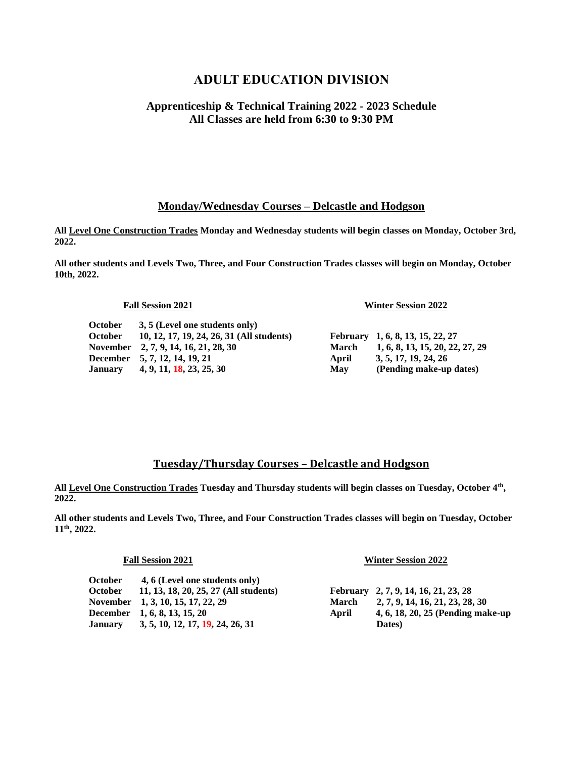# ADULT EDUCATION DIVISION

## Apprenticeship & Technical Training 2022 - 2023 Schedule
## All Classes are held from 6:30 to 9:30 PM

### Monday/Wednesday Courses – Delcastle and Hodgson

**All Level One Construction Trades Monday and Wednesday students will begin classes on Monday, October 3rd, 2022.**

**All other students and Levels Two, Three, and Four Construction Trades classes will begin on Monday, October 10th, 2022.**

| Fall Session 2021 | | Winter Session 2022 | |
|---|---|---|---|
| **October** | **3, 5 (Level one students only)** | | |
| **October** | **10, 12, 17, 19, 24, 26, 31 (All students)** | **February** | **1, 6, 8, 13, 15, 22, 27** |
| **November** | **2, 7, 9, 14, 16, 21, 28, 30** | **March** | **1, 6, 8, 13, 15, 20, 22, 27, 29** |
| **December** | **5, 7, 12, 14, 19, 21** | **April** | **3, 5, 17, 19, 24, 26** |
| **January** | **4, 9, 11, 18, 23, 25, 30** | **May** | **(Pending make-up dates)** |

### Tuesday/Thursday Courses – Delcastle and Hodgson

**All Level One Construction Trades Tuesday and Thursday students will begin classes on Tuesday, October 4th, 2022.**

**All other students and Levels Two, Three, and Four Construction Trades classes will begin on Tuesday, October 11th, 2022.**

| Fall Session 2021 | | Winter Session 2022 | |
|---|---|---|---|
| **October** | **4, 6 (Level one students only)** | | |
| **October** | **11, 13, 18, 20, 25, 27 (All students)** | **February** | **2, 7, 9, 14, 16, 21, 23, 28** |
| **November** | **1, 3, 10, 15, 17, 22, 29** | **March** | **2, 7, 9, 14, 16, 21, 23, 28, 30** |
| **December** | **1, 6, 8, 13, 15, 20** | **April** | **4, 6, 18, 20, 25 (Pending make-up Dates)** |
| **January** | **3, 5, 10, 12, 17, 19, 24, 26, 31** | | |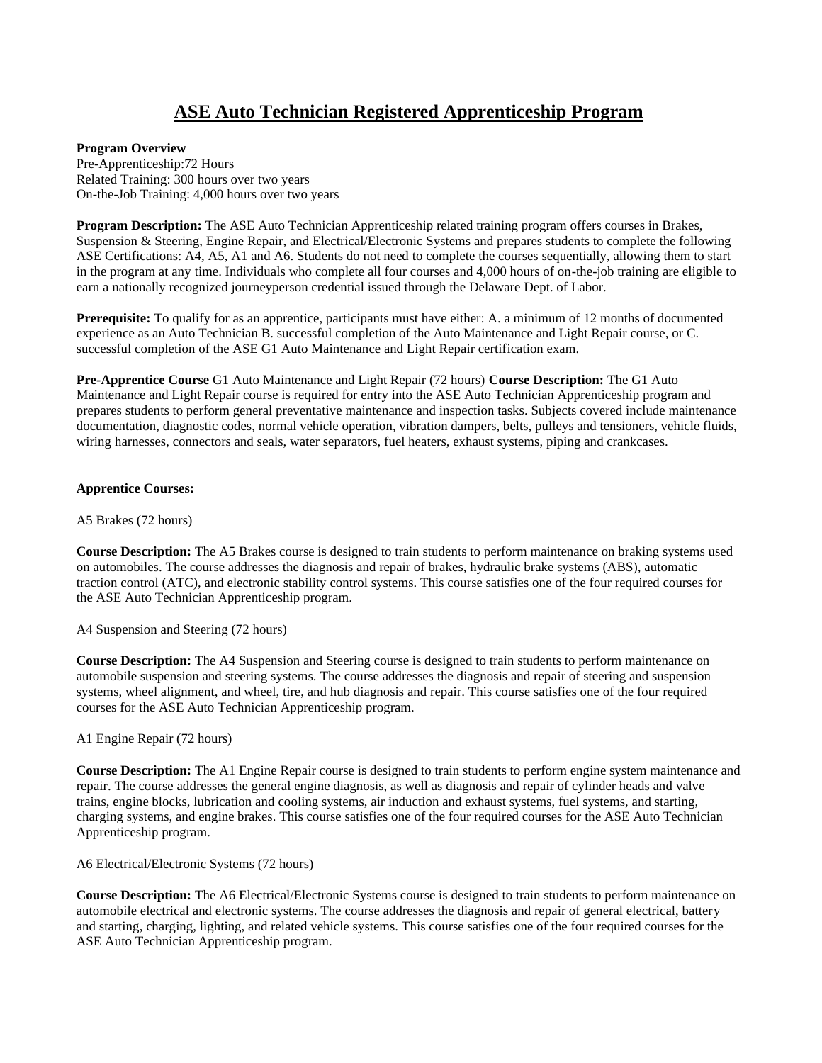# ASE Auto Technician Registered Apprenticeship Program

**Program Overview**
Pre-Apprenticeship:72 Hours
Related Training: 300 hours over two years
On-the-Job Training: 4,000 hours over two years

**Program Description:** The ASE Auto Technician Apprenticeship related training program offers courses in Brakes, Suspension & Steering, Engine Repair, and Electrical/Electronic Systems and prepares students to complete the following ASE Certifications: A4, A5, A1 and A6. Students do not need to complete the courses sequentially, allowing them to start in the program at any time. Individuals who complete all four courses and 4,000 hours of on-the-job training are eligible to earn a nationally recognized journeyperson credential issued through the Delaware Dept. of Labor.

**Prerequisite:** To qualify for as an apprentice, participants must have either: A. a minimum of 12 months of documented experience as an Auto Technician B. successful completion of the Auto Maintenance and Light Repair course, or C. successful completion of the ASE G1 Auto Maintenance and Light Repair certification exam.

**Pre-Apprentice Course** G1 Auto Maintenance and Light Repair (72 hours) **Course Description:** The G1 Auto Maintenance and Light Repair course is required for entry into the ASE Auto Technician Apprenticeship program and prepares students to perform general preventative maintenance and inspection tasks. Subjects covered include maintenance documentation, diagnostic codes, normal vehicle operation, vibration dampers, belts, pulleys and tensioners, vehicle fluids, wiring harnesses, connectors and seals, water separators, fuel heaters, exhaust systems, piping and crankcases.

**Apprentice Courses:**

A5 Brakes (72 hours)

**Course Description:** The A5 Brakes course is designed to train students to perform maintenance on braking systems used on automobiles. The course addresses the diagnosis and repair of brakes, hydraulic brake systems (ABS), automatic traction control (ATC), and electronic stability control systems. This course satisfies one of the four required courses for the ASE Auto Technician Apprenticeship program.

A4 Suspension and Steering (72 hours)

**Course Description:** The A4 Suspension and Steering course is designed to train students to perform maintenance on automobile suspension and steering systems. The course addresses the diagnosis and repair of steering and suspension systems, wheel alignment, and wheel, tire, and hub diagnosis and repair. This course satisfies one of the four required courses for the ASE Auto Technician Apprenticeship program.

A1 Engine Repair (72 hours)

**Course Description:** The A1 Engine Repair course is designed to train students to perform engine system maintenance and repair. The course addresses the general engine diagnosis, as well as diagnosis and repair of cylinder heads and valve trains, engine blocks, lubrication and cooling systems, air induction and exhaust systems, fuel systems, and starting, charging systems, and engine brakes. This course satisfies one of the four required courses for the ASE Auto Technician Apprenticeship program.

A6 Electrical/Electronic Systems (72 hours)

**Course Description:** The A6 Electrical/Electronic Systems course is designed to train students to perform maintenance on automobile electrical and electronic systems. The course addresses the diagnosis and repair of general electrical, battery and starting, charging, lighting, and related vehicle systems. This course satisfies one of the four required courses for the ASE Auto Technician Apprenticeship program.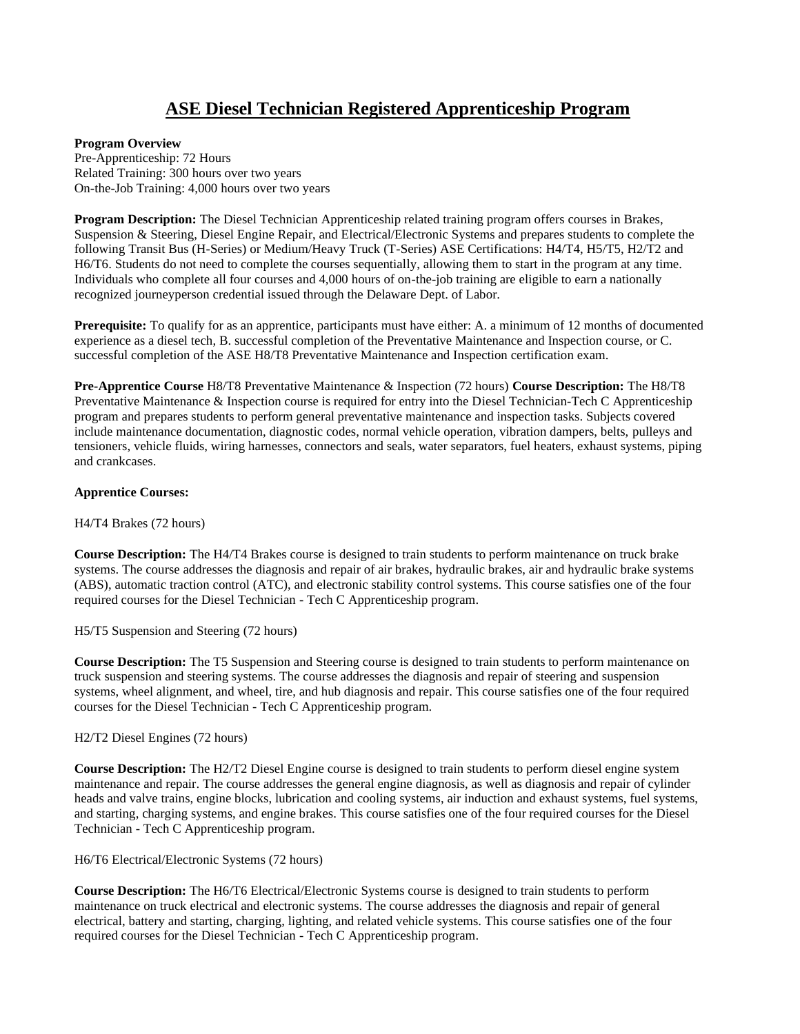# ASE Diesel Technician Registered Apprenticeship Program

**Program Overview**
Pre-Apprenticeship: 72 Hours
Related Training: 300 hours over two years
On-the-Job Training: 4,000 hours over two years

**Program Description:** The Diesel Technician Apprenticeship related training program offers courses in Brakes, Suspension & Steering, Diesel Engine Repair, and Electrical/Electronic Systems and prepares students to complete the following Transit Bus (H-Series) or Medium/Heavy Truck (T-Series) ASE Certifications: H4/T4, H5/T5, H2/T2 and H6/T6. Students do not need to complete the courses sequentially, allowing them to start in the program at any time. Individuals who complete all four courses and 4,000 hours of on-the-job training are eligible to earn a nationally recognized journeyperson credential issued through the Delaware Dept. of Labor.

**Prerequisite:** To qualify for as an apprentice, participants must have either: A. a minimum of 12 months of documented experience as a diesel tech, B. successful completion of the Preventative Maintenance and Inspection course, or C. successful completion of the ASE H8/T8 Preventative Maintenance and Inspection certification exam.

**Pre-Apprentice Course** H8/T8 Preventative Maintenance & Inspection (72 hours) **Course Description:** The H8/T8 Preventative Maintenance & Inspection course is required for entry into the Diesel Technician-Tech C Apprenticeship program and prepares students to perform general preventative maintenance and inspection tasks. Subjects covered include maintenance documentation, diagnostic codes, normal vehicle operation, vibration dampers, belts, pulleys and tensioners, vehicle fluids, wiring harnesses, connectors and seals, water separators, fuel heaters, exhaust systems, piping and crankcases.

**Apprentice Courses:**

H4/T4 Brakes (72 hours)

**Course Description:** The H4/T4 Brakes course is designed to train students to perform maintenance on truck brake systems. The course addresses the diagnosis and repair of air brakes, hydraulic brakes, air and hydraulic brake systems (ABS), automatic traction control (ATC), and electronic stability control systems. This course satisfies one of the four required courses for the Diesel Technician - Tech C Apprenticeship program.

H5/T5 Suspension and Steering (72 hours)

**Course Description:** The T5 Suspension and Steering course is designed to train students to perform maintenance on truck suspension and steering systems. The course addresses the diagnosis and repair of steering and suspension systems, wheel alignment, and wheel, tire, and hub diagnosis and repair. This course satisfies one of the four required courses for the Diesel Technician - Tech C Apprenticeship program.

H2/T2 Diesel Engines (72 hours)

**Course Description:** The H2/T2 Diesel Engine course is designed to train students to perform diesel engine system maintenance and repair. The course addresses the general engine diagnosis, as well as diagnosis and repair of cylinder heads and valve trains, engine blocks, lubrication and cooling systems, air induction and exhaust systems, fuel systems, and starting, charging systems, and engine brakes. This course satisfies one of the four required courses for the Diesel Technician - Tech C Apprenticeship program.

H6/T6 Electrical/Electronic Systems (72 hours)

**Course Description:** The H6/T6 Electrical/Electronic Systems course is designed to train students to perform maintenance on truck electrical and electronic systems. The course addresses the diagnosis and repair of general electrical, battery and starting, charging, lighting, and related vehicle systems. This course satisfies one of the four required courses for the Diesel Technician - Tech C Apprenticeship program.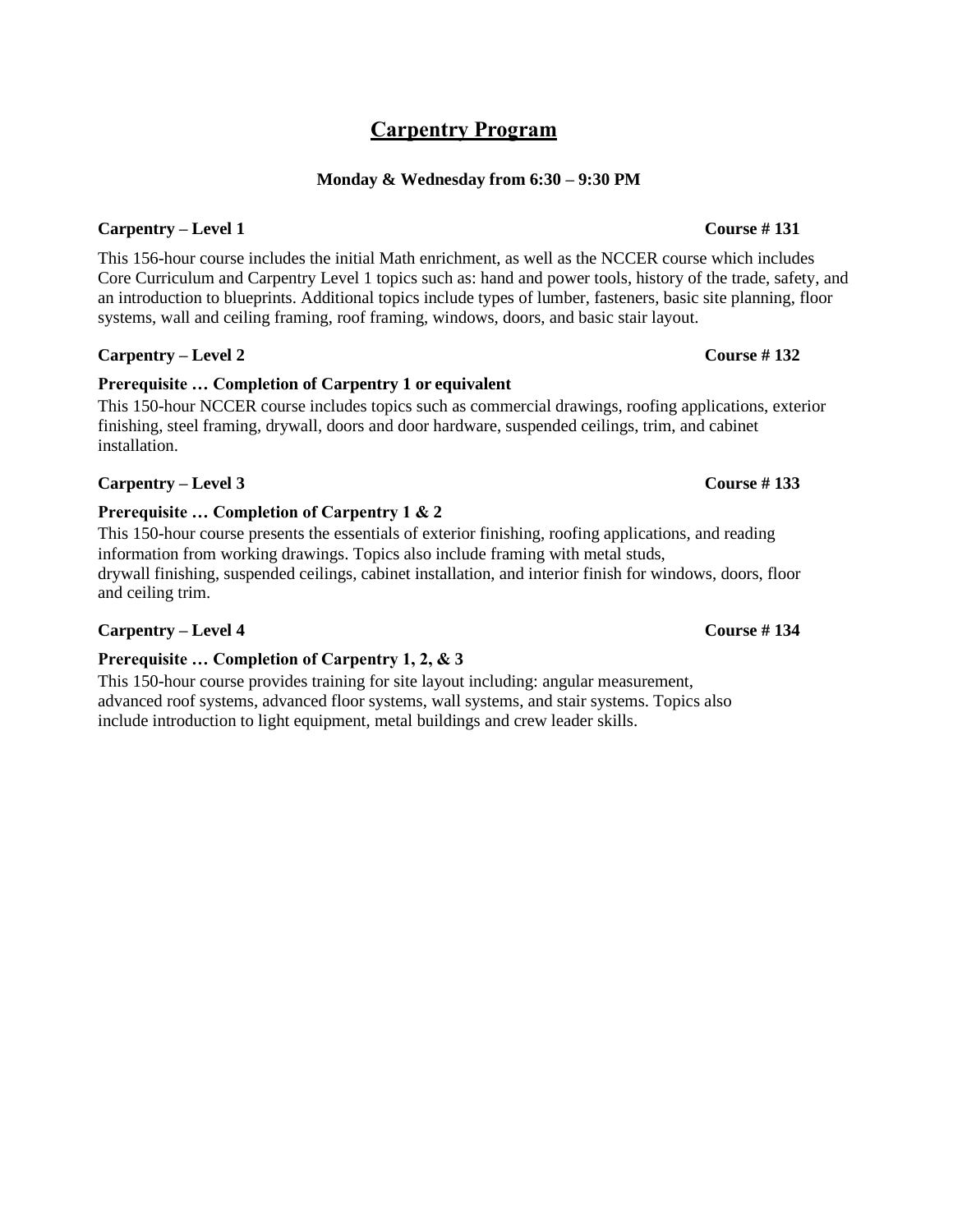# Carpentry Program

**Monday & Wednesday from 6:30 – 9:30 PM**

**Carpentry – Level 1** **Course # 131**

This 156-hour course includes the initial Math enrichment, as well as the NCCER course which includes Core Curriculum and Carpentry Level 1 topics such as: hand and power tools, history of the trade, safety, and an introduction to blueprints. Additional topics include types of lumber, fasteners, basic site planning, floor systems, wall and ceiling framing, roof framing, windows, doors, and basic stair layout.

**Carpentry – Level 2** **Course # 132**

**Prerequisite … Completion of Carpentry 1 or equivalent**

This 150-hour NCCER course includes topics such as commercial drawings, roofing applications, exterior finishing, steel framing, drywall, doors and door hardware, suspended ceilings, trim, and cabinet installation.

**Carpentry – Level 3** **Course # 133**

**Prerequisite … Completion of Carpentry 1 & 2**

This 150-hour course presents the essentials of exterior finishing, roofing applications, and reading information from working drawings. Topics also include framing with metal studs, drywall finishing, suspended ceilings, cabinet installation, and interior finish for windows, doors, floor and ceiling trim.

**Carpentry – Level 4** **Course # 134**

**Prerequisite … Completion of Carpentry 1, 2, & 3**

This 150-hour course provides training for site layout including: angular measurement, advanced roof systems, advanced floor systems, wall systems, and stair systems. Topics also include introduction to light equipment, metal buildings and crew leader skills.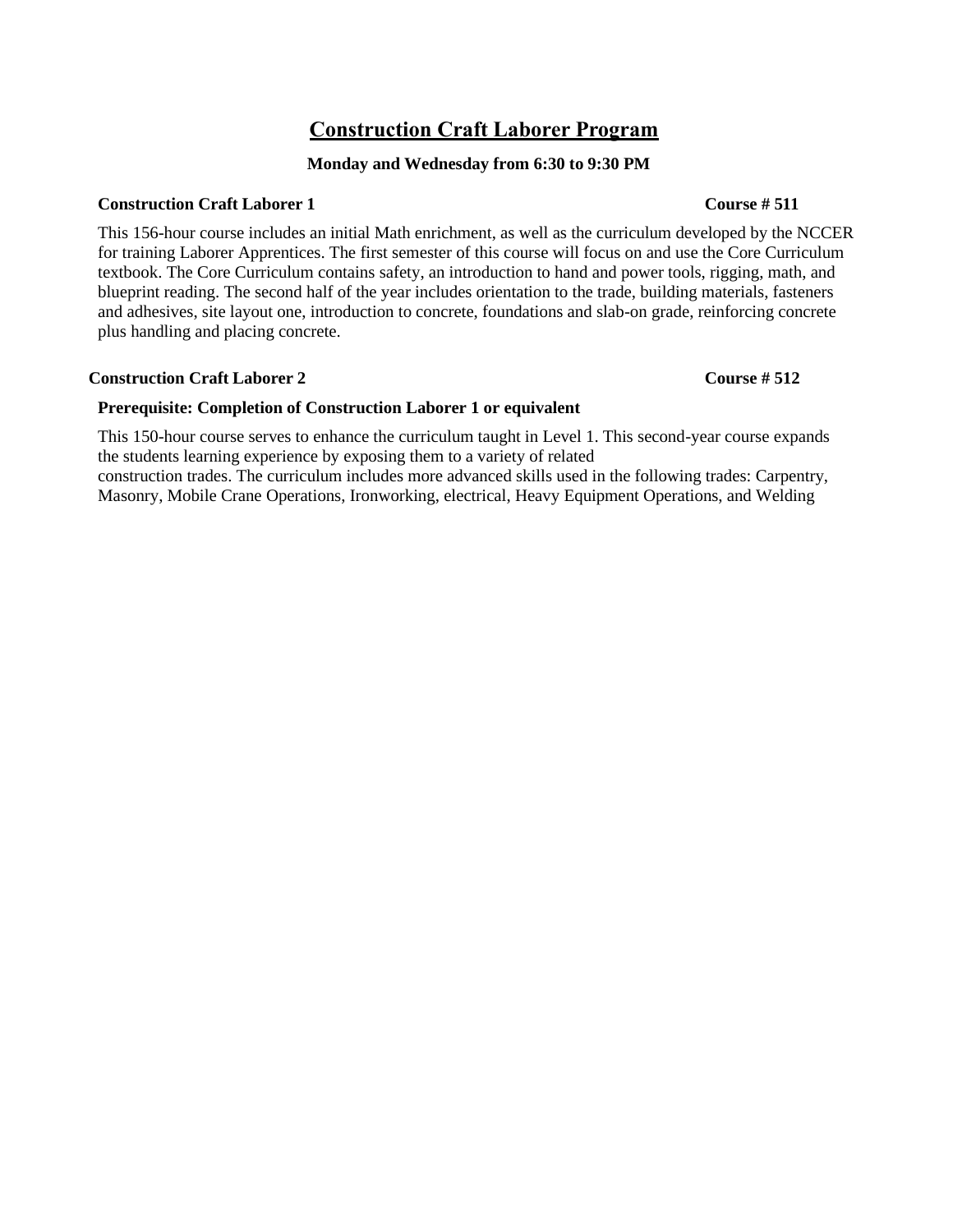# Construction Craft Laborer Program

**Monday and Wednesday from 6:30 to 9:30 PM**

**Construction Craft Laborer 1** **Course # 511**

This 156-hour course includes an initial Math enrichment, as well as the curriculum developed by the NCCER for training Laborer Apprentices. The first semester of this course will focus on and use the Core Curriculum textbook. The Core Curriculum contains safety, an introduction to hand and power tools, rigging, math, and blueprint reading. The second half of the year includes orientation to the trade, building materials, fasteners and adhesives, site layout one, introduction to concrete, foundations and slab-on grade, reinforcing concrete plus handling and placing concrete.

**Construction Craft Laborer 2** **Course # 512**

**Prerequisite: Completion of Construction Laborer 1 or equivalent**

This 150-hour course serves to enhance the curriculum taught in Level 1. This second-year course expands the students learning experience by exposing them to a variety of related construction trades. The curriculum includes more advanced skills used in the following trades: Carpentry, Masonry, Mobile Crane Operations, Ironworking, electrical, Heavy Equipment Operations, and Welding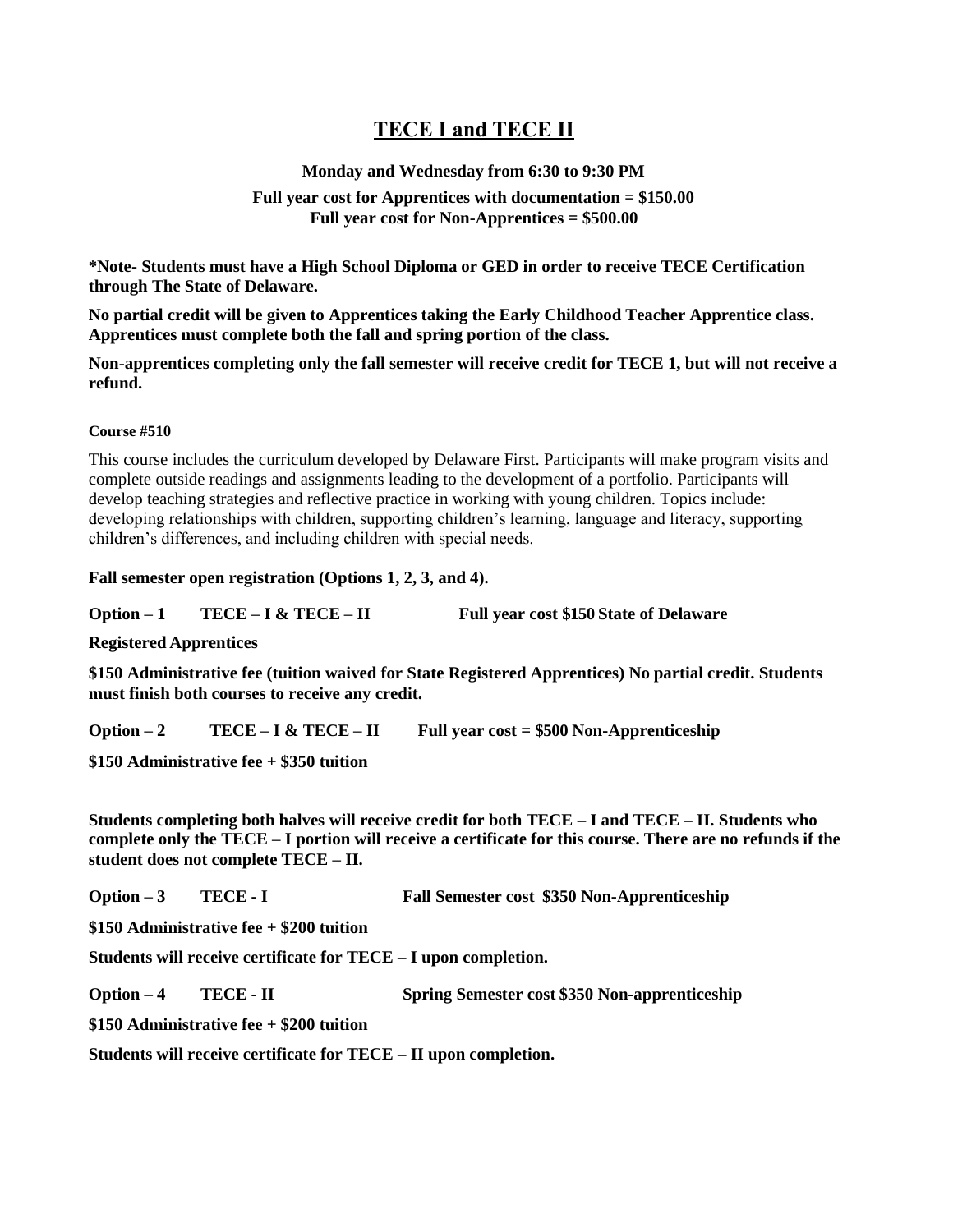# TECE I and TECE II

**Monday and Wednesday from 6:30 to 9:30 PM**

**Full year cost for Apprentices with documentation = $150.00**
**Full year cost for Non-Apprentices = $500.00**

**\*Note- Students must have a High School Diploma or GED in order to receive TECE Certification through The State of Delaware.**

**No partial credit will be given to Apprentices taking the Early Childhood Teacher Apprentice class. Apprentices must complete both the fall and spring portion of the class.**

**Non-apprentices completing only the fall semester will receive credit for TECE 1, but will not receive a refund.**

**Course #510**

This course includes the curriculum developed by Delaware First. Participants will make program visits and complete outside readings and assignments leading to the development of a portfolio. Participants will develop teaching strategies and reflective practice in working with young children. Topics include: developing relationships with children, supporting children's learning, language and literacy, supporting children's differences, and including children with special needs.

**Fall semester open registration (Options 1, 2, 3, and 4).**

**Option – 1 TECE – I & TECE – II Full year cost $150 State of Delaware Registered Apprentices**

**$150 Administrative fee (tuition waived for State Registered Apprentices) No partial credit. Students must finish both courses to receive any credit.**

**Option – 2 TECE – I & TECE – II Full year cost = $500 Non-Apprenticeship**

**$150 Administrative fee + $350 tuition**

**Students completing both halves will receive credit for both TECE – I and TECE – II. Students who complete only the TECE – I portion will receive a certificate for this course. There are no refunds if the student does not complete TECE – II.**

**Option – 3 TECE - I Fall Semester cost $350 Non-Apprenticeship**

**$150 Administrative fee + $200 tuition**

**Students will receive certificate for TECE – I upon completion.**

**Option – 4 TECE - II Spring Semester cost $350 Non-apprenticeship**

**$150 Administrative fee + $200 tuition**

**Students will receive certificate for TECE – II upon completion.**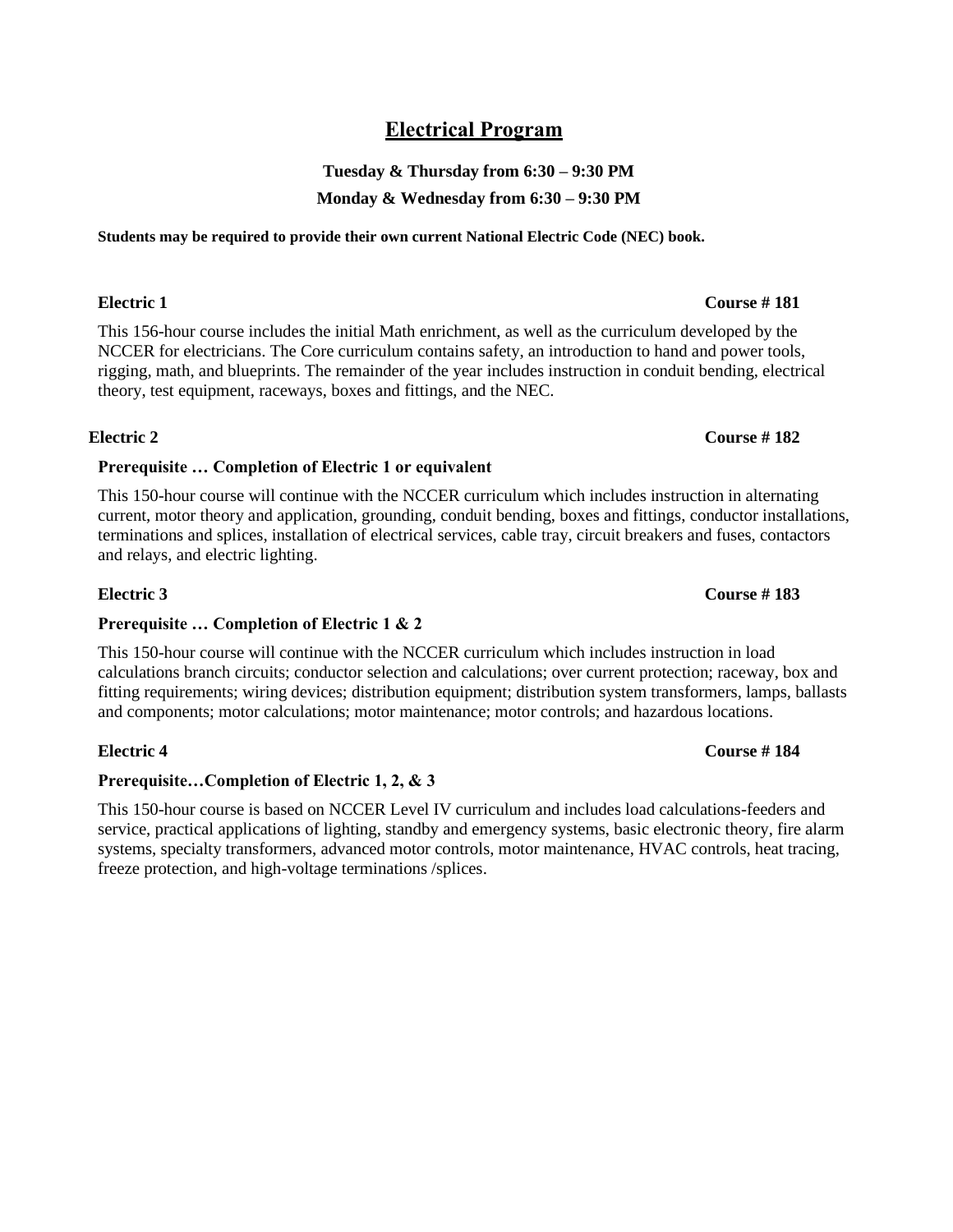# Electrical Program

**Tuesday & Thursday from 6:30 – 9:30 PM**

**Monday & Wednesday from 6:30 – 9:30 PM**

**Students may be required to provide their own current National Electric Code (NEC) book.**

**Electric 1** **Course # 181**

This 156-hour course includes the initial Math enrichment, as well as the curriculum developed by the NCCER for electricians. The Core curriculum contains safety, an introduction to hand and power tools, rigging, math, and blueprints. The remainder of the year includes instruction in conduit bending, electrical theory, test equipment, raceways, boxes and fittings, and the NEC.

**Electric 2** **Course # 182**

**Prerequisite … Completion of Electric 1 or equivalent**

This 150-hour course will continue with the NCCER curriculum which includes instruction in alternating current, motor theory and application, grounding, conduit bending, boxes and fittings, conductor installations, terminations and splices, installation of electrical services, cable tray, circuit breakers and fuses, contactors and relays, and electric lighting.

**Electric 3** **Course # 183**

**Prerequisite … Completion of Electric 1 & 2**

This 150-hour course will continue with the NCCER curriculum which includes instruction in load calculations branch circuits; conductor selection and calculations; over current protection; raceway, box and fitting requirements; wiring devices; distribution equipment; distribution system transformers, lamps, ballasts and components; motor calculations; motor maintenance; motor controls; and hazardous locations.

**Electric 4** **Course # 184**

**Prerequisite…Completion of Electric 1, 2, & 3**

This 150-hour course is based on NCCER Level IV curriculum and includes load calculations-feeders and service, practical applications of lighting, standby and emergency systems, basic electronic theory, fire alarm systems, specialty transformers, advanced motor controls, motor maintenance, HVAC controls, heat tracing, freeze protection, and high-voltage terminations /splices.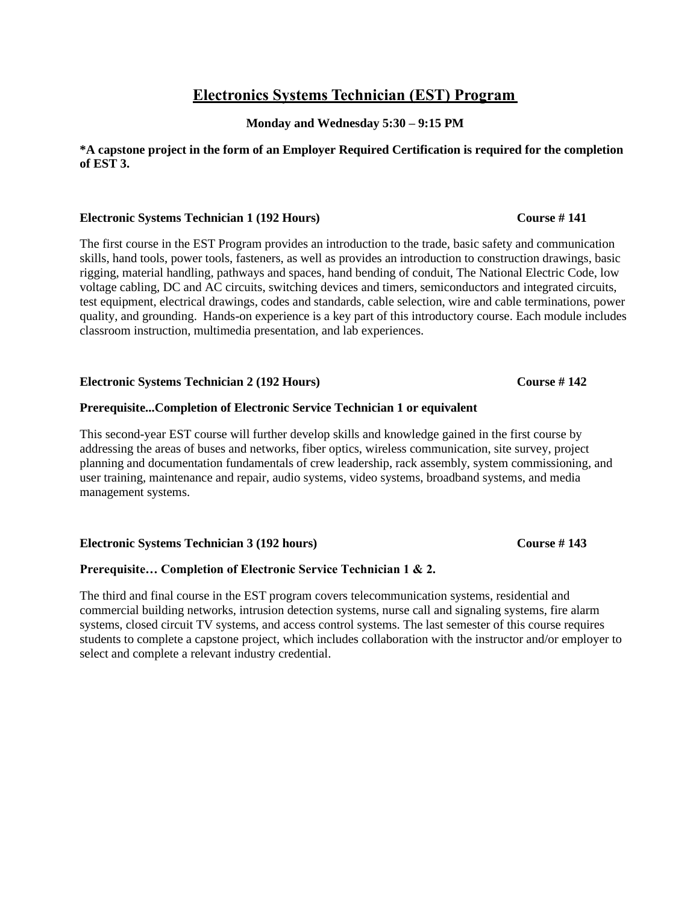# Electronics Systems Technician (EST) Program

**Monday and Wednesday 5:30 – 9:15 PM**

***A capstone project in the form of an Employer Required Certification is required for the completion of EST 3.**

**Electronic Systems Technician 1 (192 Hours) Course # 141**

The first course in the EST Program provides an introduction to the trade, basic safety and communication skills, hand tools, power tools, fasteners, as well as provides an introduction to construction drawings, basic rigging, material handling, pathways and spaces, hand bending of conduit, The National Electric Code, low voltage cabling, DC and AC circuits, switching devices and timers, semiconductors and integrated circuits, test equipment, electrical drawings, codes and standards, cable selection, wire and cable terminations, power quality, and grounding. Hands-on experience is a key part of this introductory course. Each module includes classroom instruction, multimedia presentation, and lab experiences.

**Electronic Systems Technician 2 (192 Hours) Course # 142**

**Prerequisite...Completion of Electronic Service Technician 1 or equivalent**

This second-year EST course will further develop skills and knowledge gained in the first course by addressing the areas of buses and networks, fiber optics, wireless communication, site survey, project planning and documentation fundamentals of crew leadership, rack assembly, system commissioning, and user training, maintenance and repair, audio systems, video systems, broadband systems, and media management systems.

**Electronic Systems Technician 3 (192 hours) Course # 143**

**Prerequisite… Completion of Electronic Service Technician 1 & 2.**

The third and final course in the EST program covers telecommunication systems, residential and commercial building networks, intrusion detection systems, nurse call and signaling systems, fire alarm systems, closed circuit TV systems, and access control systems. The last semester of this course requires students to complete a capstone project, which includes collaboration with the instructor and/or employer to select and complete a relevant industry credential.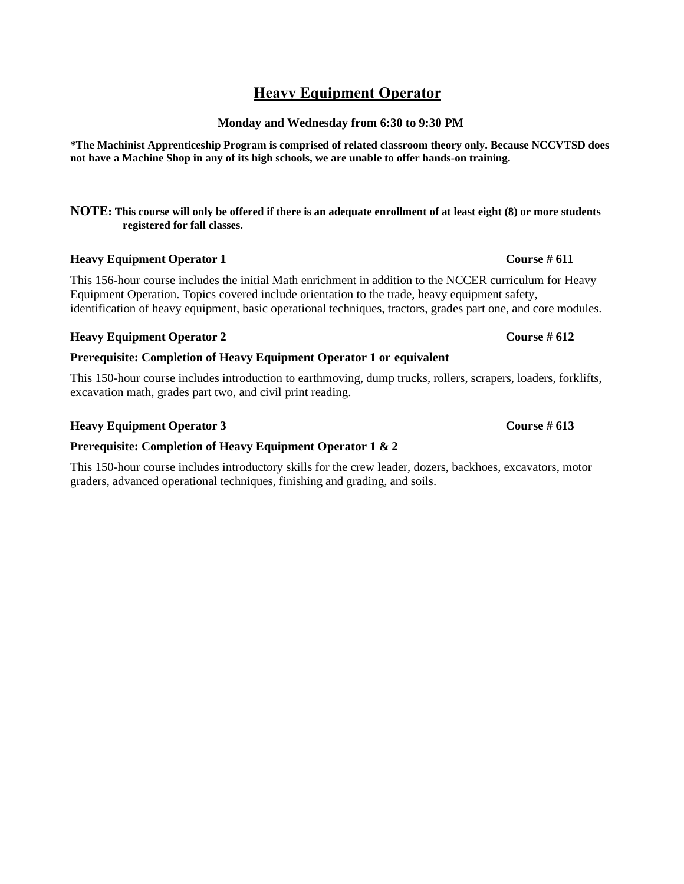# Heavy Equipment Operator

**Monday and Wednesday from 6:30 to 9:30 PM**

***The Machinist Apprenticeship Program is comprised of related classroom theory only. Because NCCVTSD does not have a Machine Shop in any of its high schools, we are unable to offer hands-on training.**

**NOTE: This course will only be offered if there is an adequate enrollment of at least eight (8) or more students registered for fall classes.**

**Heavy Equipment Operator 1** **Course # 611**

This 156-hour course includes the initial Math enrichment in addition to the NCCER curriculum for Heavy Equipment Operation. Topics covered include orientation to the trade, heavy equipment safety, identification of heavy equipment, basic operational techniques, tractors, grades part one, and core modules.

**Heavy Equipment Operator 2** **Course # 612**

**Prerequisite: Completion of Heavy Equipment Operator 1 or equivalent**

This 150-hour course includes introduction to earthmoving, dump trucks, rollers, scrapers, loaders, forklifts, excavation math, grades part two, and civil print reading.

**Heavy Equipment Operator 3** **Course # 613**

**Prerequisite: Completion of Heavy Equipment Operator 1 & 2**

This 150-hour course includes introductory skills for the crew leader, dozers, backhoes, excavators, motor graders, advanced operational techniques, finishing and grading, and soils.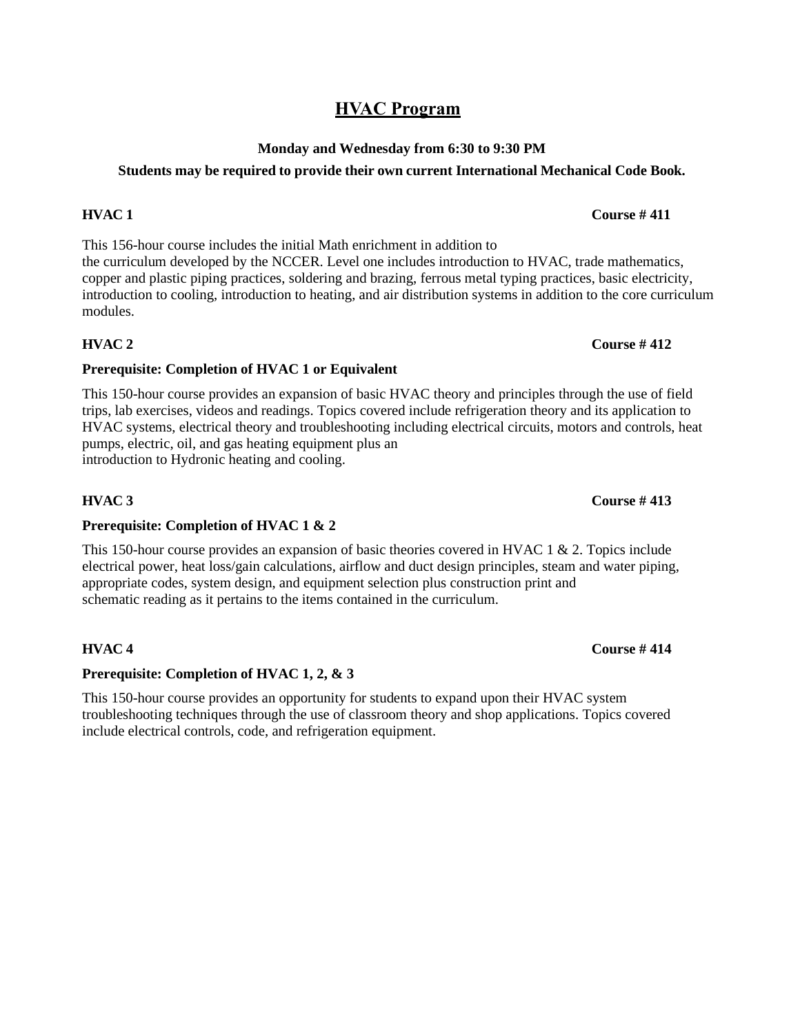# HVAC Program

**Monday and Wednesday from 6:30 to 9:30 PM**

**Students may be required to provide their own current International Mechanical Code Book.**

**HVAC 1** **Course # 411**

This 156-hour course includes the initial Math enrichment in addition to the curriculum developed by the NCCER. Level one includes introduction to HVAC, trade mathematics, copper and plastic piping practices, soldering and brazing, ferrous metal typing practices, basic electricity, introduction to cooling, introduction to heating, and air distribution systems in addition to the core curriculum modules.

**HVAC 2** **Course # 412**

**Prerequisite: Completion of HVAC 1 or Equivalent**

This 150-hour course provides an expansion of basic HVAC theory and principles through the use of field trips, lab exercises, videos and readings. Topics covered include refrigeration theory and its application to HVAC systems, electrical theory and troubleshooting including electrical circuits, motors and controls, heat pumps, electric, oil, and gas heating equipment plus an introduction to Hydronic heating and cooling.

**HVAC 3** **Course # 413**

**Prerequisite: Completion of HVAC 1 & 2**

This 150-hour course provides an expansion of basic theories covered in HVAC 1 & 2. Topics include electrical power, heat loss/gain calculations, airflow and duct design principles, steam and water piping, appropriate codes, system design, and equipment selection plus construction print and schematic reading as it pertains to the items contained in the curriculum.

**HVAC 4** **Course # 414**

**Prerequisite: Completion of HVAC 1, 2, & 3**

This 150-hour course provides an opportunity for students to expand upon their HVAC system troubleshooting techniques through the use of classroom theory and shop applications. Topics covered include electrical controls, code, and refrigeration equipment.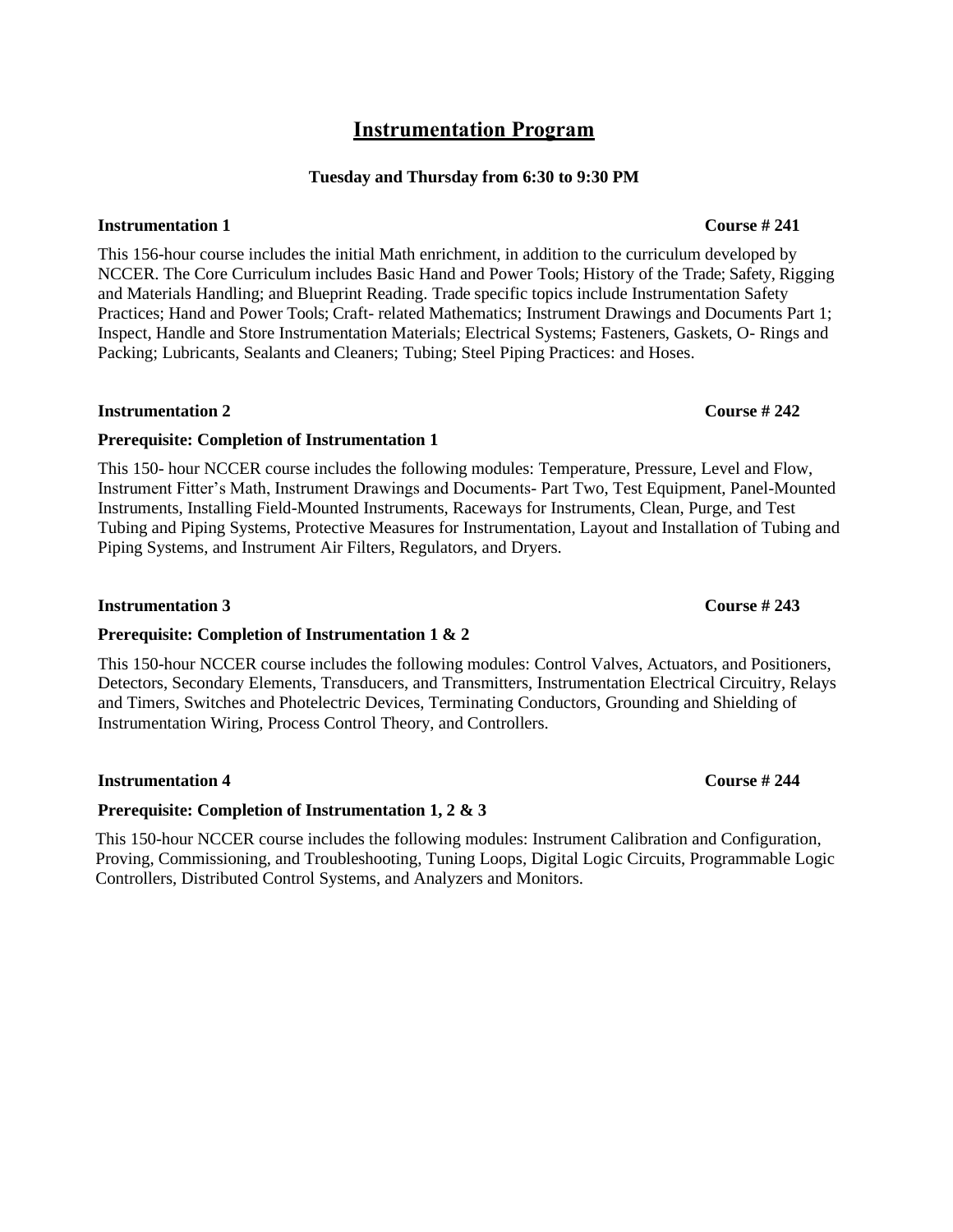# Instrumentation Program

**Tuesday and Thursday from 6:30 to 9:30 PM**

**Instrumentation 1** **Course # 241**

This 156-hour course includes the initial Math enrichment, in addition to the curriculum developed by NCCER. The Core Curriculum includes Basic Hand and Power Tools; History of the Trade; Safety, Rigging and Materials Handling; and Blueprint Reading. Trade specific topics include Instrumentation Safety Practices; Hand and Power Tools; Craft- related Mathematics; Instrument Drawings and Documents Part 1; Inspect, Handle and Store Instrumentation Materials; Electrical Systems; Fasteners, Gaskets, O- Rings and Packing; Lubricants, Sealants and Cleaners; Tubing; Steel Piping Practices: and Hoses.

**Instrumentation 2** **Course # 242**

**Prerequisite: Completion of Instrumentation 1**

This 150- hour NCCER course includes the following modules: Temperature, Pressure, Level and Flow, Instrument Fitter's Math, Instrument Drawings and Documents- Part Two, Test Equipment, Panel-Mounted Instruments, Installing Field-Mounted Instruments, Raceways for Instruments, Clean, Purge, and Test Tubing and Piping Systems, Protective Measures for Instrumentation, Layout and Installation of Tubing and Piping Systems, and Instrument Air Filters, Regulators, and Dryers.

**Instrumentation 3** **Course # 243**

**Prerequisite: Completion of Instrumentation 1 & 2**

This 150-hour NCCER course includes the following modules: Control Valves, Actuators, and Positioners, Detectors, Secondary Elements, Transducers, and Transmitters, Instrumentation Electrical Circuitry, Relays and Timers, Switches and Photelectric Devices, Terminating Conductors, Grounding and Shielding of Instrumentation Wiring, Process Control Theory, and Controllers.

**Instrumentation 4** **Course # 244**

**Prerequisite: Completion of Instrumentation 1, 2 & 3**

This 150-hour NCCER course includes the following modules: Instrument Calibration and Configuration, Proving, Commissioning, and Troubleshooting, Tuning Loops, Digital Logic Circuits, Programmable Logic Controllers, Distributed Control Systems, and Analyzers and Monitors.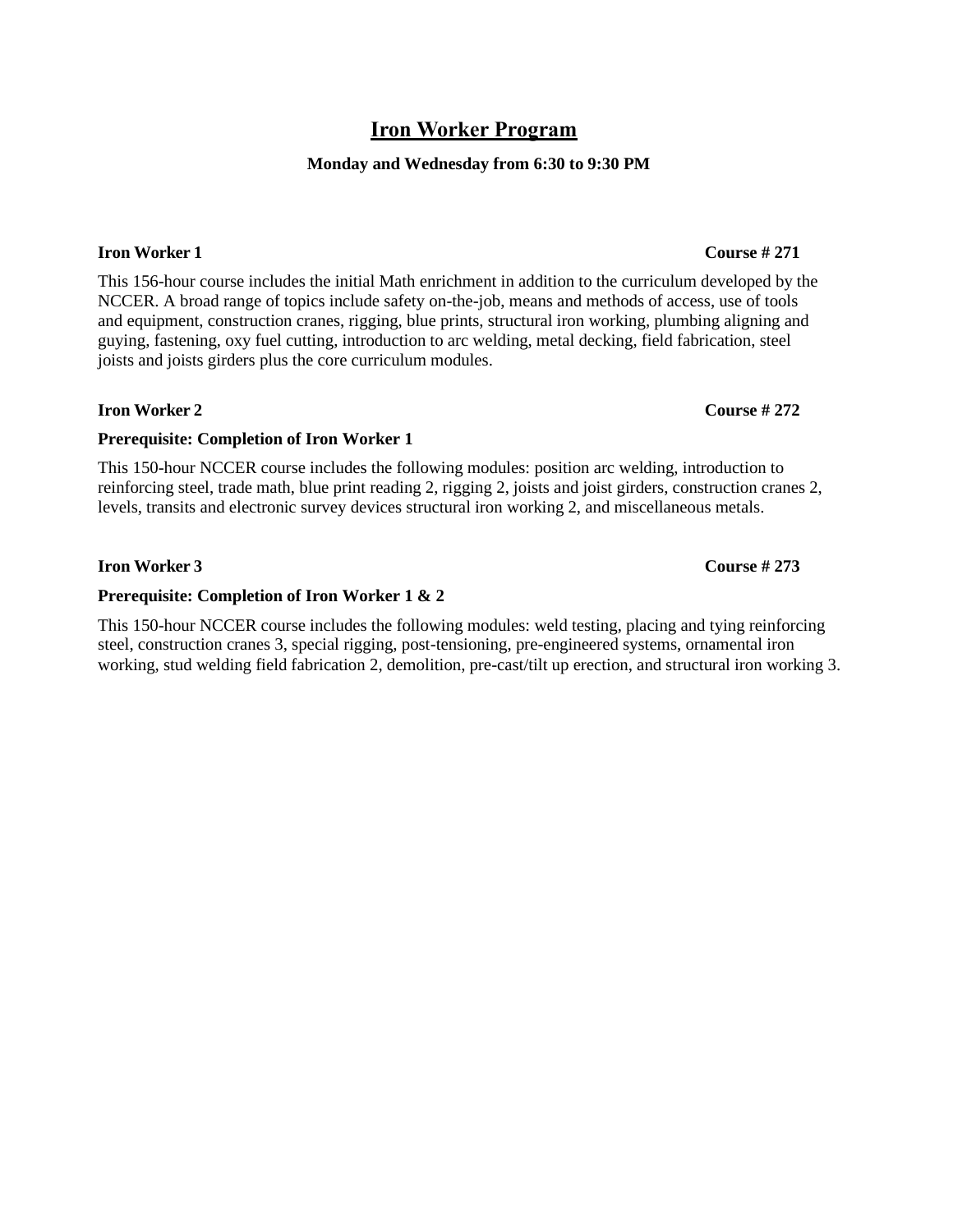# Iron Worker Program

**Monday and Wednesday from 6:30 to 9:30 PM**

**Iron Worker 1** **Course # 271**

This 156-hour course includes the initial Math enrichment in addition to the curriculum developed by the NCCER. A broad range of topics include safety on-the-job, means and methods of access, use of tools and equipment, construction cranes, rigging, blue prints, structural iron working, plumbing aligning and guying, fastening, oxy fuel cutting, introduction to arc welding, metal decking, field fabrication, steel joists and joists girders plus the core curriculum modules.

**Iron Worker 2** **Course # 272**

**Prerequisite: Completion of Iron Worker 1**

This 150-hour NCCER course includes the following modules: position arc welding, introduction to reinforcing steel, trade math, blue print reading 2, rigging 2, joists and joist girders, construction cranes 2, levels, transits and electronic survey devices structural iron working 2, and miscellaneous metals.

**Iron Worker 3** **Course # 273**

**Prerequisite: Completion of Iron Worker 1 & 2**

This 150-hour NCCER course includes the following modules: weld testing, placing and tying reinforcing steel, construction cranes 3, special rigging, post-tensioning, pre-engineered systems, ornamental iron working, stud welding field fabrication 2, demolition, pre-cast/tilt up erection, and structural iron working 3.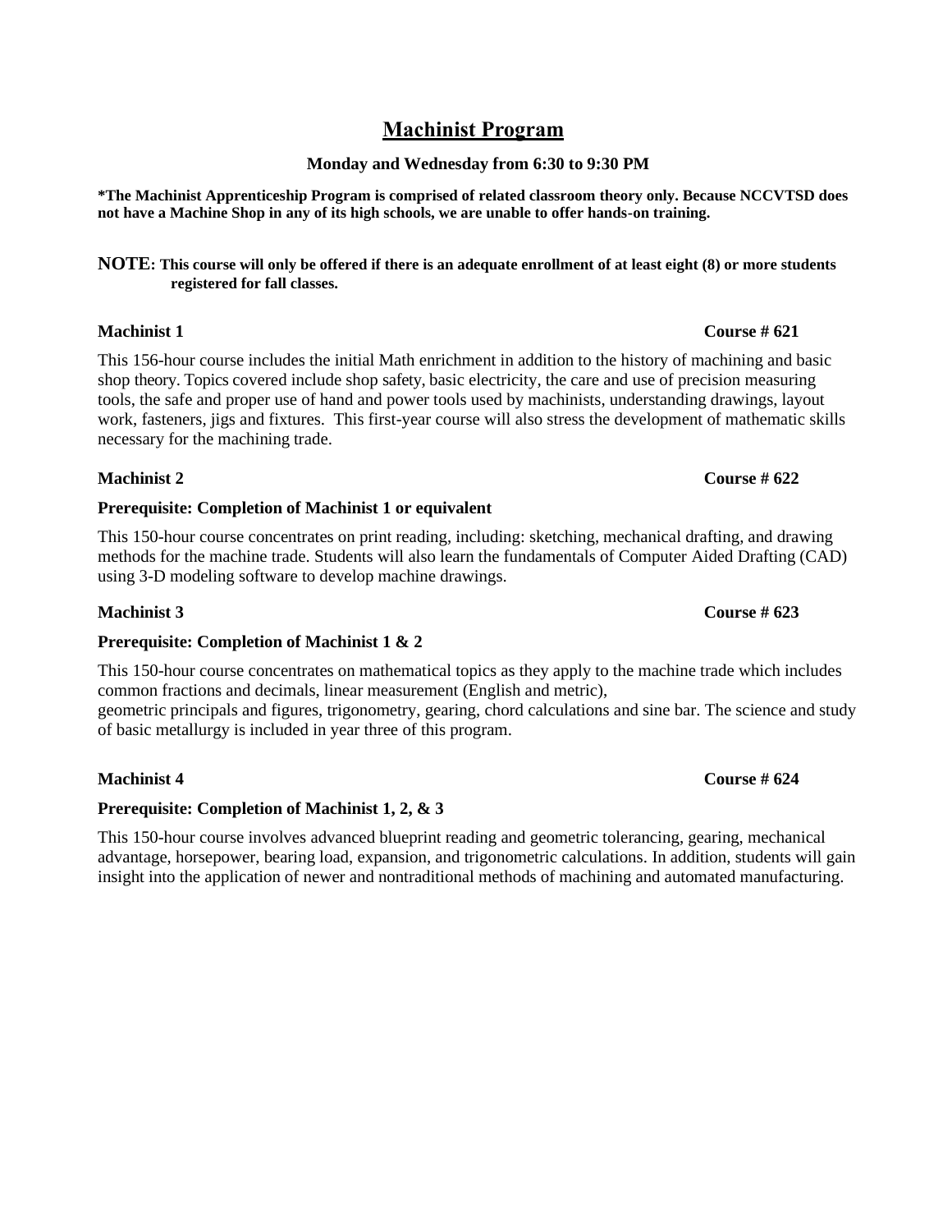# Machinist Program

**Monday and Wednesday from 6:30 to 9:30 PM**

***The Machinist Apprenticeship Program is comprised of related classroom theory only. Because NCCVTSD does not have a Machine Shop in any of its high schools, we are unable to offer hands-on training.**

**NOTE: This course will only be offered if there is an adequate enrollment of at least eight (8) or more students registered for fall classes.**

**Machinist 1** **Course # 621**

This 156-hour course includes the initial Math enrichment in addition to the history of machining and basic shop theory. Topics covered include shop safety, basic electricity, the care and use of precision measuring tools, the safe and proper use of hand and power tools used by machinists, understanding drawings, layout work, fasteners, jigs and fixtures. This first-year course will also stress the development of mathematic skills necessary for the machining trade.

**Machinist 2** **Course # 622**

**Prerequisite: Completion of Machinist 1 or equivalent**

This 150-hour course concentrates on print reading, including: sketching, mechanical drafting, and drawing methods for the machine trade. Students will also learn the fundamentals of Computer Aided Drafting (CAD) using 3-D modeling software to develop machine drawings.

**Machinist 3** **Course # 623**

**Prerequisite: Completion of Machinist 1 & 2**

This 150-hour course concentrates on mathematical topics as they apply to the machine trade which includes common fractions and decimals, linear measurement (English and metric), geometric principals and figures, trigonometry, gearing, chord calculations and sine bar. The science and study of basic metallurgy is included in year three of this program.

**Machinist 4** **Course # 624**

**Prerequisite: Completion of Machinist 1, 2, & 3**

This 150-hour course involves advanced blueprint reading and geometric tolerancing, gearing, mechanical advantage, horsepower, bearing load, expansion, and trigonometric calculations. In addition, students will gain insight into the application of newer and nontraditional methods of machining and automated manufacturing.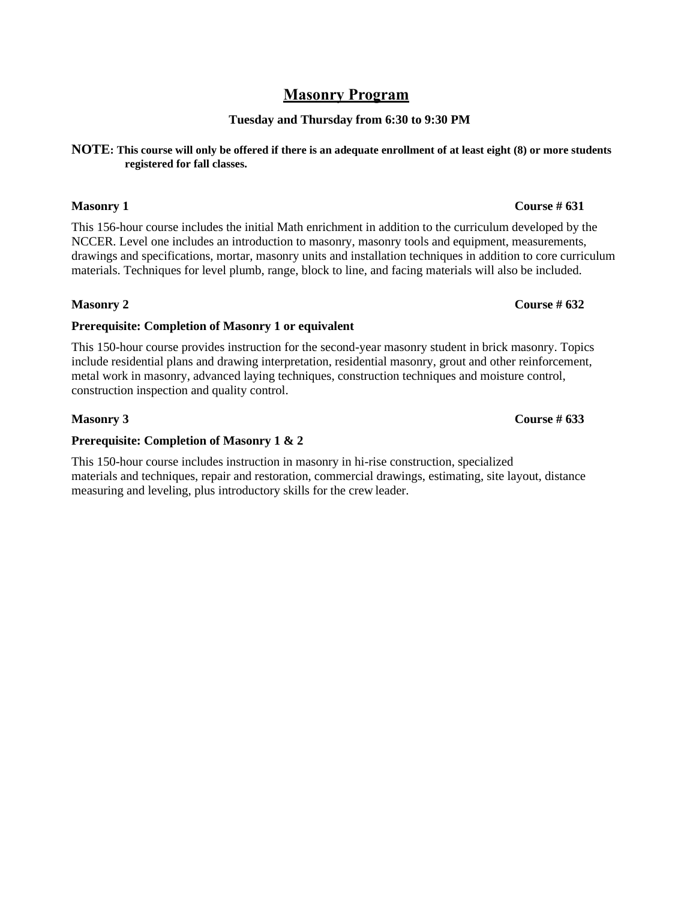# Masonry Program

**Tuesday and Thursday from 6:30 to 9:30 PM**

**NOTE: This course will only be offered if there is an adequate enrollment of at least eight (8) or more students registered for fall classes.**

**Masonry 1** **Course # 631**

This 156-hour course includes the initial Math enrichment in addition to the curriculum developed by the NCCER. Level one includes an introduction to masonry, masonry tools and equipment, measurements, drawings and specifications, mortar, masonry units and installation techniques in addition to core curriculum materials. Techniques for level plumb, range, block to line, and facing materials will also be included.

**Masonry 2** **Course # 632**

**Prerequisite: Completion of Masonry 1 or equivalent**

This 150-hour course provides instruction for the second-year masonry student in brick masonry. Topics include residential plans and drawing interpretation, residential masonry, grout and other reinforcement, metal work in masonry, advanced laying techniques, construction techniques and moisture control, construction inspection and quality control.

**Masonry 3** **Course # 633**

**Prerequisite: Completion of Masonry 1 & 2**

This 150-hour course includes instruction in masonry in hi-rise construction, specialized materials and techniques, repair and restoration, commercial drawings, estimating, site layout, distance measuring and leveling, plus introductory skills for the crew leader.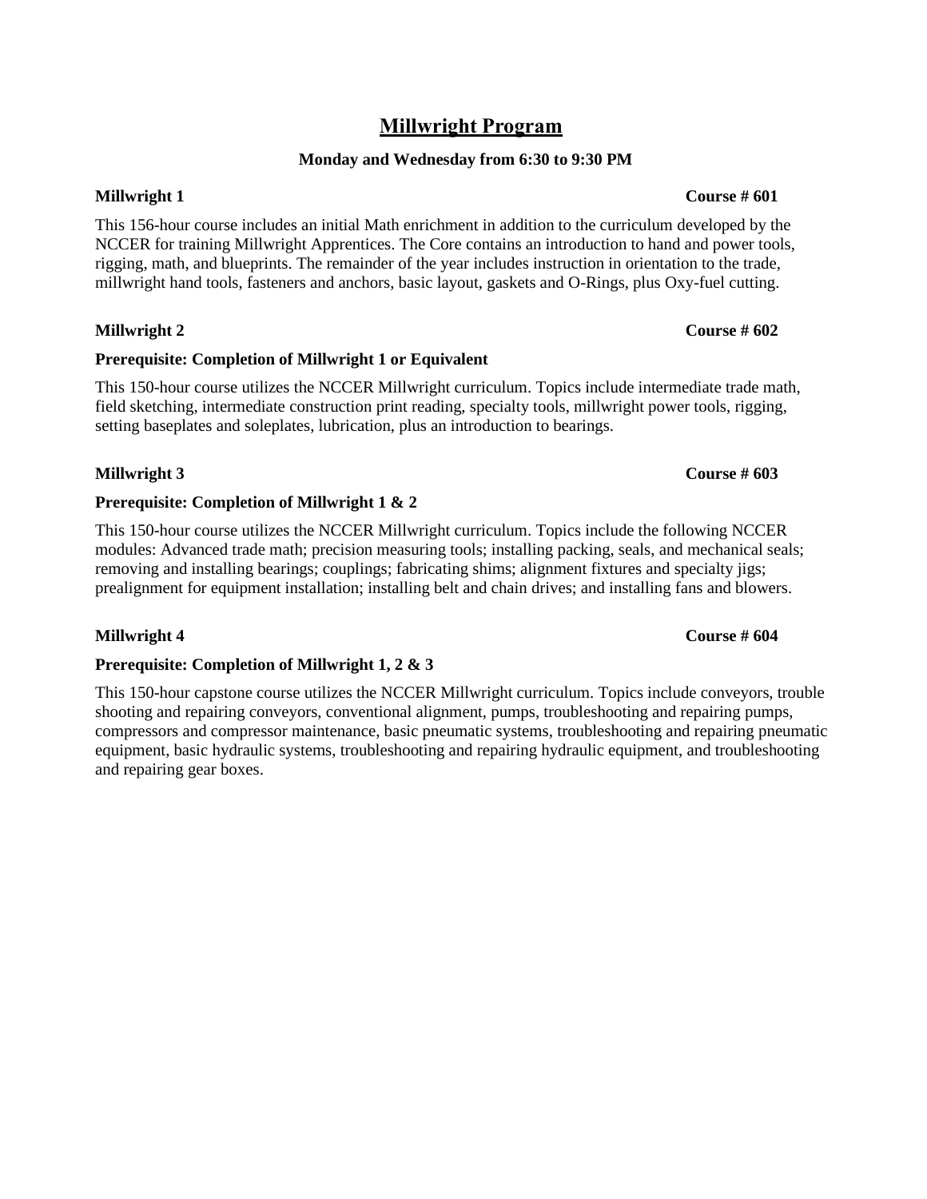# Millwright Program

**Monday and Wednesday from 6:30 to 9:30 PM**

**Millwright 1** **Course # 601**

This 156-hour course includes an initial Math enrichment in addition to the curriculum developed by the NCCER for training Millwright Apprentices. The Core contains an introduction to hand and power tools, rigging, math, and blueprints. The remainder of the year includes instruction in orientation to the trade, millwright hand tools, fasteners and anchors, basic layout, gaskets and O-Rings, plus Oxy-fuel cutting.

**Millwright 2** **Course # 602**

**Prerequisite: Completion of Millwright 1 or Equivalent**

This 150-hour course utilizes the NCCER Millwright curriculum. Topics include intermediate trade math, field sketching, intermediate construction print reading, specialty tools, millwright power tools, rigging, setting baseplates and soleplates, lubrication, plus an introduction to bearings.

**Millwright 3** **Course # 603**

**Prerequisite: Completion of Millwright 1 & 2**

This 150-hour course utilizes the NCCER Millwright curriculum. Topics include the following NCCER modules: Advanced trade math; precision measuring tools; installing packing, seals, and mechanical seals; removing and installing bearings; couplings; fabricating shims; alignment fixtures and specialty jigs; prealignment for equipment installation; installing belt and chain drives; and installing fans and blowers.

**Millwright 4** **Course # 604**

**Prerequisite: Completion of Millwright 1, 2 & 3**

This 150-hour capstone course utilizes the NCCER Millwright curriculum. Topics include conveyors, trouble shooting and repairing conveyors, conventional alignment, pumps, troubleshooting and repairing pumps, compressors and compressor maintenance, basic pneumatic systems, troubleshooting and repairing pneumatic equipment, basic hydraulic systems, troubleshooting and repairing hydraulic equipment, and troubleshooting and repairing gear boxes.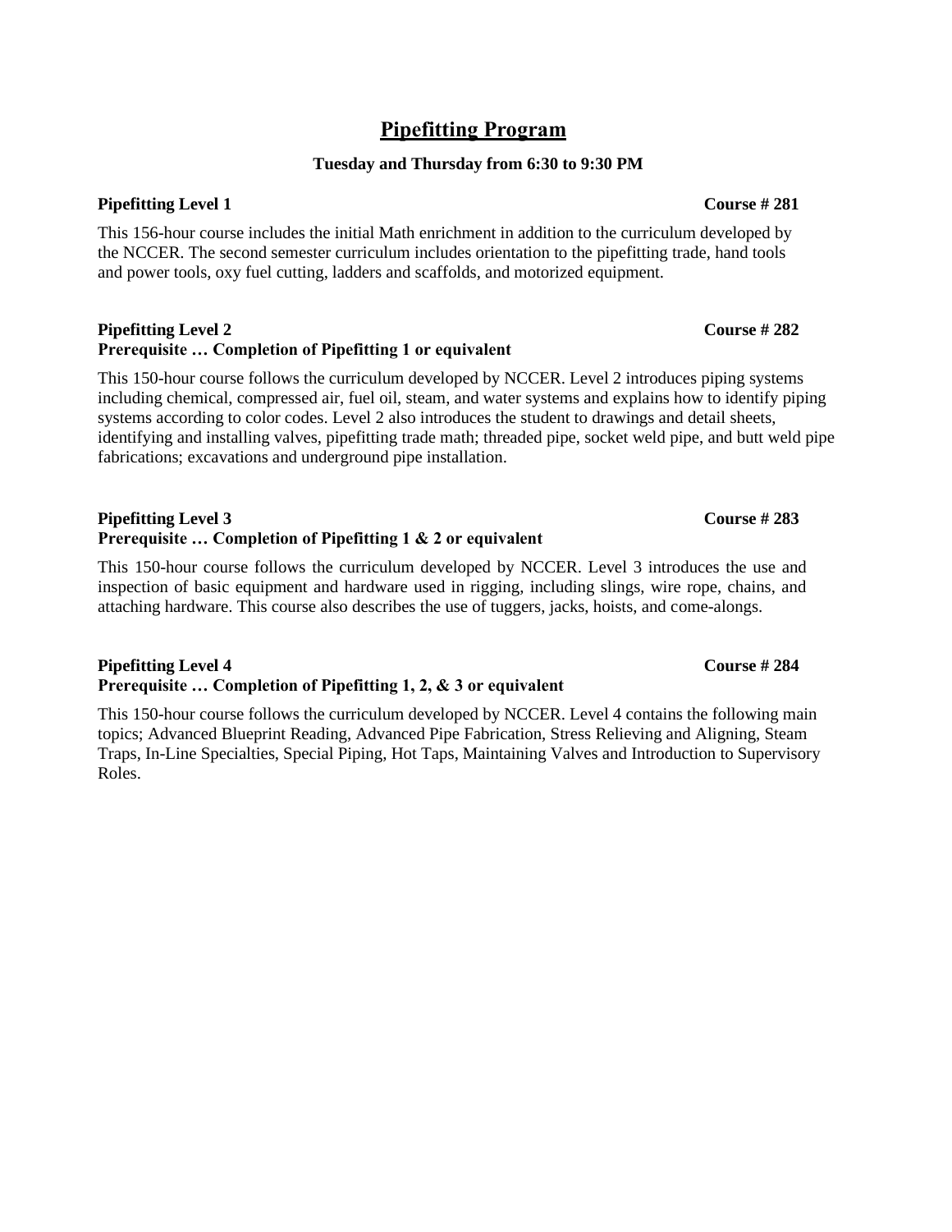# Pipefitting Program

**Tuesday and Thursday from 6:30 to 9:30 PM**

**Pipefitting Level 1** **Course # 281**

This 156-hour course includes the initial Math enrichment in addition to the curriculum developed by the NCCER. The second semester curriculum includes orientation to the pipefitting trade, hand tools and power tools, oxy fuel cutting, ladders and scaffolds, and motorized equipment.

**Pipefitting Level 2** **Course # 282**
**Prerequisite … Completion of Pipefitting 1 or equivalent**

This 150-hour course follows the curriculum developed by NCCER. Level 2 introduces piping systems including chemical, compressed air, fuel oil, steam, and water systems and explains how to identify piping systems according to color codes. Level 2 also introduces the student to drawings and detail sheets, identifying and installing valves, pipefitting trade math; threaded pipe, socket weld pipe, and butt weld pipe fabrications; excavations and underground pipe installation.

**Pipefitting Level 3** **Course # 283**
**Prerequisite … Completion of Pipefitting 1 & 2 or equivalent**

This 150-hour course follows the curriculum developed by NCCER. Level 3 introduces the use and inspection of basic equipment and hardware used in rigging, including slings, wire rope, chains, and attaching hardware. This course also describes the use of tuggers, jacks, hoists, and come-alongs.

**Pipefitting Level 4** **Course # 284**
**Prerequisite … Completion of Pipefitting 1, 2, & 3 or equivalent**

This 150-hour course follows the curriculum developed by NCCER. Level 4 contains the following main topics; Advanced Blueprint Reading, Advanced Pipe Fabrication, Stress Relieving and Aligning, Steam Traps, In-Line Specialties, Special Piping, Hot Taps, Maintaining Valves and Introduction to Supervisory Roles.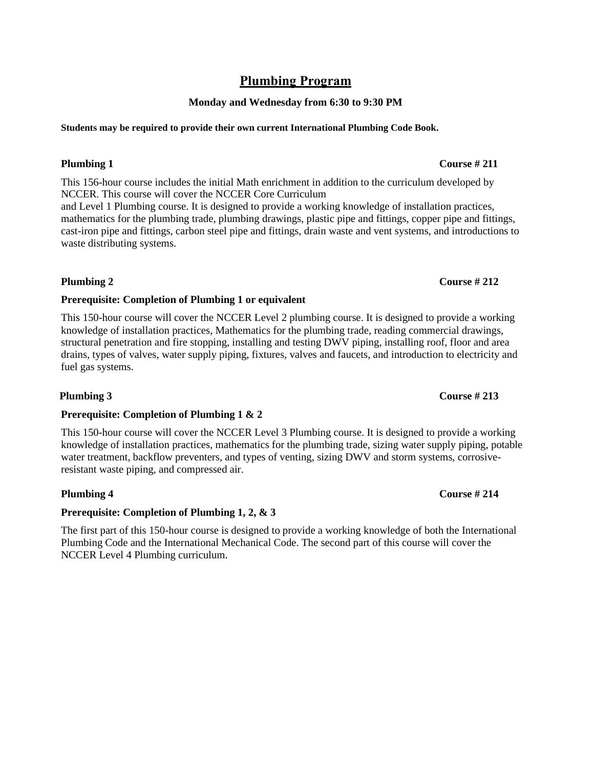# Plumbing Program

**Monday and Wednesday from 6:30 to 9:30 PM**

**Students may be required to provide their own current International Plumbing Code Book.**

## Plumbing 1 — Course # 211

This 156-hour course includes the initial Math enrichment in addition to the curriculum developed by NCCER. This course will cover the NCCER Core Curriculum and Level 1 Plumbing course. It is designed to provide a working knowledge of installation practices, mathematics for the plumbing trade, plumbing drawings, plastic pipe and fittings, copper pipe and fittings, cast-iron pipe and fittings, carbon steel pipe and fittings, drain waste and vent systems, and introductions to waste distributing systems.

## Plumbing 2 — Course # 212

**Prerequisite: Completion of Plumbing 1 or equivalent**

This 150-hour course will cover the NCCER Level 2 plumbing course. It is designed to provide a working knowledge of installation practices, Mathematics for the plumbing trade, reading commercial drawings, structural penetration and fire stopping, installing and testing DWV piping, installing roof, floor and area drains, types of valves, water supply piping, fixtures, valves and faucets, and introduction to electricity and fuel gas systems.

## Plumbing 3 — Course # 213

**Prerequisite: Completion of Plumbing 1 & 2**

This 150-hour course will cover the NCCER Level 3 Plumbing course. It is designed to provide a working knowledge of installation practices, mathematics for the plumbing trade, sizing water supply piping, potable water treatment, backflow preventers, and types of venting, sizing DWV and storm systems, corrosive-resistant waste piping, and compressed air.

## Plumbing 4 — Course # 214

**Prerequisite: Completion of Plumbing 1, 2, & 3**

The first part of this 150-hour course is designed to provide a working knowledge of both the International Plumbing Code and the International Mechanical Code. The second part of this course will cover the NCCER Level 4 Plumbing curriculum.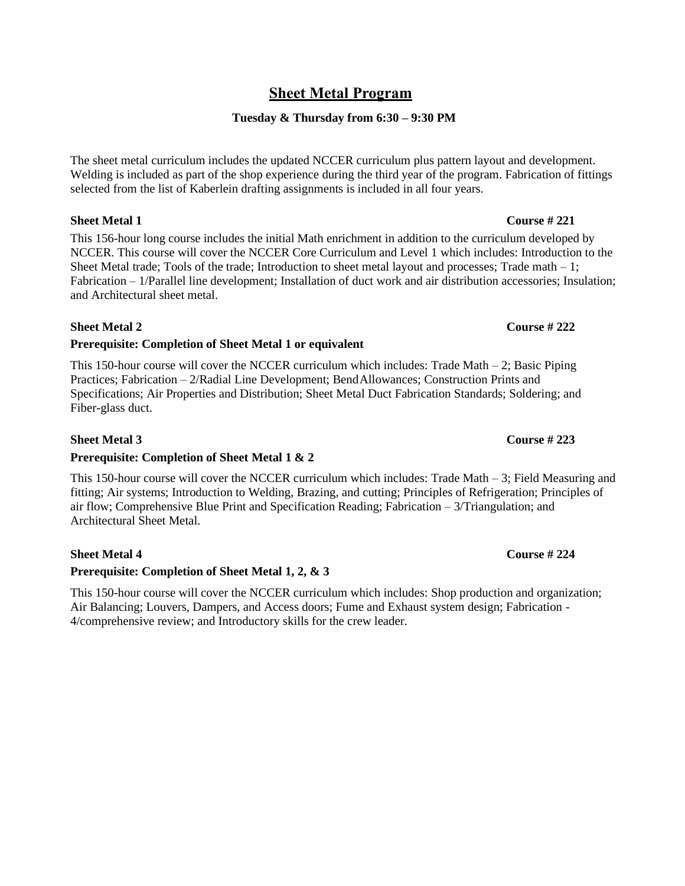# Sheet Metal Program

**Tuesday & Thursday from 6:30 – 9:30 PM**

The sheet metal curriculum includes the updated NCCER curriculum plus pattern layout and development. Welding is included as part of the shop experience during the third year of the program. Fabrication of fittings selected from the list of Kaberlein drafting assignments is included in all four years.

**Sheet Metal 1** **Course # 221**

This 156-hour long course includes the initial Math enrichment in addition to the curriculum developed by NCCER. This course will cover the NCCER Core Curriculum and Level 1 which includes: Introduction to the Sheet Metal trade; Tools of the trade; Introduction to sheet metal layout and processes; Trade math – 1; Fabrication – 1/Parallel line development; Installation of duct work and air distribution accessories; Insulation; and Architectural sheet metal.

**Sheet Metal 2** **Course # 222**

**Prerequisite: Completion of Sheet Metal 1 or equivalent**

This 150-hour course will cover the NCCER curriculum which includes: Trade Math – 2; Basic Piping Practices; Fabrication – 2/Radial Line Development; Bend Allowances; Construction Prints and Specifications; Air Properties and Distribution; Sheet Metal Duct Fabrication Standards; Soldering; and Fiber-glass duct.

**Sheet Metal 3** **Course # 223**

**Prerequisite: Completion of Sheet Metal 1 & 2**

This 150-hour course will cover the NCCER curriculum which includes: Trade Math – 3; Field Measuring and fitting; Air systems; Introduction to Welding, Brazing, and cutting; Principles of Refrigeration; Principles of air flow; Comprehensive Blue Print and Specification Reading; Fabrication – 3/Triangulation; and Architectural Sheet Metal.

**Sheet Metal 4** **Course # 224**

**Prerequisite: Completion of Sheet Metal 1, 2, & 3**

This 150-hour course will cover the NCCER curriculum which includes: Shop production and organization; Air Balancing; Louvers, Dampers, and Access doors; Fume and Exhaust system design; Fabrication - 4/comprehensive review; and Introductory skills for the crew leader.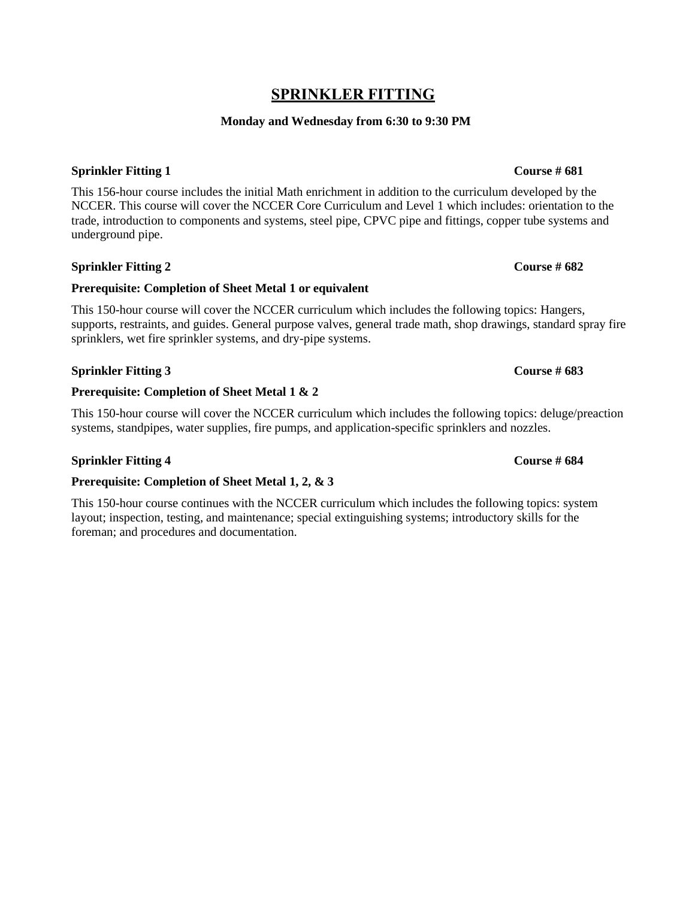# SPRINKLER FITTING

**Monday and Wednesday from 6:30 to 9:30 PM**

**Sprinkler Fitting 1** **Course # 681**

This 156-hour course includes the initial Math enrichment in addition to the curriculum developed by the NCCER. This course will cover the NCCER Core Curriculum and Level 1 which includes: orientation to the trade, introduction to components and systems, steel pipe, CPVC pipe and fittings, copper tube systems and underground pipe.

**Sprinkler Fitting 2** **Course # 682**

**Prerequisite: Completion of Sheet Metal 1 or equivalent**

This 150-hour course will cover the NCCER curriculum which includes the following topics: Hangers, supports, restraints, and guides. General purpose valves, general trade math, shop drawings, standard spray fire sprinklers, wet fire sprinkler systems, and dry-pipe systems.

**Sprinkler Fitting 3** **Course # 683**

**Prerequisite: Completion of Sheet Metal 1 & 2**

This 150-hour course will cover the NCCER curriculum which includes the following topics: deluge/preaction systems, standpipes, water supplies, fire pumps, and application-specific sprinklers and nozzles.

**Sprinkler Fitting 4** **Course # 684**

**Prerequisite: Completion of Sheet Metal 1, 2, & 3**

This 150-hour course continues with the NCCER curriculum which includes the following topics: system layout; inspection, testing, and maintenance; special extinguishing systems; introductory skills for the foreman; and procedures and documentation.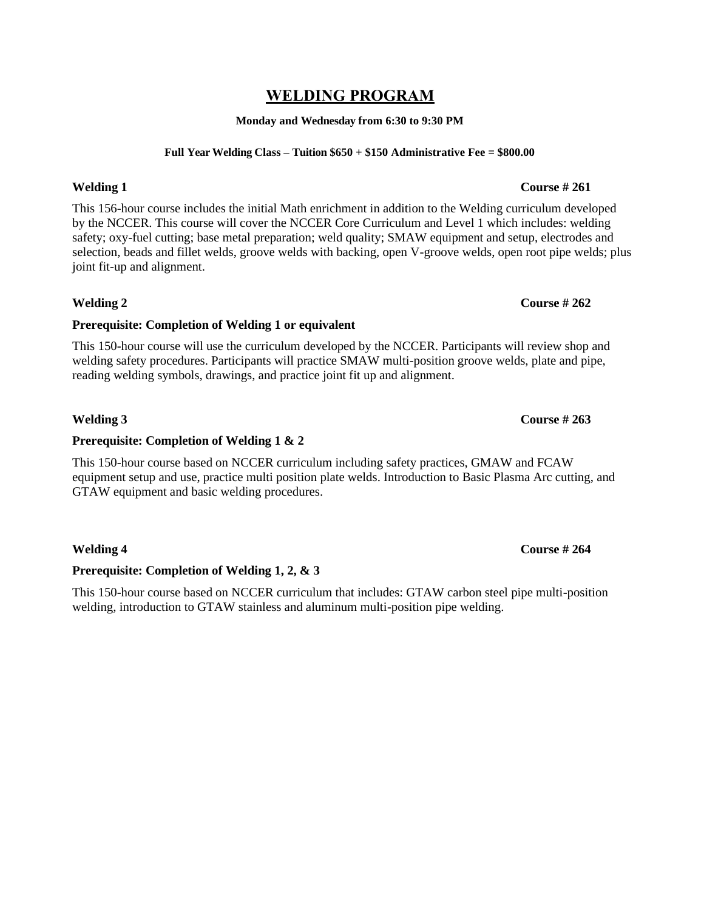# WELDING PROGRAM

**Monday and Wednesday from 6:30 to 9:30 PM**

**Full Year Welding Class – Tuition $650 + $150 Administrative Fee = $800.00**

**Welding 1** **Course # 261**

This 156-hour course includes the initial Math enrichment in addition to the Welding curriculum developed by the NCCER. This course will cover the NCCER Core Curriculum and Level 1 which includes: welding safety; oxy-fuel cutting; base metal preparation; weld quality; SMAW equipment and setup, electrodes and selection, beads and fillet welds, groove welds with backing, open V-groove welds, open root pipe welds; plus joint fit-up and alignment.

**Welding 2** **Course # 262**

**Prerequisite: Completion of Welding 1 or equivalent**

This 150-hour course will use the curriculum developed by the NCCER. Participants will review shop and welding safety procedures. Participants will practice SMAW multi-position groove welds, plate and pipe, reading welding symbols, drawings, and practice joint fit up and alignment.

**Welding 3** **Course # 263**

**Prerequisite: Completion of Welding 1 & 2**

This 150-hour course based on NCCER curriculum including safety practices, GMAW and FCAW equipment setup and use, practice multi position plate welds. Introduction to Basic Plasma Arc cutting, and GTAW equipment and basic welding procedures.

**Welding 4** **Course # 264**

**Prerequisite: Completion of Welding 1, 2, & 3**

This 150-hour course based on NCCER curriculum that includes: GTAW carbon steel pipe multi-position welding, introduction to GTAW stainless and aluminum multi-position pipe welding.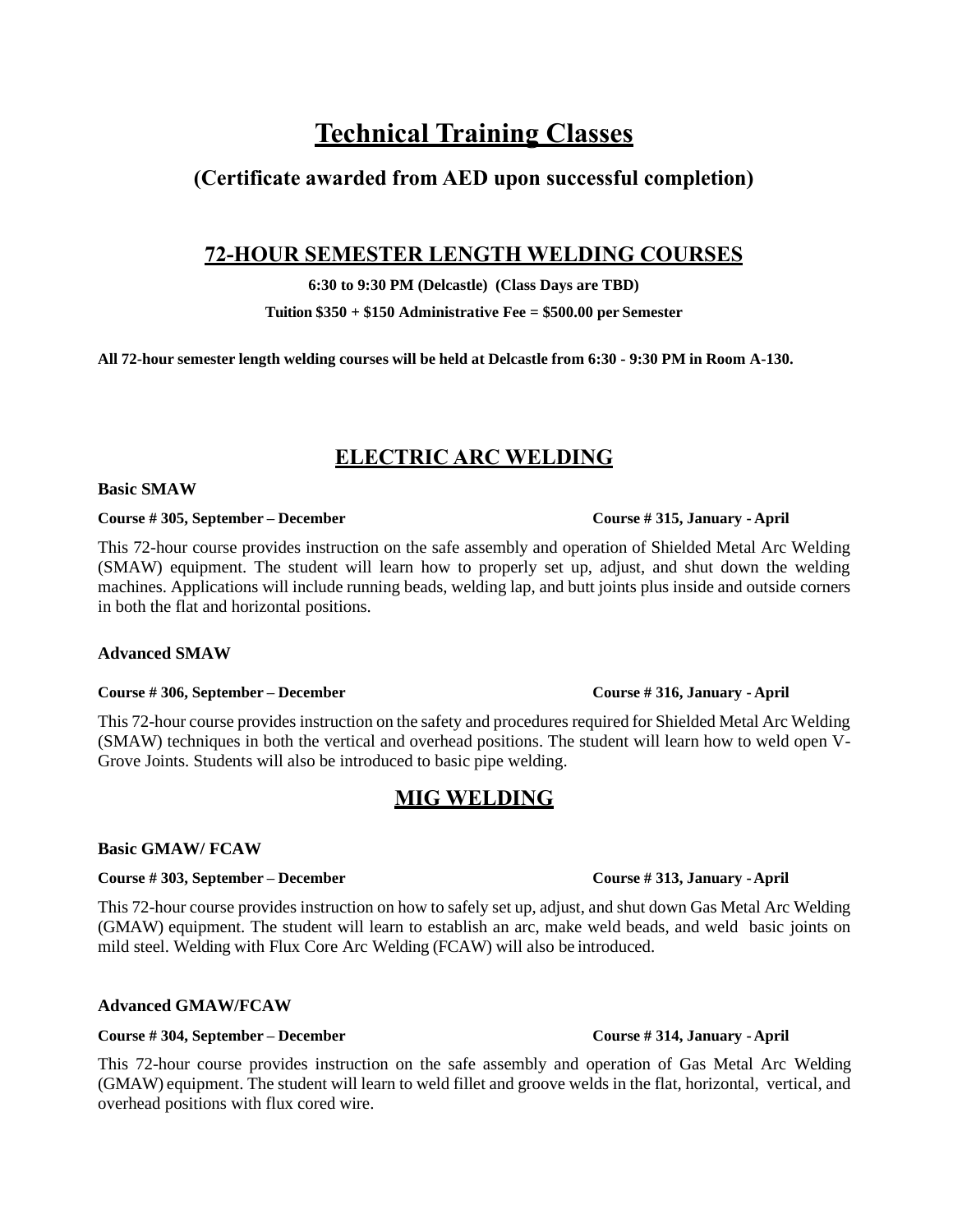# Technical Training Classes

## (Certificate awarded from AED upon successful completion)

## 72-HOUR SEMESTER LENGTH WELDING COURSES

**6:30 to 9:30 PM (Delcastle) (Class Days are TBD)**

**Tuition $350 + $150 Administrative Fee = $500.00 per Semester**

**All 72-hour semester length welding courses will be held at Delcastle from 6:30 - 9:30 PM in Room A-130.**

## ELECTRIC ARC WELDING

**Basic SMAW**

**Course # 305, September – December** **Course # 315, January - April**

This 72-hour course provides instruction on the safe assembly and operation of Shielded Metal Arc Welding (SMAW) equipment. The student will learn how to properly set up, adjust, and shut down the welding machines. Applications will include running beads, welding lap, and butt joints plus inside and outside corners in both the flat and horizontal positions.

**Advanced SMAW**

**Course # 306, September – December** **Course # 316, January - April**

This 72-hour course provides instruction on the safety and procedures required for Shielded Metal Arc Welding (SMAW) techniques in both the vertical and overhead positions. The student will learn how to weld open V-Grove Joints. Students will also be introduced to basic pipe welding.

## MIG WELDING

**Basic GMAW/ FCAW**

**Course # 303, September – December** **Course # 313, January - April**

This 72-hour course provides instruction on how to safely set up, adjust, and shut down Gas Metal Arc Welding (GMAW) equipment. The student will learn to establish an arc, make weld beads, and weld basic joints on mild steel. Welding with Flux Core Arc Welding (FCAW) will also be introduced.

**Advanced GMAW/FCAW**

**Course # 304, September – December** **Course # 314, January - April**

This 72-hour course provides instruction on the safe assembly and operation of Gas Metal Arc Welding (GMAW) equipment. The student will learn to weld fillet and groove welds in the flat, horizontal, vertical, and overhead positions with flux cored wire.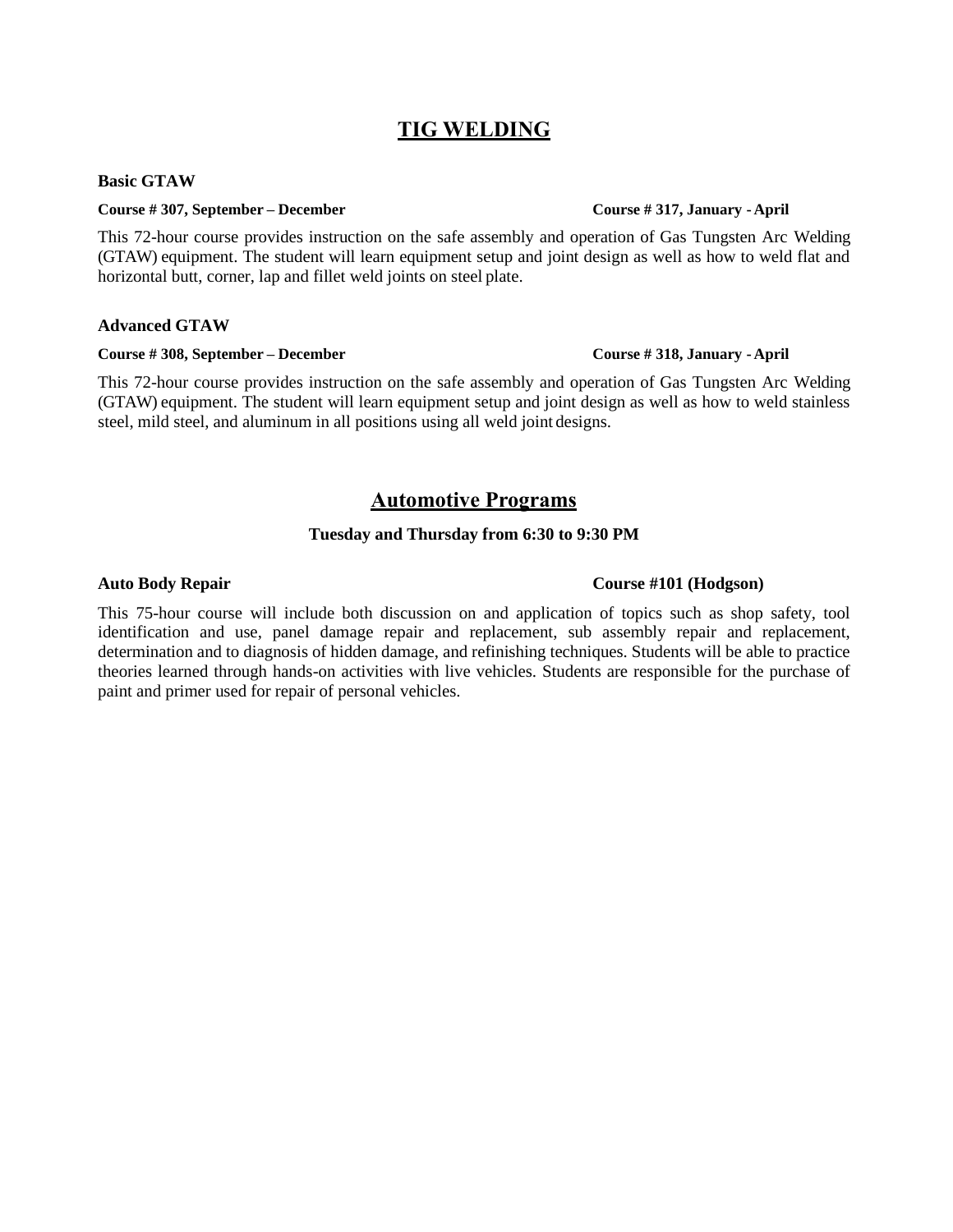## TIG WELDING

**Basic GTAW**

**Course # 307, September – December** **Course # 317, January - April**

This 72-hour course provides instruction on the safe assembly and operation of Gas Tungsten Arc Welding (GTAW) equipment. The student will learn equipment setup and joint design as well as how to weld flat and horizontal butt, corner, lap and fillet weld joints on steel plate.

**Advanced GTAW**

**Course # 308, September – December** **Course # 318, January - April**

This 72-hour course provides instruction on the safe assembly and operation of Gas Tungsten Arc Welding (GTAW) equipment. The student will learn equipment setup and joint design as well as how to weld stainless steel, mild steel, and aluminum in all positions using all weld joint designs.

## Automotive Programs

**Tuesday and Thursday from 6:30 to 9:30 PM**

**Auto Body Repair** **Course #101 (Hodgson)**

This 75-hour course will include both discussion on and application of topics such as shop safety, tool identification and use, panel damage repair and replacement, sub assembly repair and replacement, determination and to diagnosis of hidden damage, and refinishing techniques. Students will be able to practice theories learned through hands-on activities with live vehicles. Students are responsible for the purchase of paint and primer used for repair of personal vehicles.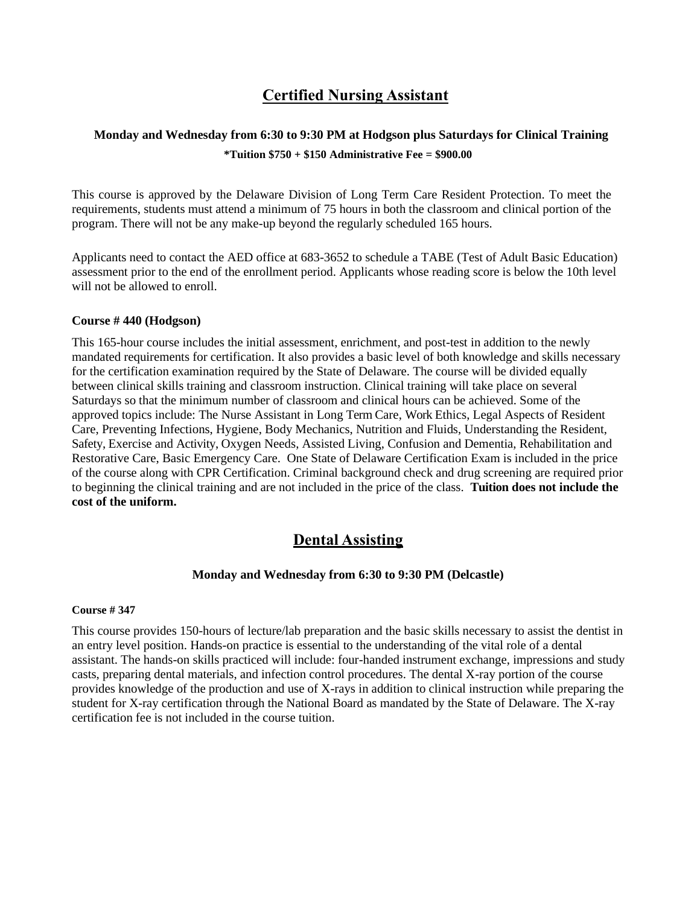## Certified Nursing Assistant

**Monday and Wednesday from 6:30 to 9:30 PM at Hodgson plus Saturdays for Clinical Training**

**\*Tuition $750 + $150 Administrative Fee = $900.00**

This course is approved by the Delaware Division of Long Term Care Resident Protection. To meet the requirements, students must attend a minimum of 75 hours in both the classroom and clinical portion of the program. There will not be any make-up beyond the regularly scheduled 165 hours.

Applicants need to contact the AED office at 683-3652 to schedule a TABE (Test of Adult Basic Education) assessment prior to the end of the enrollment period. Applicants whose reading score is below the 10th level will not be allowed to enroll.

**Course # 440 (Hodgson)**

This 165-hour course includes the initial assessment, enrichment, and post-test in addition to the newly mandated requirements for certification. It also provides a basic level of both knowledge and skills necessary for the certification examination required by the State of Delaware. The course will be divided equally between clinical skills training and classroom instruction. Clinical training will take place on several Saturdays so that the minimum number of classroom and clinical hours can be achieved. Some of the approved topics include: The Nurse Assistant in Long Term Care, Work Ethics, Legal Aspects of Resident Care, Preventing Infections, Hygiene, Body Mechanics, Nutrition and Fluids, Understanding the Resident, Safety, Exercise and Activity, Oxygen Needs, Assisted Living, Confusion and Dementia, Rehabilitation and Restorative Care, Basic Emergency Care. One State of Delaware Certification Exam is included in the price of the course along with CPR Certification. Criminal background check and drug screening are required prior to beginning the clinical training and are not included in the price of the class. **Tuition does not include the cost of the uniform.**

## Dental Assisting

**Monday and Wednesday from 6:30 to 9:30 PM (Delcastle)**

**Course # 347**

This course provides 150-hours of lecture/lab preparation and the basic skills necessary to assist the dentist in an entry level position. Hands-on practice is essential to the understanding of the vital role of a dental assistant. The hands-on skills practiced will include: four-handed instrument exchange, impressions and study casts, preparing dental materials, and infection control procedures. The dental X-ray portion of the course provides knowledge of the production and use of X-rays in addition to clinical instruction while preparing the student for X-ray certification through the National Board as mandated by the State of Delaware. The X-ray certification fee is not included in the course tuition.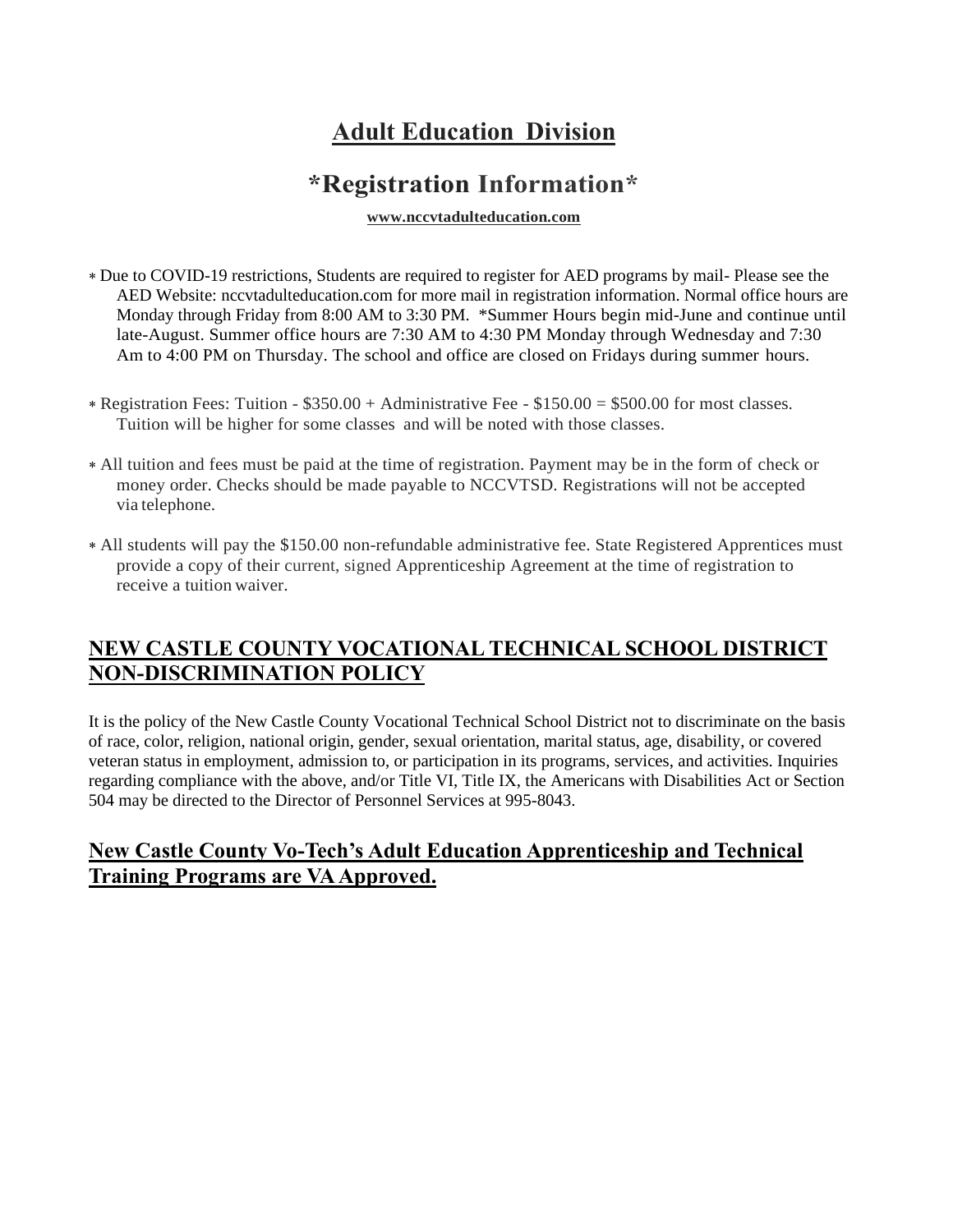# Adult Education Division

## *Registration Information*

**www.nccvtadulteducation.com**

- Due to COVID-19 restrictions, Students are required to register for AED programs by mail- Please see the AED Website: nccvtadulteducation.com for more mail in registration information. Normal office hours are Monday through Friday from 8:00 AM to 3:30 PM. *Summer Hours begin mid-June and continue until late-August. Summer office hours are 7:30 AM to 4:30 PM Monday through Wednesday and 7:30 Am to 4:00 PM on Thursday. The school and office are closed on Fridays during summer hours.

- Registration Fees: Tuition - $350.00 + Administrative Fee - $150.00 = $500.00 for most classes. Tuition will be higher for some classes and will be noted with those classes.

- All tuition and fees must be paid at the time of registration. Payment may be in the form of check or money order. Checks should be made payable to NCCVTSD. Registrations will not be accepted via telephone.

- All students will pay the $150.00 non-refundable administrative fee. State Registered Apprentices must provide a copy of their current, signed Apprenticeship Agreement at the time of registration to receive a tuition waiver.

## NEW CASTLE COUNTY VOCATIONAL TECHNICAL SCHOOL DISTRICT NON-DISCRIMINATION POLICY

It is the policy of the New Castle County Vocational Technical School District not to discriminate on the basis of race, color, religion, national origin, gender, sexual orientation, marital status, age, disability, or covered veteran status in employment, admission to, or participation in its programs, services, and activities. Inquiries regarding compliance with the above, and/or Title VI, Title IX, the Americans with Disabilities Act or Section 504 may be directed to the Director of Personnel Services at 995-8043.

## New Castle County Vo-Tech's Adult Education Apprenticeship and Technical Training Programs are VA Approved.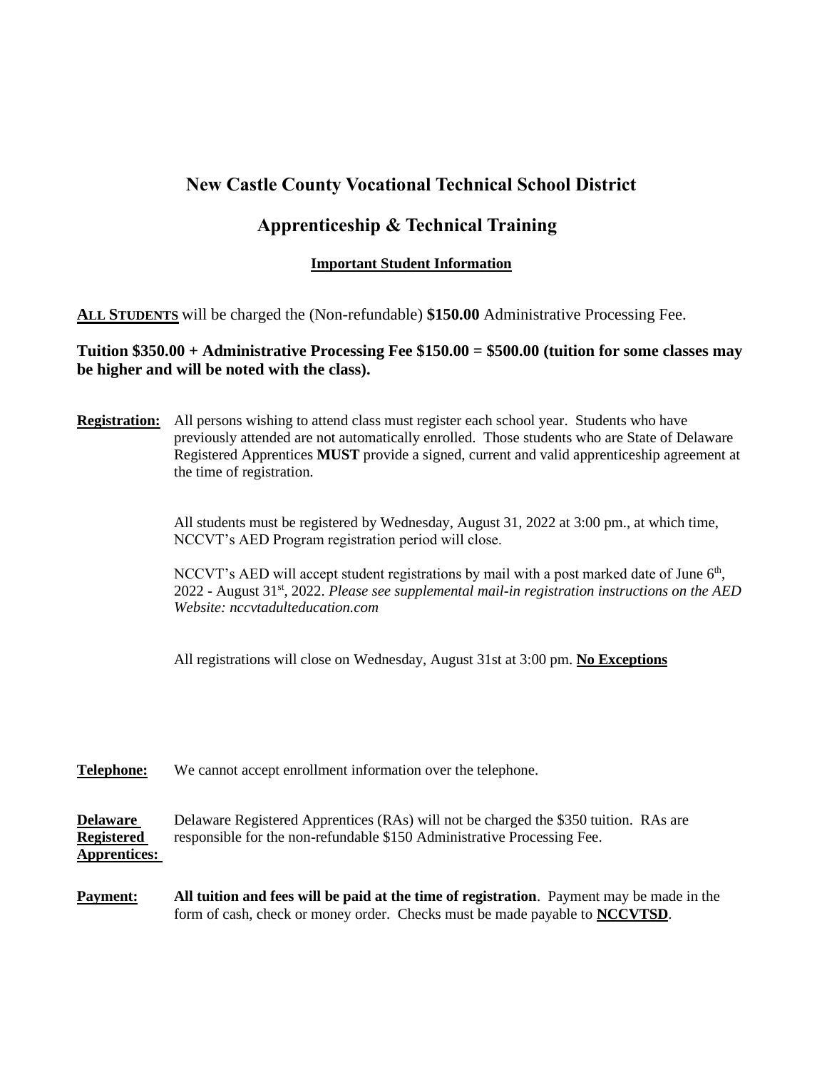# New Castle County Vocational Technical School District

## Apprenticeship & Technical Training

**Important Student Information**

**ALL STUDENTS** will be charged the (Non-refundable) **$150.00** Administrative Processing Fee.

**Tuition $350.00 + Administrative Processing Fee $150.00 = $500.00 (tuition for some classes may be higher and will be noted with the class).**

**Registration:** All persons wishing to attend class must register each school year. Students who have previously attended are not automatically enrolled. Those students who are State of Delaware Registered Apprentices **MUST** provide a signed, current and valid apprenticeship agreement at the time of registration.

All students must be registered by Wednesday, August 31, 2022 at 3:00 pm., at which time, NCCVT's AED Program registration period will close.

NCCVT's AED will accept student registrations by mail with a post marked date of June 6th, 2022 - August 31st, 2022. *Please see supplemental mail-in registration instructions on the AED Website: nccvtadulteducation.com*

All registrations will close on Wednesday, August 31st at 3:00 pm. **No Exceptions**

**Telephone:** We cannot accept enrollment information over the telephone.

**Delaware Registered Apprentices:** Delaware Registered Apprentices (RAs) will not be charged the $350 tuition. RAs are responsible for the non-refundable $150 Administrative Processing Fee.

**Payment:** **All tuition and fees will be paid at the time of registration**. Payment may be made in the form of cash, check or money order. Checks must be made payable to **NCCVTSD**.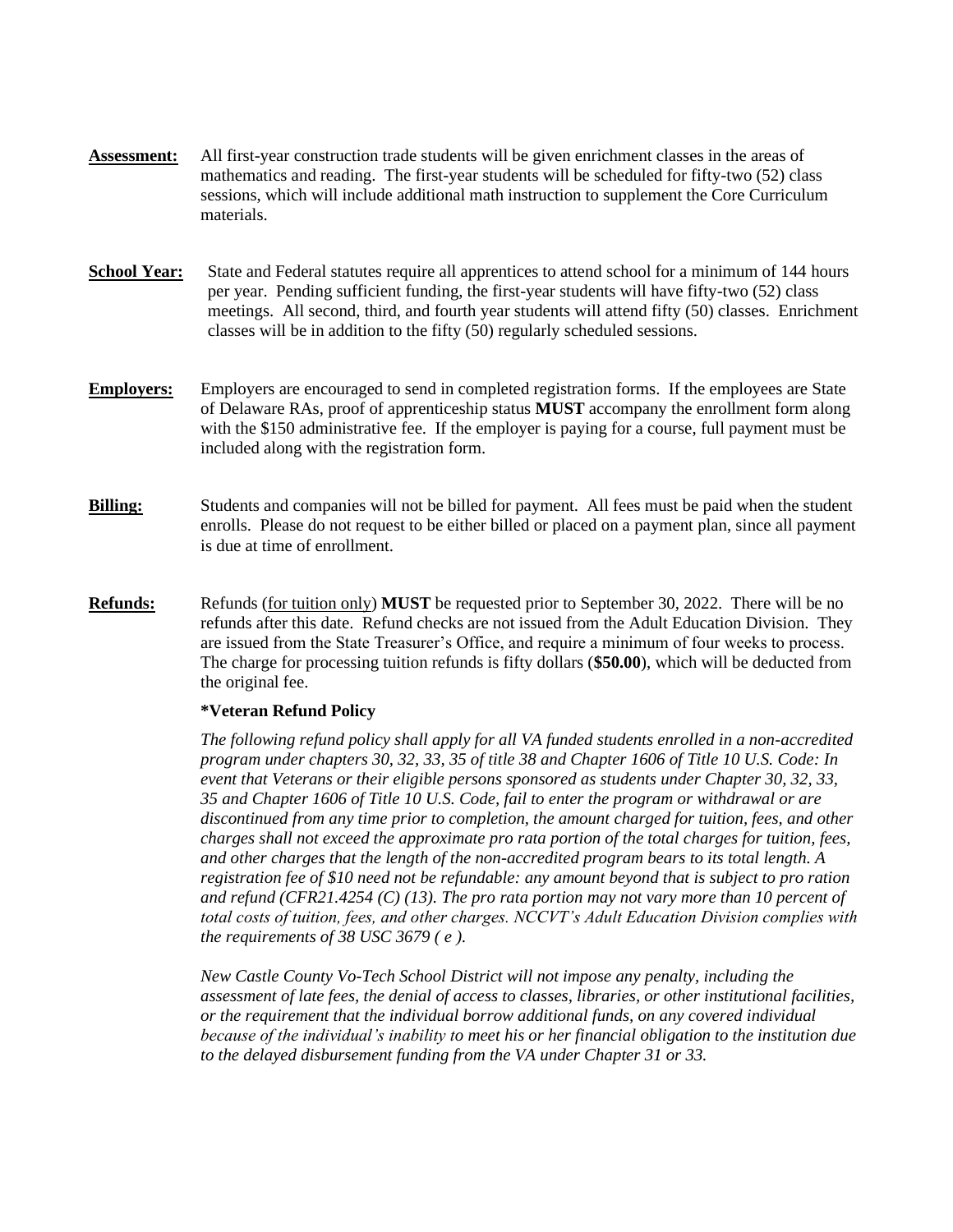**Assessment:** All first-year construction trade students will be given enrichment classes in the areas of mathematics and reading. The first-year students will be scheduled for fifty-two (52) class sessions, which will include additional math instruction to supplement the Core Curriculum materials.

**School Year:** State and Federal statutes require all apprentices to attend school for a minimum of 144 hours per year. Pending sufficient funding, the first-year students will have fifty-two (52) class meetings. All second, third, and fourth year students will attend fifty (50) classes. Enrichment classes will be in addition to the fifty (50) regularly scheduled sessions.

**Employers:** Employers are encouraged to send in completed registration forms. If the employees are State of Delaware RAs, proof of apprenticeship status **MUST** accompany the enrollment form along with the $150 administrative fee. If the employer is paying for a course, full payment must be included along with the registration form.

**Billing:** Students and companies will not be billed for payment. All fees must be paid when the student enrolls. Please do not request to be either billed or placed on a payment plan, since all payment is due at time of enrollment.

**Refunds:** Refunds (for tuition only) **MUST** be requested prior to September 30, 2022. There will be no refunds after this date. Refund checks are not issued from the Adult Education Division. They are issued from the State Treasurer's Office, and require a minimum of four weeks to process. The charge for processing tuition refunds is fifty dollars (**$50.00**), which will be deducted from the original fee.

**\*Veteran Refund Policy**

*The following refund policy shall apply for all VA funded students enrolled in a non-accredited program under chapters 30, 32, 33, 35 of title 38 and Chapter 1606 of Title 10 U.S. Code: In event that Veterans or their eligible persons sponsored as students under Chapter 30, 32, 33, 35 and Chapter 1606 of Title 10 U.S. Code, fail to enter the program or withdrawal or are discontinued from any time prior to completion, the amount charged for tuition, fees, and other charges shall not exceed the approximate pro rata portion of the total charges for tuition, fees, and other charges that the length of the non-accredited program bears to its total length. A registration fee of $10 need not be refundable: any amount beyond that is subject to pro ration and refund (CFR21.4254 (C) (13). The pro rata portion may not vary more than 10 percent of total costs of tuition, fees, and other charges. NCCVT's Adult Education Division complies with the requirements of 38 USC 3679 ( e ).*

*New Castle County Vo-Tech School District will not impose any penalty, including the assessment of late fees, the denial of access to classes, libraries, or other institutional facilities, or the requirement that the individual borrow additional funds, on any covered individual because of the individual's inability to meet his or her financial obligation to the institution due to the delayed disbursement funding from the VA under Chapter 31 or 33.*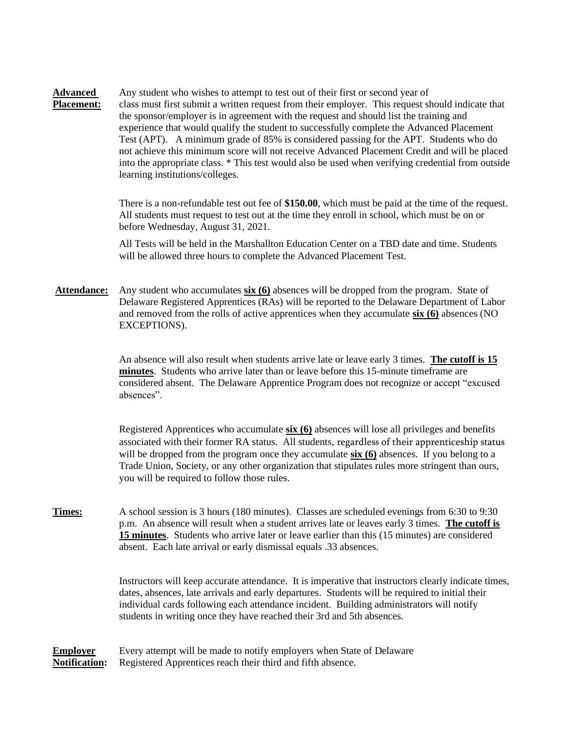**Advanced Placement:** Any student who wishes to attempt to test out of their first or second year of class must first submit a written request from their employer. This request should indicate that the sponsor/employer is in agreement with the request and should list the training and experience that would qualify the student to successfully complete the Advanced Placement Test (APT). A minimum grade of 85% is considered passing for the APT. Students who do not achieve this minimum score will not receive Advanced Placement Credit and will be placed into the appropriate class. * This test would also be used when verifying credential from outside learning institutions/colleges.

There is a non-refundable test out fee of **$150.00**, which must be paid at the time of the request. All students must request to test out at the time they enroll in school, which must be on or before Wednesday, August 31, 2021.

All Tests will be held in the Marshallton Education Center on a TBD date and time. Students will be allowed three hours to complete the Advanced Placement Test.

**Attendance:** Any student who accumulates **six (6)** absences will be dropped from the program. State of Delaware Registered Apprentices (RAs) will be reported to the Delaware Department of Labor and removed from the rolls of active apprentices when they accumulate **six (6)** absences (NO EXCEPTIONS).

An absence will also result when students arrive late or leave early 3 times. **The cutoff is 15 minutes**. Students who arrive later than or leave before this 15-minute timeframe are considered absent. The Delaware Apprentice Program does not recognize or accept "excused absences".

Registered Apprentices who accumulate **six (6)** absences will lose all privileges and benefits associated with their former RA status. All students, regardless of their apprenticeship status will be dropped from the program once they accumulate **six (6)** absences. If you belong to a Trade Union, Society, or any other organization that stipulates rules more stringent than ours, you will be required to follow those rules.

**Times:** A school session is 3 hours (180 minutes). Classes are scheduled evenings from 6:30 to 9:30 p.m. An absence will result when a student arrives late or leaves early 3 times. **The cutoff is 15 minutes**. Students who arrive later or leave earlier than this (15 minutes) are considered absent. Each late arrival or early dismissal equals .33 absences.

Instructors will keep accurate attendance. It is imperative that instructors clearly indicate times, dates, absences, late arrivals and early departures. Students will be required to initial their individual cards following each attendance incident. Building administrators will notify students in writing once they have reached their 3rd and 5th absences.

**Employer Notification:** Every attempt will be made to notify employers when State of Delaware Registered Apprentices reach their third and fifth absence.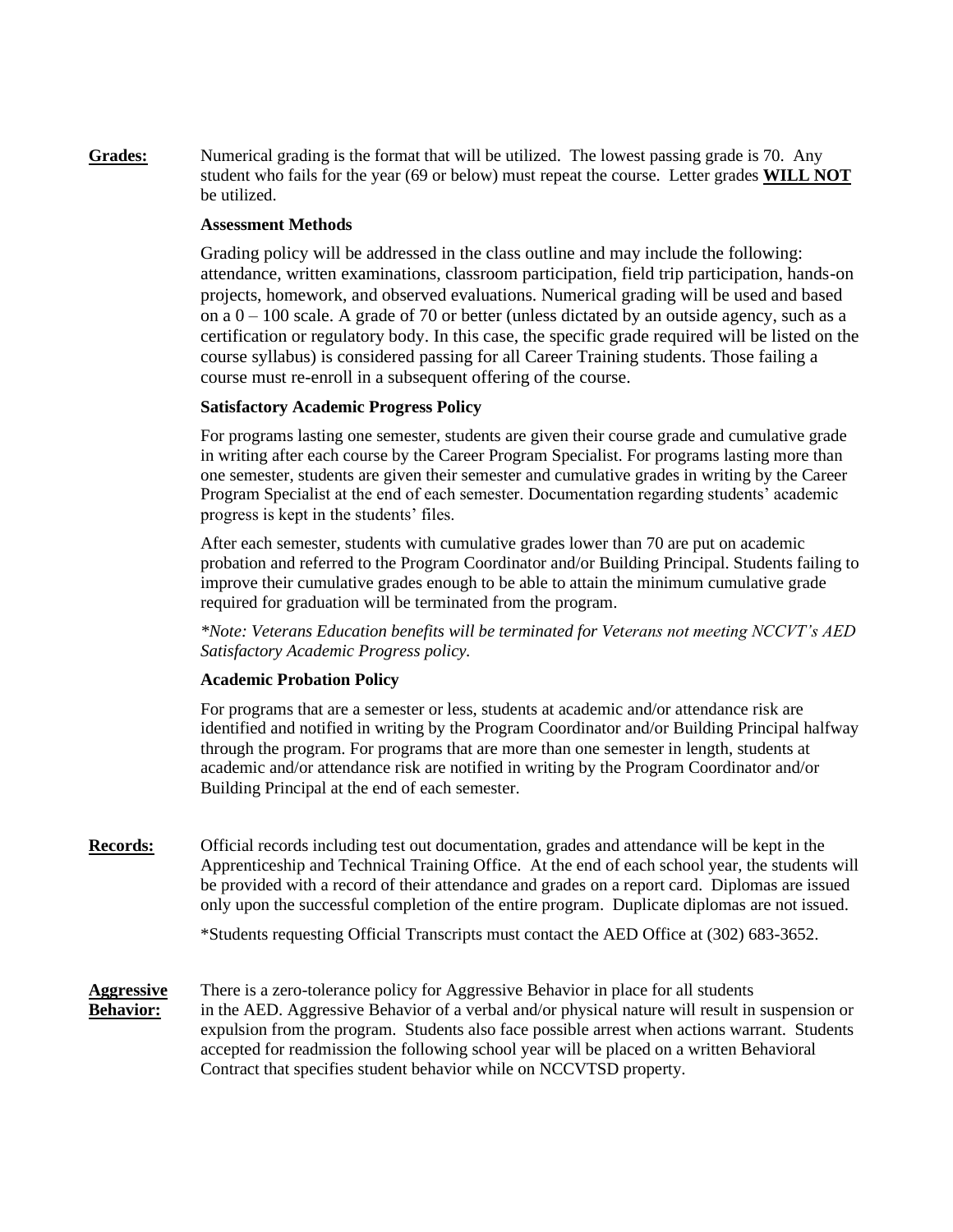**<u>Grades:</u>** Numerical grading is the format that will be utilized. The lowest passing grade is 70. Any student who fails for the year (69 or below) must repeat the course. Letter grades **<u>WILL NOT</u>** be utilized.

**Assessment Methods**

Grading policy will be addressed in the class outline and may include the following: attendance, written examinations, classroom participation, field trip participation, hands-on projects, homework, and observed evaluations. Numerical grading will be used and based on a 0 – 100 scale. A grade of 70 or better (unless dictated by an outside agency, such as a certification or regulatory body. In this case, the specific grade required will be listed on the course syllabus) is considered passing for all Career Training students. Those failing a course must re-enroll in a subsequent offering of the course.

**Satisfactory Academic Progress Policy**

For programs lasting one semester, students are given their course grade and cumulative grade in writing after each course by the Career Program Specialist. For programs lasting more than one semester, students are given their semester and cumulative grades in writing by the Career Program Specialist at the end of each semester. Documentation regarding students' academic progress is kept in the students' files.

After each semester, students with cumulative grades lower than 70 are put on academic probation and referred to the Program Coordinator and/or Building Principal. Students failing to improve their cumulative grades enough to be able to attain the minimum cumulative grade required for graduation will be terminated from the program.

*\*Note: Veterans Education benefits will be terminated for Veterans not meeting NCCVT's AED Satisfactory Academic Progress policy.*

**Academic Probation Policy**

For programs that are a semester or less, students at academic and/or attendance risk are identified and notified in writing by the Program Coordinator and/or Building Principal halfway through the program. For programs that are more than one semester in length, students at academic and/or attendance risk are notified in writing by the Program Coordinator and/or Building Principal at the end of each semester.

**<u>Records:</u>** Official records including test out documentation, grades and attendance will be kept in the Apprenticeship and Technical Training Office. At the end of each school year, the students will be provided with a record of their attendance and grades on a report card. Diplomas are issued only upon the successful completion of the entire program. Duplicate diplomas are not issued.

*Students requesting Official Transcripts must contact the AED Office at (302) 683-3652.

**<u>Aggressive Behavior:</u>** There is a zero-tolerance policy for Aggressive Behavior in place for all students in the AED. Aggressive Behavior of a verbal and/or physical nature will result in suspension or expulsion from the program. Students also face possible arrest when actions warrant. Students accepted for readmission the following school year will be placed on a written Behavioral Contract that specifies student behavior while on NCCVTSD property.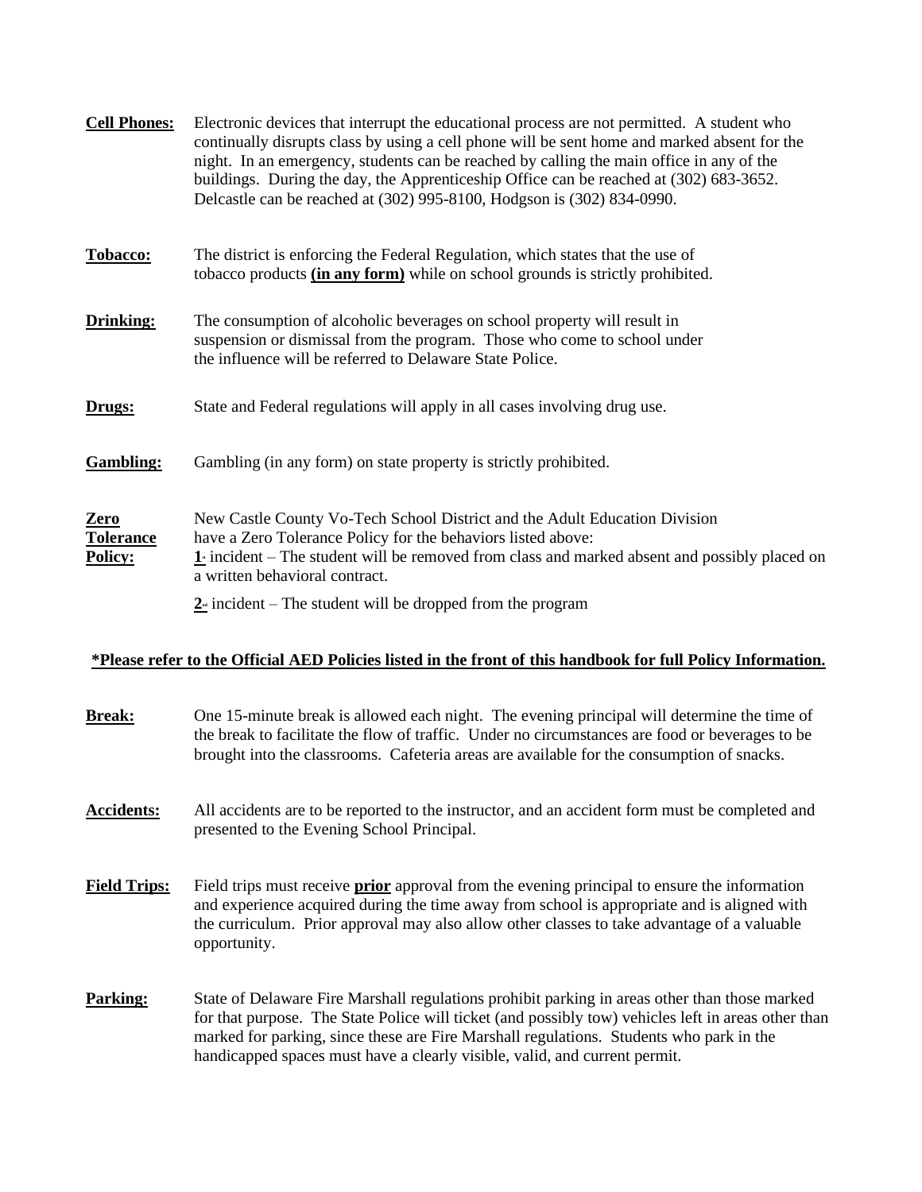**Cell Phones:** Electronic devices that interrupt the educational process are not permitted. A student who continually disrupts class by using a cell phone will be sent home and marked absent for the night. In an emergency, students can be reached by calling the main office in any of the buildings. During the day, the Apprenticeship Office can be reached at (302) 683-3652. Delcastle can be reached at (302) 995-8100, Hodgson is (302) 834-0990.

**Tobacco:** The district is enforcing the Federal Regulation, which states that the use of tobacco products **(in any form)** while on school grounds is strictly prohibited.

**Drinking:** The consumption of alcoholic beverages on school property will result in suspension or dismissal from the program. Those who come to school under the influence will be referred to Delaware State Police.

**Drugs:** State and Federal regulations will apply in all cases involving drug use.

**Gambling:** Gambling (in any form) on state property is strictly prohibited.

**Zero Tolerance Policy:** New Castle County Vo-Tech School District and the Adult Education Division have a Zero Tolerance Policy for the behaviors listed above:

**1**st incident – The student will be removed from class and marked absent and possibly placed on a written behavioral contract.

**2**nd incident – The student will be dropped from the program

**\*Please refer to the Official AED Policies listed in the front of this handbook for full Policy Information.**

**Break:** One 15-minute break is allowed each night. The evening principal will determine the time of the break to facilitate the flow of traffic. Under no circumstances are food or beverages to be brought into the classrooms. Cafeteria areas are available for the consumption of snacks.

**Accidents:** All accidents are to be reported to the instructor, and an accident form must be completed and presented to the Evening School Principal.

**Field Trips:** Field trips must receive **prior** approval from the evening principal to ensure the information and experience acquired during the time away from school is appropriate and is aligned with the curriculum. Prior approval may also allow other classes to take advantage of a valuable opportunity.

**Parking:** State of Delaware Fire Marshall regulations prohibit parking in areas other than those marked for that purpose. The State Police will ticket (and possibly tow) vehicles left in areas other than marked for parking, since these are Fire Marshall regulations. Students who park in the handicapped spaces must have a clearly visible, valid, and current permit.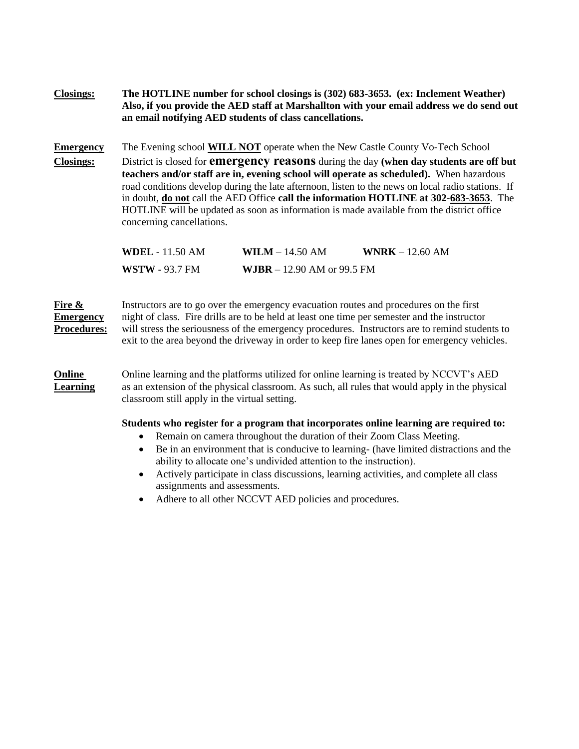**Closings:** **The HOTLINE number for school closings is (302) 683-3653. (ex: Inclement Weather) Also, if you provide the AED staff at Marshallton with your email address we do send out an email notifying AED students of class cancellations.**

**Emergency Closings:** The Evening school **WILL NOT** operate when the New Castle County Vo-Tech School District is closed for **emergency reasons** during the day **(when day students are off but teachers and/or staff are in, evening school will operate as scheduled).** When hazardous road conditions develop during the late afternoon, listen to the news on local radio stations. If in doubt, **do not** call the AED Office **call the information HOTLINE at 302-683-3653**. The HOTLINE will be updated as soon as information is made available from the district office concerning cancellations.

**WDEL** - 11.50 AM **WILM** – 14.50 AM **WNRK** – 12.60 AM
**WSTW** - 93.7 FM **WJBR** – 12.90 AM or 99.5 FM

**Fire & Emergency Procedures:** Instructors are to go over the emergency evacuation routes and procedures on the first night of class. Fire drills are to be held at least one time per semester and the instructor will stress the seriousness of the emergency procedures. Instructors are to remind students to exit to the area beyond the driveway in order to keep fire lanes open for emergency vehicles.

**Online Learning** Online learning and the platforms utilized for online learning is treated by NCCVT's AED as an extension of the physical classroom. As such, all rules that would apply in the physical classroom still apply in the virtual setting.

**Students who register for a program that incorporates online learning are required to:**

- Remain on camera throughout the duration of their Zoom Class Meeting.
- Be in an environment that is conducive to learning- (have limited distractions and the ability to allocate one's undivided attention to the instruction).
- Actively participate in class discussions, learning activities, and complete all class assignments and assessments.
- Adhere to all other NCCVT AED policies and procedures.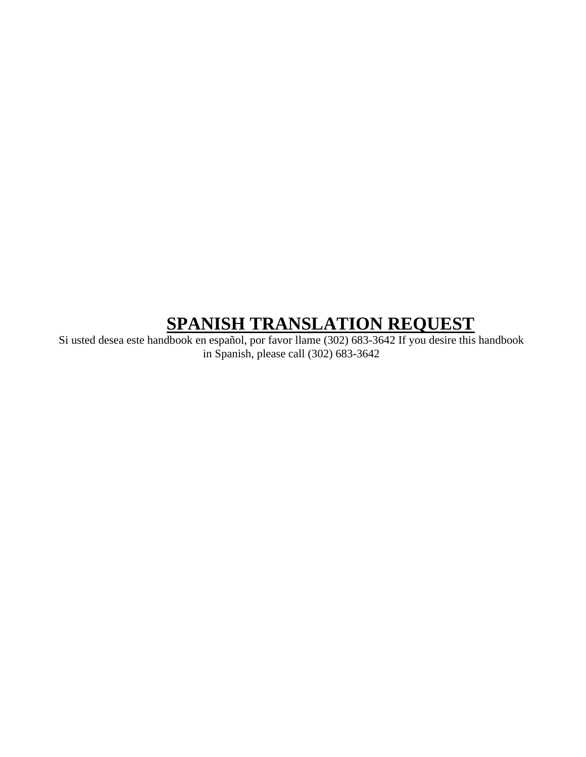# SPANISH TRANSLATION REQUEST

Si usted desea este handbook en español, por favor llame (302) 683-3642 If you desire this handbook in Spanish, please call (302) 683-3642